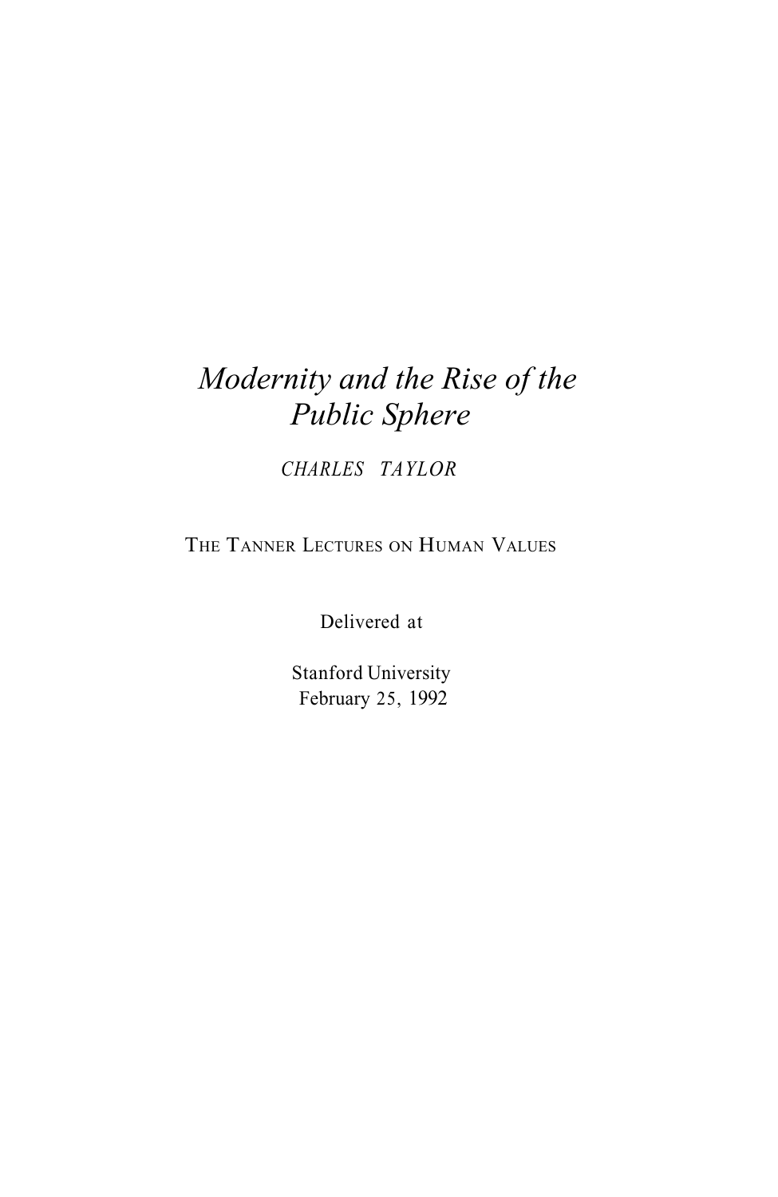# *Modernity and the Rise of the Public Sphere*

*CHARLES TAYLOR*

THE TANNER LECTURES ON HUMAN VALUES

Delivered at

Stanford University
February 25, 1992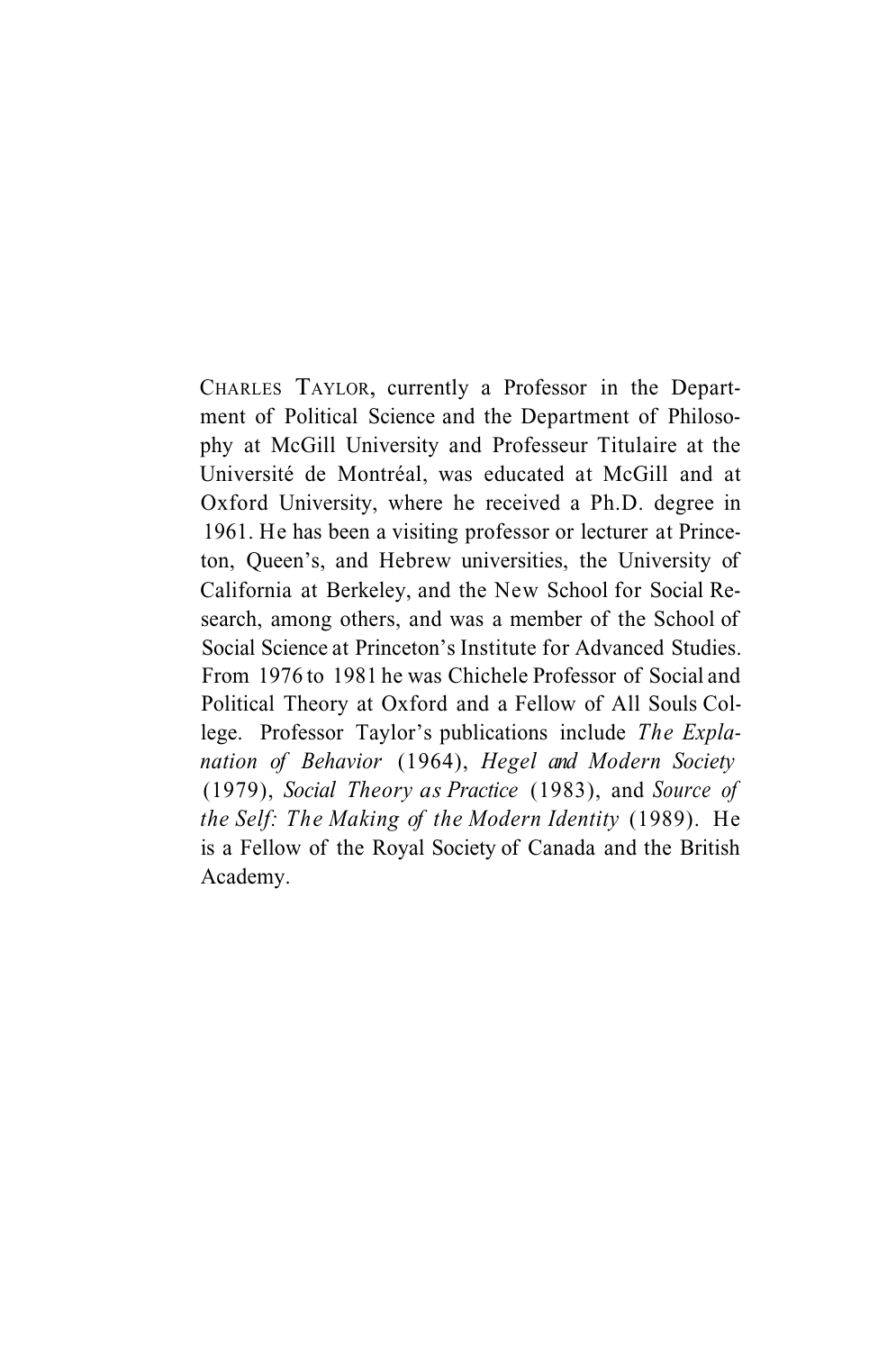CHARLES TAYLOR, currently a Professor in the Department of Political Science and the Department of Philosophy at McGill University and Professeur Titulaire at the Université de Montréal, was educated at McGill and at Oxford University, where he received a Ph.D. degree in 1961. He has been a visiting professor or lecturer at Princeton, Queen's, and Hebrew universities, the University of California at Berkeley, and the New School for Social Research, among others, and was a member of the School of Social Science at Princeton's Institute for Advanced Studies. From 1976 to 1981 he was Chichele Professor of Social and Political Theory at Oxford and a Fellow of All Souls College. Professor Taylor's publications include *The Explanation of Behavior* (1964), *Hegel and Modern Society* (1979), *Social Theory as Practice* (1983), and *Source of the Self: The Making of the Modern Identity* (1989). He is a Fellow of the Royal Society of Canada and the British Academy.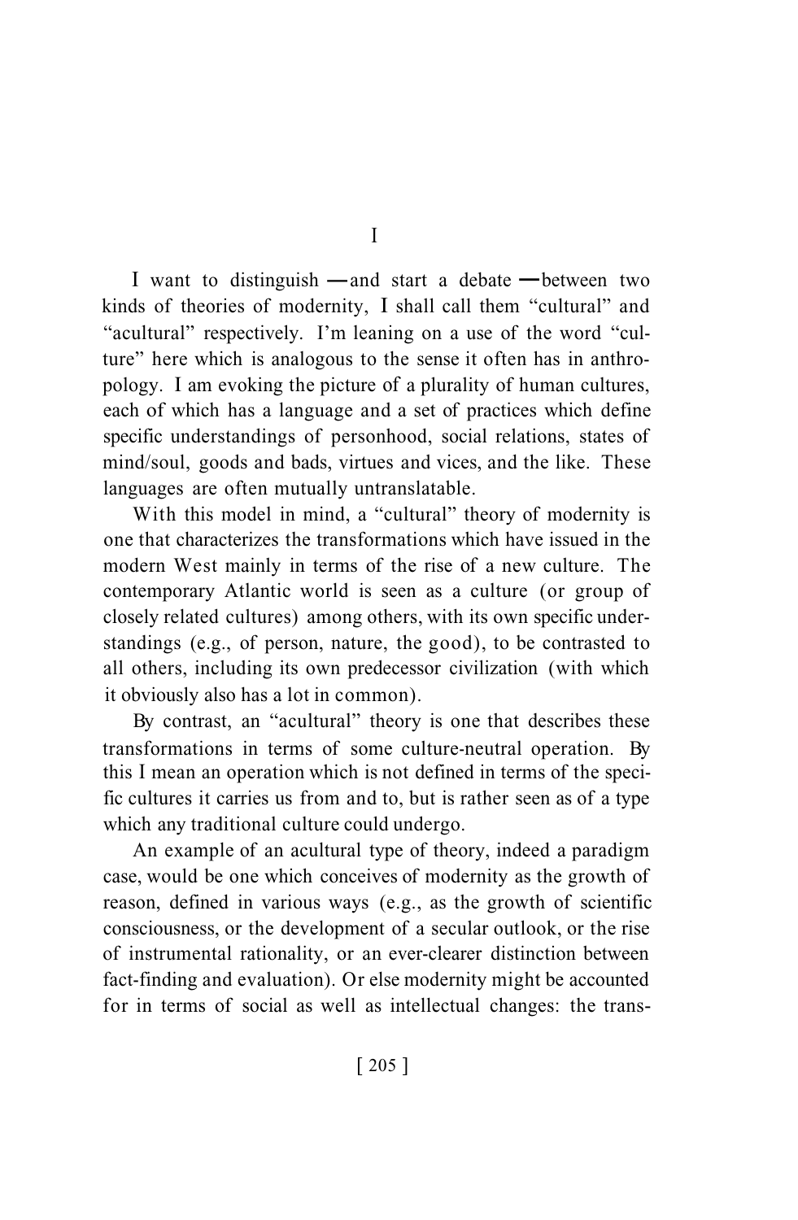# I

I want to distinguish —and start a debate —between two kinds of theories of modernity, I shall call them "cultural" and "acultural" respectively. I'm leaning on a use of the word "culture" here which is analogous to the sense it often has in anthropology. I am evoking the picture of a plurality of human cultures, each of which has a language and a set of practices which define specific understandings of personhood, social relations, states of mind/soul, goods and bads, virtues and vices, and the like. These languages are often mutually untranslatable.

With this model in mind, a "cultural" theory of modernity is one that characterizes the transformations which have issued in the modern West mainly in terms of the rise of a new culture. The contemporary Atlantic world is seen as a culture (or group of closely related cultures) among others, with its own specific understandings (e.g., of person, nature, the good), to be contrasted to all others, including its own predecessor civilization (with which it obviously also has a lot in common).

By contrast, an "acultural" theory is one that describes these transformations in terms of some culture-neutral operation. By this I mean an operation which is not defined in terms of the specific cultures it carries us from and to, but is rather seen as of a type which any traditional culture could undergo.

An example of an acultural type of theory, indeed a paradigm case, would be one which conceives of modernity as the growth of reason, defined in various ways (e.g., as the growth of scientific consciousness, or the development of a secular outlook, or the rise of instrumental rationality, or an ever-clearer distinction between fact-finding and evaluation). Or else modernity might be accounted for in terms of social as well as intellectual changes: the trans-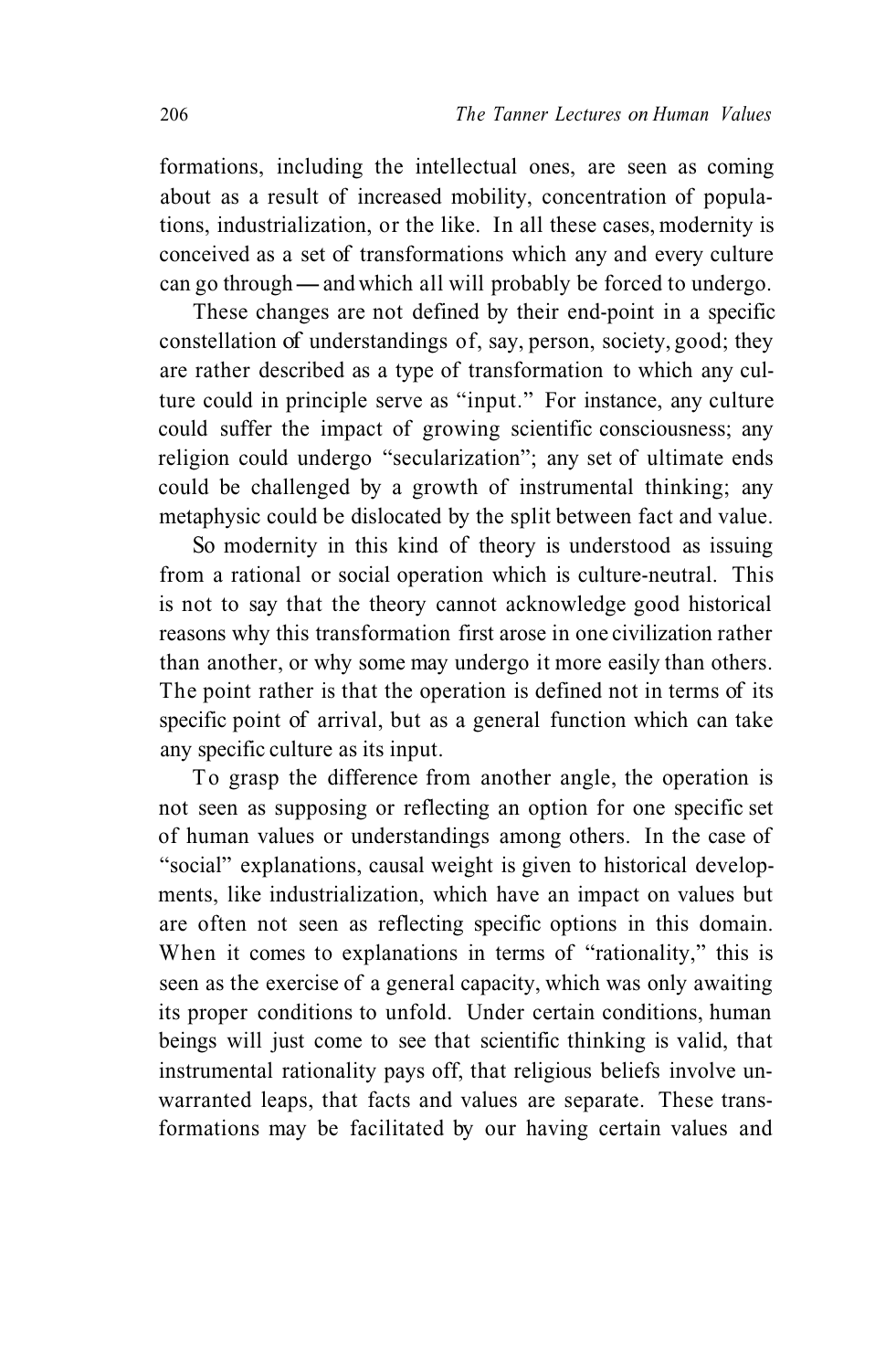formations, including the intellectual ones, are seen as coming about as a result of increased mobility, concentration of populations, industrialization, or the like. In all these cases, modernity is conceived as a set of transformations which any and every culture can go through — and which all will probably be forced to undergo.

These changes are not defined by their end-point in a specific constellation of understandings of, say, person, society, good; they are rather described as a type of transformation to which any culture could in principle serve as "input." For instance, any culture could suffer the impact of growing scientific consciousness; any religion could undergo "secularization"; any set of ultimate ends could be challenged by a growth of instrumental thinking; any metaphysic could be dislocated by the split between fact and value.

So modernity in this kind of theory is understood as issuing from a rational or social operation which is culture-neutral. This is not to say that the theory cannot acknowledge good historical reasons why this transformation first arose in one civilization rather than another, or why some may undergo it more easily than others. The point rather is that the operation is defined not in terms of its specific point of arrival, but as a general function which can take any specific culture as its input.

To grasp the difference from another angle, the operation is not seen as supposing or reflecting an option for one specific set of human values or understandings among others. In the case of "social" explanations, causal weight is given to historical developments, like industrialization, which have an impact on values but are often not seen as reflecting specific options in this domain. When it comes to explanations in terms of "rationality," this is seen as the exercise of a general capacity, which was only awaiting its proper conditions to unfold. Under certain conditions, human beings will just come to see that scientific thinking is valid, that instrumental rationality pays off, that religious beliefs involve unwarranted leaps, that facts and values are separate. These transformations may be facilitated by our having certain values and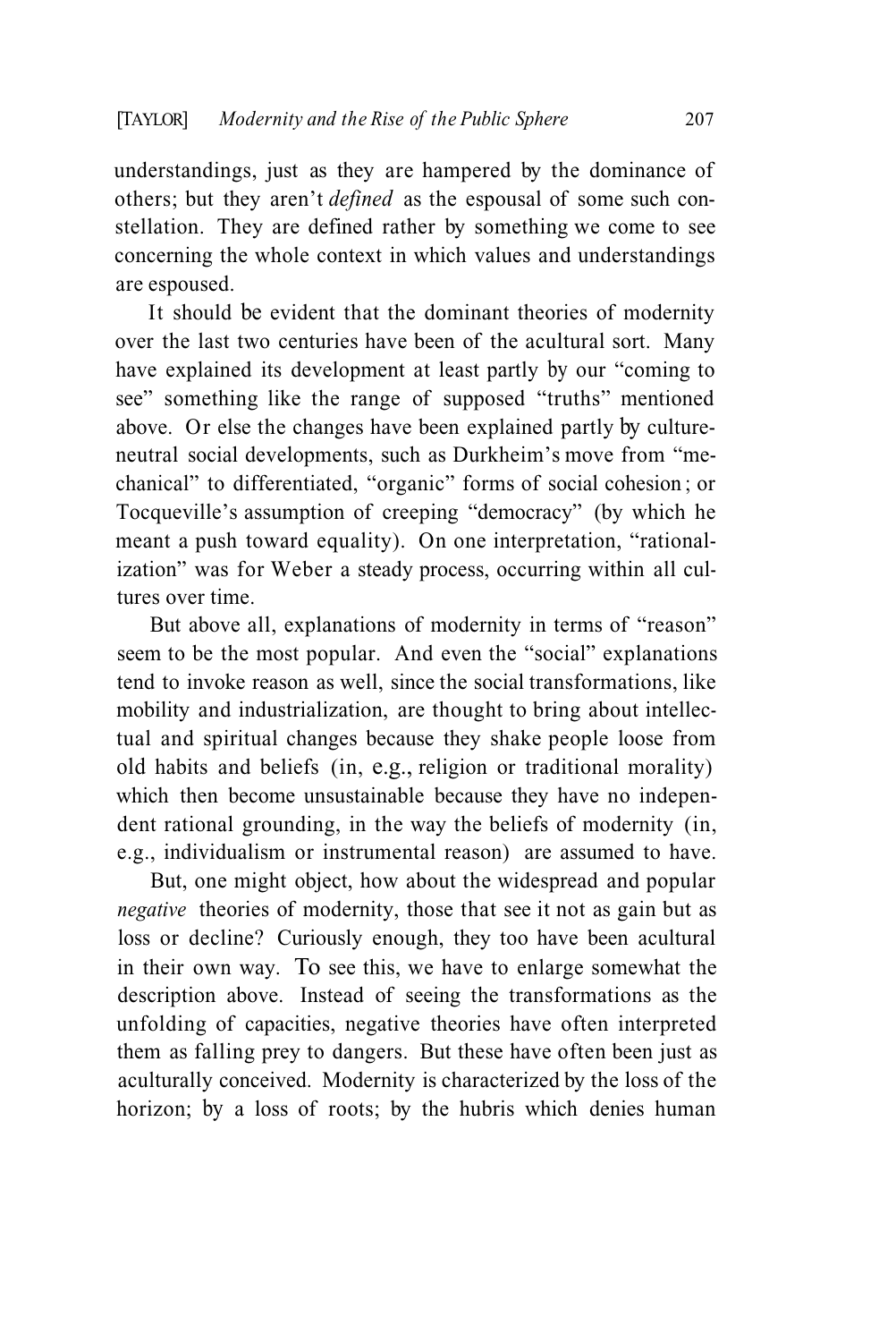understandings, just as they are hampered by the dominance of others; but they aren't *defined* as the espousal of some such constellation. They are defined rather by something we come to see concerning the whole context in which values and understandings are espoused.

It should be evident that the dominant theories of modernity over the last two centuries have been of the acultural sort. Many have explained its development at least partly by our "coming to see" something like the range of supposed "truths" mentioned above. Or else the changes have been explained partly by culture-neutral social developments, such as Durkheim's move from "mechanical" to differentiated, "organic" forms of social cohesion; or Tocqueville's assumption of creeping "democracy" (by which he meant a push toward equality). On one interpretation, "rationalization" was for Weber a steady process, occurring within all cultures over time.

But above all, explanations of modernity in terms of "reason" seem to be the most popular. And even the "social" explanations tend to invoke reason as well, since the social transformations, like mobility and industrialization, are thought to bring about intellectual and spiritual changes because they shake people loose from old habits and beliefs (in, e.g., religion or traditional morality) which then become unsustainable because they have no independent rational grounding, in the way the beliefs of modernity (in, e.g., individualism or instrumental reason) are assumed to have.

But, one might object, how about the widespread and popular *negative* theories of modernity, those that see it not as gain but as loss or decline? Curiously enough, they too have been acultural in their own way. To see this, we have to enlarge somewhat the description above. Instead of seeing the transformations as the unfolding of capacities, negative theories have often interpreted them as falling prey to dangers. But these have often been just as aculturally conceived. Modernity is characterized by the loss of the horizon; by a loss of roots; by the hubris which denies human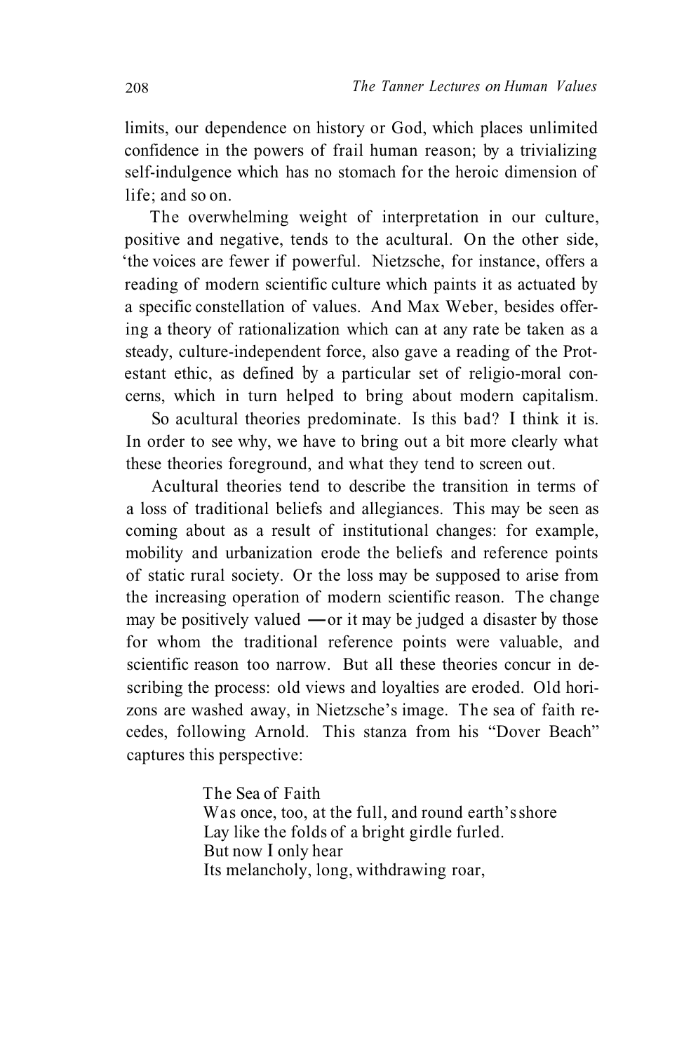limits, our dependence on history or God, which places unlimited confidence in the powers of frail human reason; by a trivializing self-indulgence which has no stomach for the heroic dimension of life; and so on.

The overwhelming weight of interpretation in our culture, positive and negative, tends to the acultural. On the other side, the voices are fewer if powerful. Nietzsche, for instance, offers a reading of modern scientific culture which paints it as actuated by a specific constellation of values. And Max Weber, besides offering a theory of rationalization which can at any rate be taken as a steady, culture-independent force, also gave a reading of the Protestant ethic, as defined by a particular set of religio-moral concerns, which in turn helped to bring about modern capitalism.

So acultural theories predominate. Is this bad? I think it is. In order to see why, we have to bring out a bit more clearly what these theories foreground, and what they tend to screen out.

Acultural theories tend to describe the transition in terms of a loss of traditional beliefs and allegiances. This may be seen as coming about as a result of institutional changes: for example, mobility and urbanization erode the beliefs and reference points of static rural society. Or the loss may be supposed to arise from the increasing operation of modern scientific reason. The change may be positively valued —or it may be judged a disaster by those for whom the traditional reference points were valuable, and scientific reason too narrow. But all these theories concur in describing the process: old views and loyalties are eroded. Old horizons are washed away, in Nietzsche's image. The sea of faith recedes, following Arnold. This stanza from his "Dover Beach" captures this perspective:

> The Sea of Faith
> Was once, too, at the full, and round earth's shore
> Lay like the folds of a bright girdle furled.
> But now I only hear
> Its melancholy, long, withdrawing roar,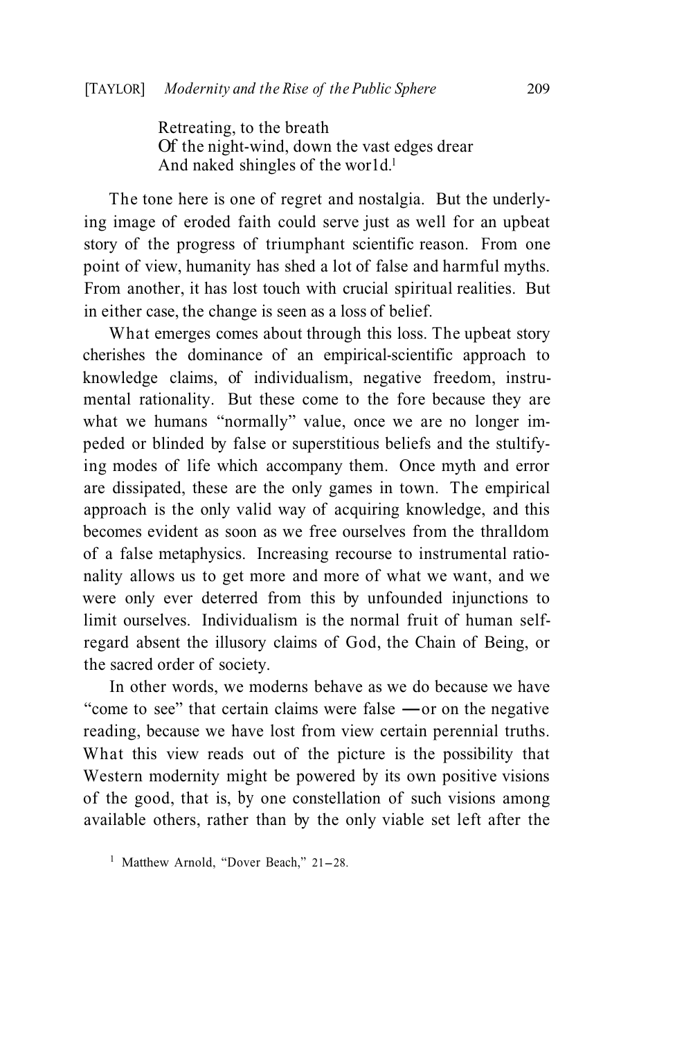Retreating, to the breath
Of the night-wind, down the vast edges drear
And naked shingles of the wor1d.[1]

The tone here is one of regret and nostalgia. But the underlying image of eroded faith could serve just as well for an upbeat story of the progress of triumphant scientific reason. From one point of view, humanity has shed a lot of false and harmful myths. From another, it has lost touch with crucial spiritual realities. But in either case, the change is seen as a loss of belief.

What emerges comes about through this loss. The upbeat story cherishes the dominance of an empirical-scientific approach to knowledge claims, of individualism, negative freedom, instrumental rationality. But these come to the fore because they are what we humans "normally" value, once we are no longer impeded or blinded by false or superstitious beliefs and the stultifying modes of life which accompany them. Once myth and error are dissipated, these are the only games in town. The empirical approach is the only valid way of acquiring knowledge, and this becomes evident as soon as we free ourselves from the thralldom of a false metaphysics. Increasing recourse to instrumental rationality allows us to get more and more of what we want, and we were only ever deterred from this by unfounded injunctions to limit ourselves. Individualism is the normal fruit of human self-regard absent the illusory claims of God, the Chain of Being, or the sacred order of society.

In other words, we moderns behave as we do because we have "come to see" that certain claims were false —or on the negative reading, because we have lost from view certain perennial truths. What this view reads out of the picture is the possibility that Western modernity might be powered by its own positive visions of the good, that is, by one constellation of such visions among available others, rather than by the only viable set left after the

[1] Matthew Arnold, "Dover Beach," 21–28.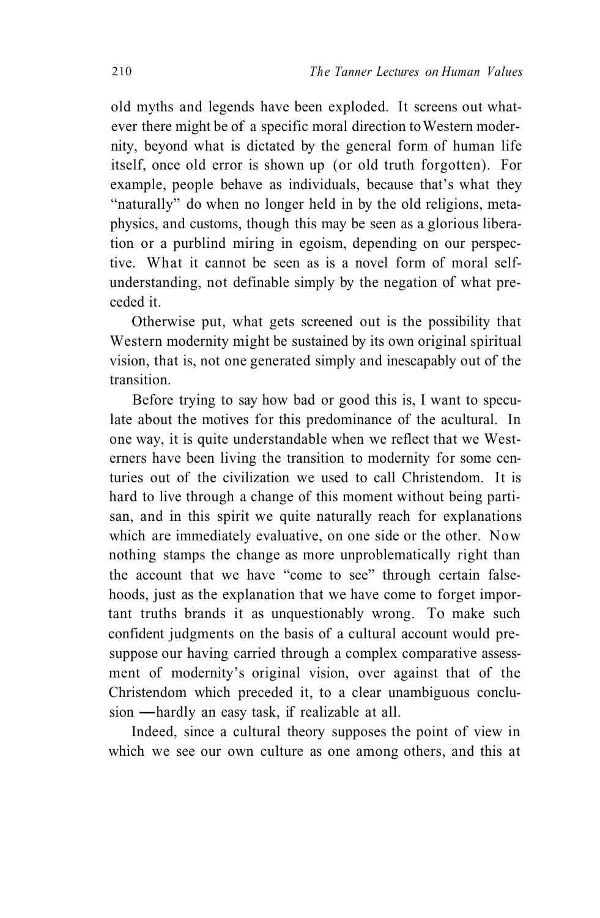old myths and legends have been exploded. It screens out whatever there might be of a specific moral direction to Western modernity, beyond what is dictated by the general form of human life itself, once old error is shown up (or old truth forgotten). For example, people behave as individuals, because that's what they "naturally" do when no longer held in by the old religions, metaphysics, and customs, though this may be seen as a glorious liberation or a purblind miring in egoism, depending on our perspective. What it cannot be seen as is a novel form of moral self-understanding, not definable simply by the negation of what preceded it.

Otherwise put, what gets screened out is the possibility that Western modernity might be sustained by its own original spiritual vision, that is, not one generated simply and inescapably out of the transition.

Before trying to say how bad or good this is, I want to speculate about the motives for this predominance of the acultural. In one way, it is quite understandable when we reflect that we Westerners have been living the transition to modernity for some centuries out of the civilization we used to call Christendom. It is hard to live through a change of this moment without being partisan, and in this spirit we quite naturally reach for explanations which are immediately evaluative, on one side or the other. Now nothing stamps the change as more unproblematically right than the account that we have "come to see" through certain falsehoods, just as the explanation that we have come to forget important truths brands it as unquestionably wrong. To make such confident judgments on the basis of a cultural account would presuppose our having carried through a complex comparative assessment of modernity's original vision, over against that of the Christendom which preceded it, to a clear unambiguous conclusion —hardly an easy task, if realizable at all.

Indeed, since a cultural theory supposes the point of view in which we see our own culture as one among others, and this at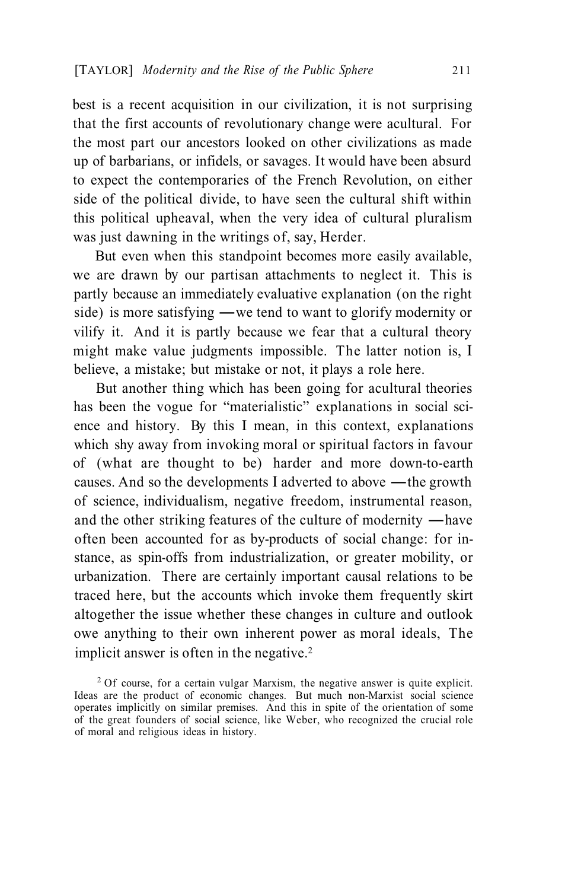best is a recent acquisition in our civilization, it is not surprising that the first accounts of revolutionary change were acultural. For the most part our ancestors looked on other civilizations as made up of barbarians, or infidels, or savages. It would have been absurd to expect the contemporaries of the French Revolution, on either side of the political divide, to have seen the cultural shift within this political upheaval, when the very idea of cultural pluralism was just dawning in the writings of, say, Herder.

But even when this standpoint becomes more easily available, we are drawn by our partisan attachments to neglect it. This is partly because an immediately evaluative explanation (on the right side) is more satisfying —we tend to want to glorify modernity or vilify it. And it is partly because we fear that a cultural theory might make value judgments impossible. The latter notion is, I believe, a mistake; but mistake or not, it plays a role here.

But another thing which has been going for acultural theories has been the vogue for "materialistic" explanations in social science and history. By this I mean, in this context, explanations which shy away from invoking moral or spiritual factors in favour of (what are thought to be) harder and more down-to-earth causes. And so the developments I adverted to above —the growth of science, individualism, negative freedom, instrumental reason, and the other striking features of the culture of modernity —have often been accounted for as by-products of social change: for instance, as spin-offs from industrialization, or greater mobility, or urbanization. There are certainly important causal relations to be traced here, but the accounts which invoke them frequently skirt altogether the issue whether these changes in culture and outlook owe anything to their own inherent power as moral ideals, The implicit answer is often in the negative.[2]

[2] Of course, for a certain vulgar Marxism, the negative answer is quite explicit. Ideas are the product of economic changes. But much non-Marxist social science operates implicitly on similar premises. And this in spite of the orientation of some of the great founders of social science, like Weber, who recognized the crucial role of moral and religious ideas in history.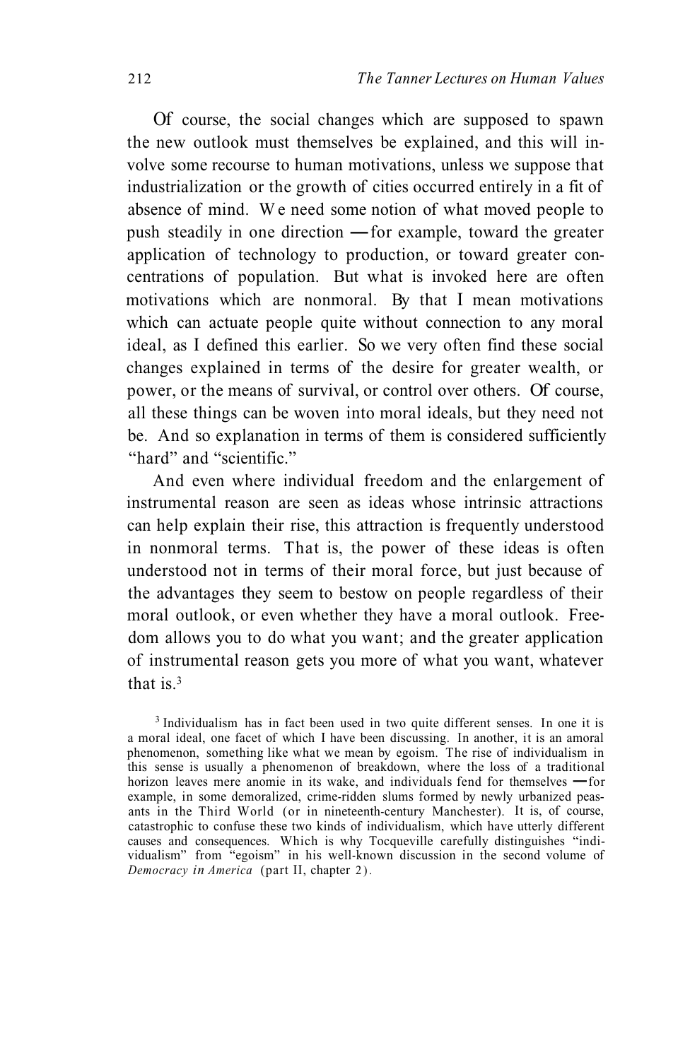Of course, the social changes which are supposed to spawn the new outlook must themselves be explained, and this will involve some recourse to human motivations, unless we suppose that industrialization or the growth of cities occurred entirely in a fit of absence of mind. We need some notion of what moved people to push steadily in one direction — for example, toward the greater application of technology to production, or toward greater concentrations of population. But what is invoked here are often motivations which are nonmoral. By that I mean motivations which can actuate people quite without connection to any moral ideal, as I defined this earlier. So we very often find these social changes explained in terms of the desire for greater wealth, or power, or the means of survival, or control over others. Of course, all these things can be woven into moral ideals, but they need not be. And so explanation in terms of them is considered sufficiently "hard" and "scientific."

And even where individual freedom and the enlargement of instrumental reason are seen as ideas whose intrinsic attractions can help explain their rise, this attraction is frequently understood in nonmoral terms. That is, the power of these ideas is often understood not in terms of their moral force, but just because of the advantages they seem to bestow on people regardless of their moral outlook, or even whether they have a moral outlook. Freedom allows you to do what you want; and the greater application of instrumental reason gets you more of what you want, whatever that is.[3]

[3] Individualism has in fact been used in two quite different senses. In one it is a moral ideal, one facet of which I have been discussing. In another, it is an amoral phenomenon, something like what we mean by egoism. The rise of individualism in this sense is usually a phenomenon of breakdown, where the loss of a traditional horizon leaves mere anomie in its wake, and individuals fend for themselves — for example, in some demoralized, crime-ridden slums formed by newly urbanized peasants in the Third World (or in nineteenth-century Manchester). It is, of course, catastrophic to confuse these two kinds of individualism, which have utterly different causes and consequences. Which is why Tocqueville carefully distinguishes "individualism" from "egoism" in his well-known discussion in the second volume of *Democracy in America* (part II, chapter 2).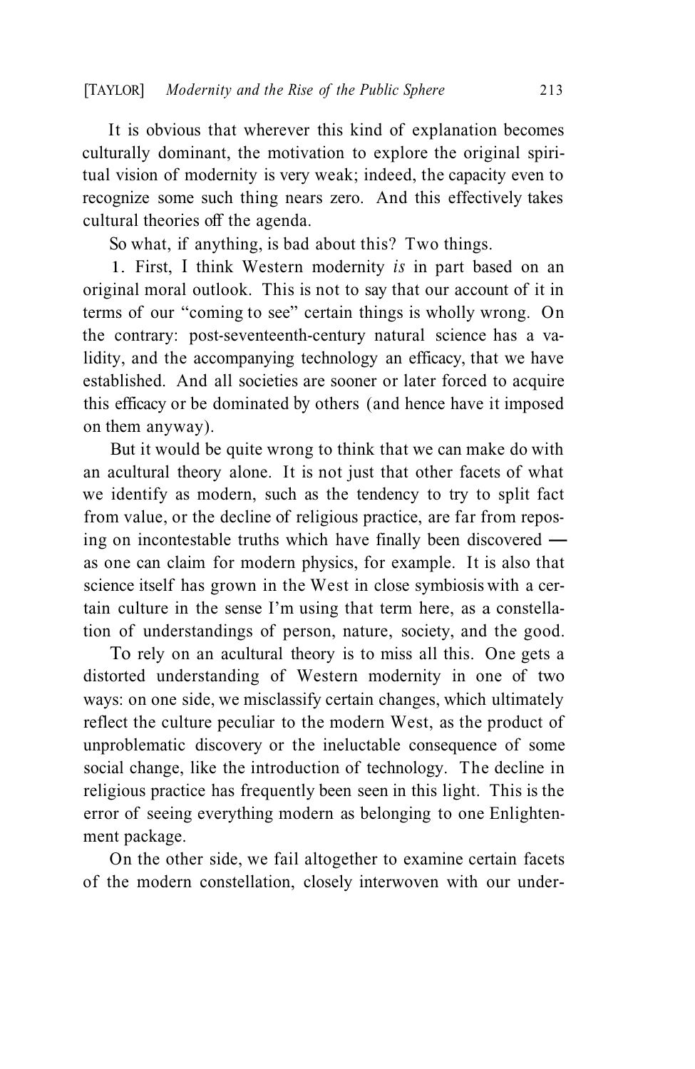It is obvious that wherever this kind of explanation becomes culturally dominant, the motivation to explore the original spiritual vision of modernity is very weak; indeed, the capacity even to recognize some such thing nears zero. And this effectively takes cultural theories off the agenda.

So what, if anything, is bad about this? Two things.

1. First, I think Western modernity *is* in part based on an original moral outlook. This is not to say that our account of it in terms of our "coming to see" certain things is wholly wrong. On the contrary: post-seventeenth-century natural science has a validity, and the accompanying technology an efficacy, that we have established. And all societies are sooner or later forced to acquire this efficacy or be dominated by others (and hence have it imposed on them anyway).

But it would be quite wrong to think that we can make do with an acultural theory alone. It is not just that other facets of what we identify as modern, such as the tendency to try to split fact from value, or the decline of religious practice, are far from reposing on incontestable truths which have finally been discovered — as one can claim for modern physics, for example. It is also that science itself has grown in the West in close symbiosis with a certain culture in the sense I'm using that term here, as a constellation of understandings of person, nature, society, and the good.

To rely on an acultural theory is to miss all this. One gets a distorted understanding of Western modernity in one of two ways: on one side, we misclassify certain changes, which ultimately reflect the culture peculiar to the modern West, as the product of unproblematic discovery or the ineluctable consequence of some social change, like the introduction of technology. The decline in religious practice has frequently been seen in this light. This is the error of seeing everything modern as belonging to one Enlightenment package.

On the other side, we fail altogether to examine certain facets of the modern constellation, closely interwoven with our under-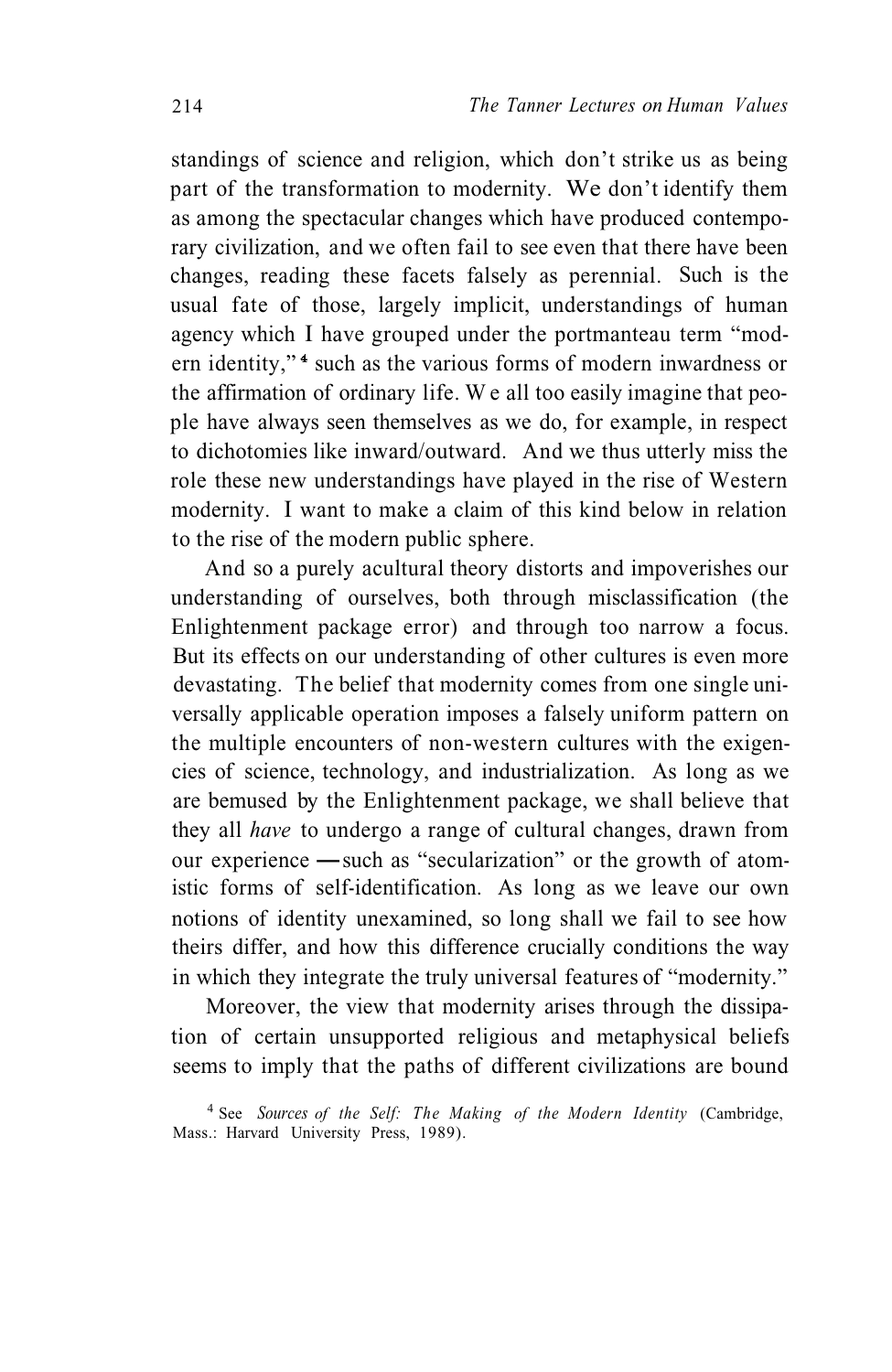standings of science and religion, which don't strike us as being part of the transformation to modernity. We don't identify them as among the spectacular changes which have produced contemporary civilization, and we often fail to see even that there have been changes, reading these facets falsely as perennial. Such is the usual fate of those, largely implicit, understandings of human agency which I have grouped under the portmanteau term "modern identity,"[4] such as the various forms of modern inwardness or the affirmation of ordinary life. We all too easily imagine that people have always seen themselves as we do, for example, in respect to dichotomies like inward/outward. And we thus utterly miss the role these new understandings have played in the rise of Western modernity. I want to make a claim of this kind below in relation to the rise of the modern public sphere.

And so a purely acultural theory distorts and impoverishes our understanding of ourselves, both through misclassification (the Enlightenment package error) and through too narrow a focus. But its effects on our understanding of other cultures is even more devastating. The belief that modernity comes from one single universally applicable operation imposes a falsely uniform pattern on the multiple encounters of non-western cultures with the exigencies of science, technology, and industrialization. As long as we are bemused by the Enlightenment package, we shall believe that they all *have* to undergo a range of cultural changes, drawn from our experience — such as "secularization" or the growth of atomistic forms of self-identification. As long as we leave our own notions of identity unexamined, so long shall we fail to see how theirs differ, and how this difference crucially conditions the way in which they integrate the truly universal features of "modernity."

Moreover, the view that modernity arises through the dissipation of certain unsupported religious and metaphysical beliefs seems to imply that the paths of different civilizations are bound

[4] See *Sources of the Self: The Making of the Modern Identity* (Cambridge, Mass.: Harvard University Press, 1989).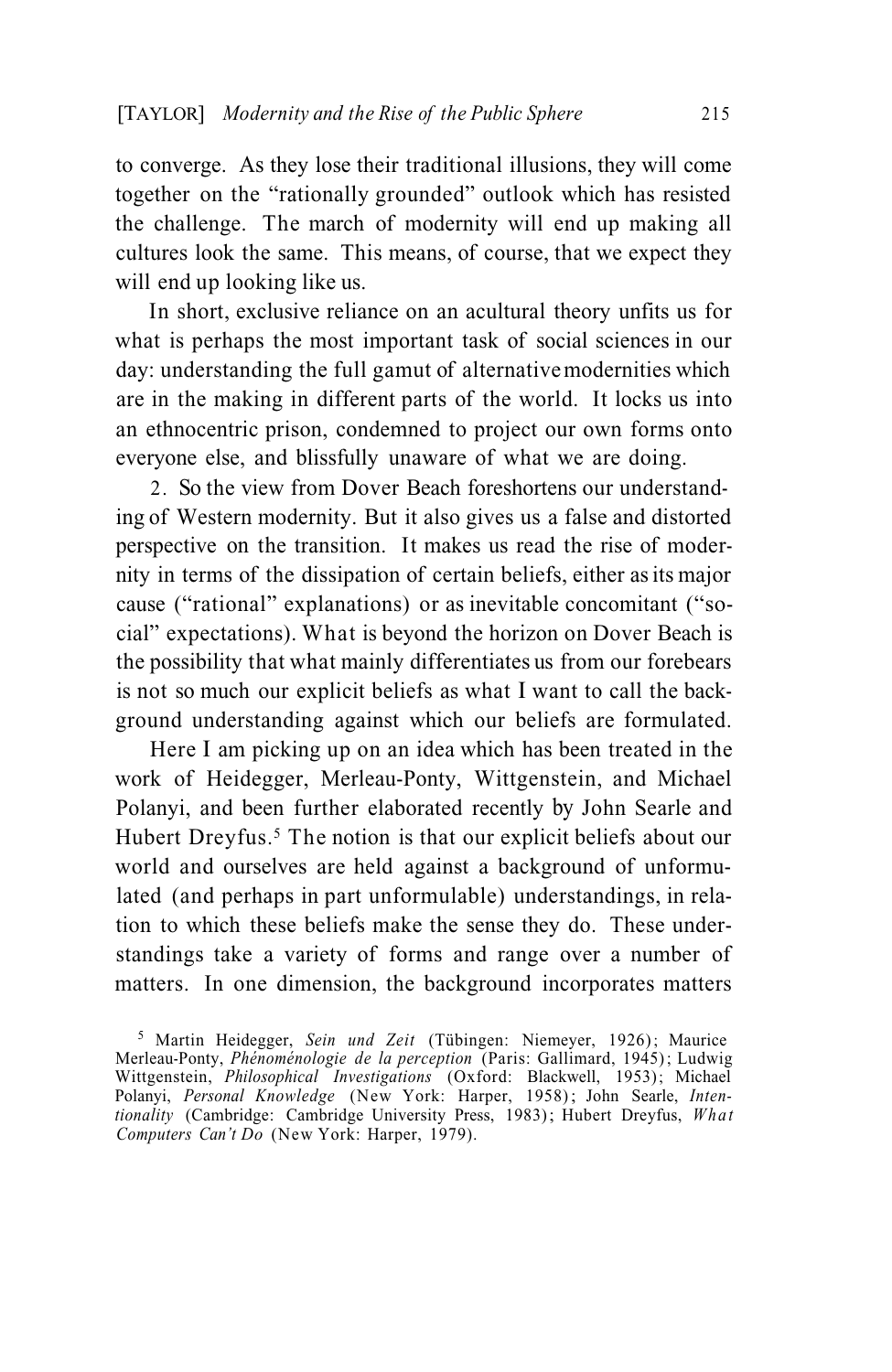to converge. As they lose their traditional illusions, they will come together on the "rationally grounded" outlook which has resisted the challenge. The march of modernity will end up making all cultures look the same. This means, of course, that we expect they will end up looking like us.

In short, exclusive reliance on an acultural theory unfits us for what is perhaps the most important task of social sciences in our day: understanding the full gamut of alternative modernities which are in the making in different parts of the world. It locks us into an ethnocentric prison, condemned to project our own forms onto everyone else, and blissfully unaware of what we are doing.

2. So the view from Dover Beach foreshortens our understanding of Western modernity. But it also gives us a false and distorted perspective on the transition. It makes us read the rise of modernity in terms of the dissipation of certain beliefs, either as its major cause ("rational" explanations) or as inevitable concomitant ("social" expectations). What is beyond the horizon on Dover Beach is the possibility that what mainly differentiates us from our forebears is not so much our explicit beliefs as what I want to call the background understanding against which our beliefs are formulated.

Here I am picking up on an idea which has been treated in the work of Heidegger, Merleau-Ponty, Wittgenstein, and Michael Polanyi, and been further elaborated recently by John Searle and Hubert Dreyfus.[5] The notion is that our explicit beliefs about our world and ourselves are held against a background of unformulated (and perhaps in part unformulable) understandings, in relation to which these beliefs make the sense they do. These understandings take a variety of forms and range over a number of matters. In one dimension, the background incorporates matters

[5] Martin Heidegger, *Sein und Zeit* (Tübingen: Niemeyer, 1926); Maurice Merleau-Ponty, *Phénoménologie de la perception* (Paris: Gallimard, 1945); Ludwig Wittgenstein, *Philosophical Investigations* (Oxford: Blackwell, 1953); Michael Polanyi, *Personal Knowledge* (New York: Harper, 1958); John Searle, *Intentionality* (Cambridge: Cambridge University Press, 1983); Hubert Dreyfus, *What Computers Can't Do* (New York: Harper, 1979).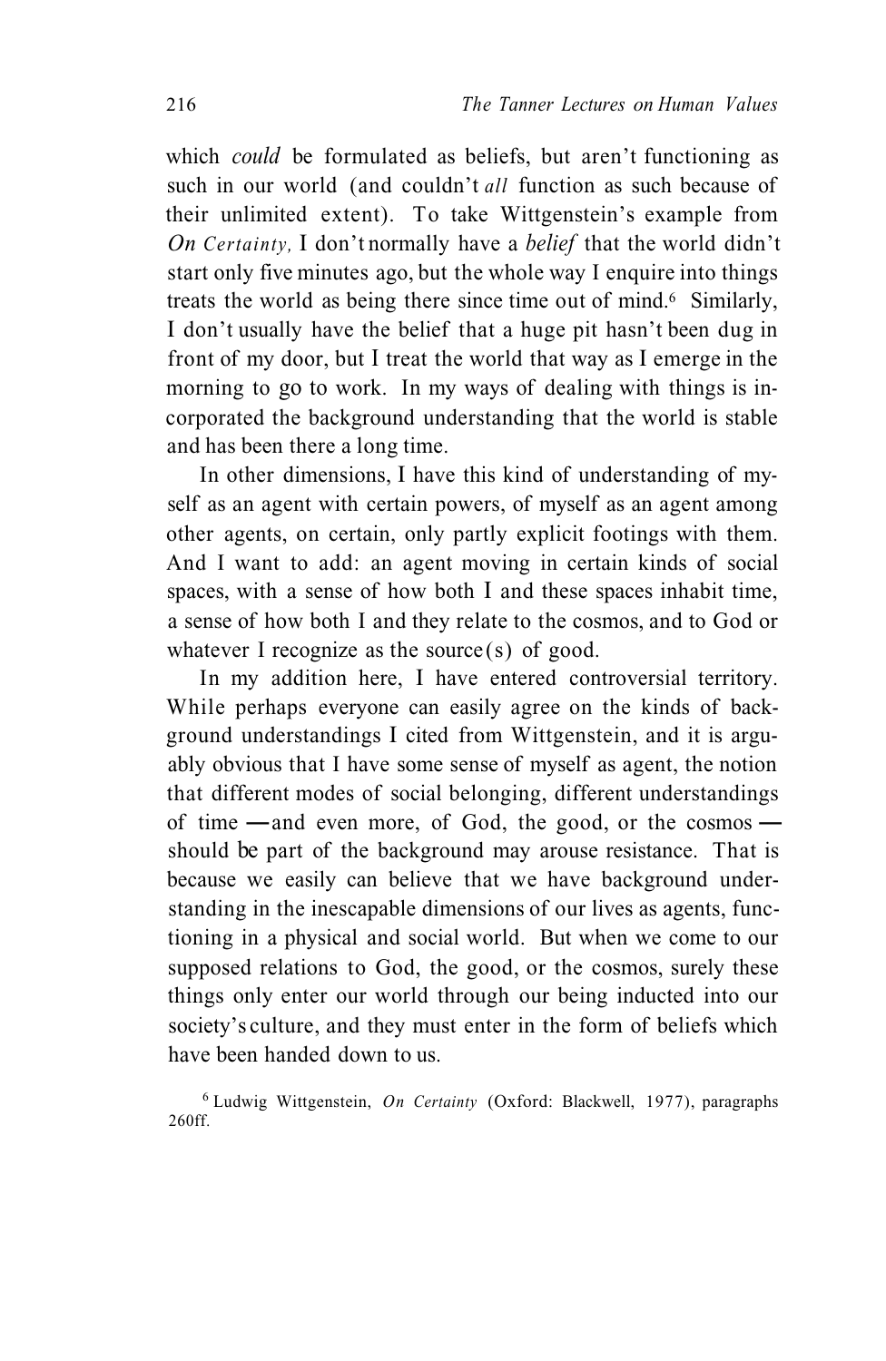which *could* be formulated as beliefs, but aren't functioning as such in our world (and couldn't *all* function as such because of their unlimited extent). To take Wittgenstein's example from *On Certainty,* I don't normally have a *belief* that the world didn't start only five minutes ago, but the whole way I enquire into things treats the world as being there since time out of mind.[6] Similarly, I don't usually have the belief that a huge pit hasn't been dug in front of my door, but I treat the world that way as I emerge in the morning to go to work. In my ways of dealing with things is incorporated the background understanding that the world is stable and has been there a long time.

In other dimensions, I have this kind of understanding of myself as an agent with certain powers, of myself as an agent among other agents, on certain, only partly explicit footings with them. And I want to add: an agent moving in certain kinds of social spaces, with a sense of how both I and these spaces inhabit time, a sense of how both I and they relate to the cosmos, and to God or whatever I recognize as the source(s) of good.

In my addition here, I have entered controversial territory. While perhaps everyone can easily agree on the kinds of background understandings I cited from Wittgenstein, and it is arguably obvious that I have some sense of myself as agent, the notion that different modes of social belonging, different understandings of time — and even more, of God, the good, or the cosmos — should be part of the background may arouse resistance. That is because we easily can believe that we have background understanding in the inescapable dimensions of our lives as agents, functioning in a physical and social world. But when we come to our supposed relations to God, the good, or the cosmos, surely these things only enter our world through our being inducted into our society's culture, and they must enter in the form of beliefs which have been handed down to us.

[6] Ludwig Wittgenstein, *On Certainty* (Oxford: Blackwell, 1977), paragraphs 260ff.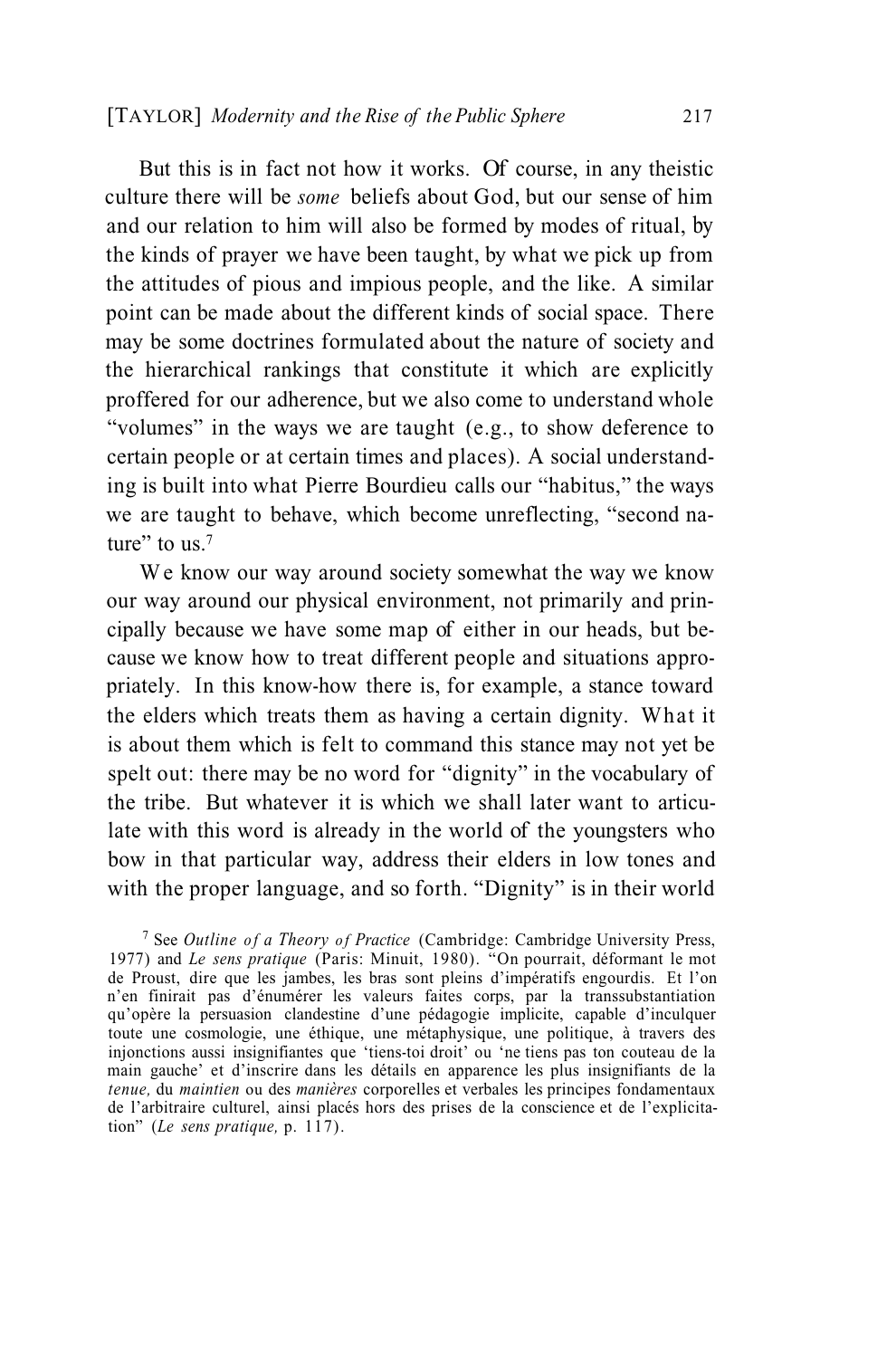But this is in fact not how it works. Of course, in any theistic culture there will be *some* beliefs about God, but our sense of him and our relation to him will also be formed by modes of ritual, by the kinds of prayer we have been taught, by what we pick up from the attitudes of pious and impious people, and the like. A similar point can be made about the different kinds of social space. There may be some doctrines formulated about the nature of society and the hierarchical rankings that constitute it which are explicitly proffered for our adherence, but we also come to understand whole "volumes" in the ways we are taught (e.g., to show deference to certain people or at certain times and places). A social understanding is built into what Pierre Bourdieu calls our "habitus," the ways we are taught to behave, which become unreflecting, "second nature" to us.[7]

We know our way around society somewhat the way we know our way around our physical environment, not primarily and principally because we have some map of either in our heads, but because we know how to treat different people and situations appropriately. In this know-how there is, for example, a stance toward the elders which treats them as having a certain dignity. What it is about them which is felt to command this stance may not yet be spelt out: there may be no word for "dignity" in the vocabulary of the tribe. But whatever it is which we shall later want to articulate with this word is already in the world of the youngsters who bow in that particular way, address their elders in low tones and with the proper language, and so forth. "Dignity" is in their world

[7] See *Outline of a Theory of Practice* (Cambridge: Cambridge University Press, 1977) and *Le sens pratique* (Paris: Minuit, 1980). "On pourrait, déformant le mot de Proust, dire que les jambes, les bras sont pleins d'impératifs engourdis. Et l'on n'en finirait pas d'énumérer les valeurs faites corps, par la transsubstantiation qu'opère la persuasion clandestine d'une pédagogie implicite, capable d'inculquer toute une cosmologie, une éthique, une métaphysique, une politique, à travers des injonctions aussi insignifiantes que 'tiens-toi droit' ou 'ne tiens pas ton couteau de la main gauche' et d'inscrire dans les détails en apparence les plus insignifiants de la *tenue,* du *maintien* ou des *manières* corporelles et verbales les principes fondamentaux de l'arbitraire culturel, ainsi placés hors des prises de la conscience et de l'explicitation" (*Le sens pratique,* p. 117).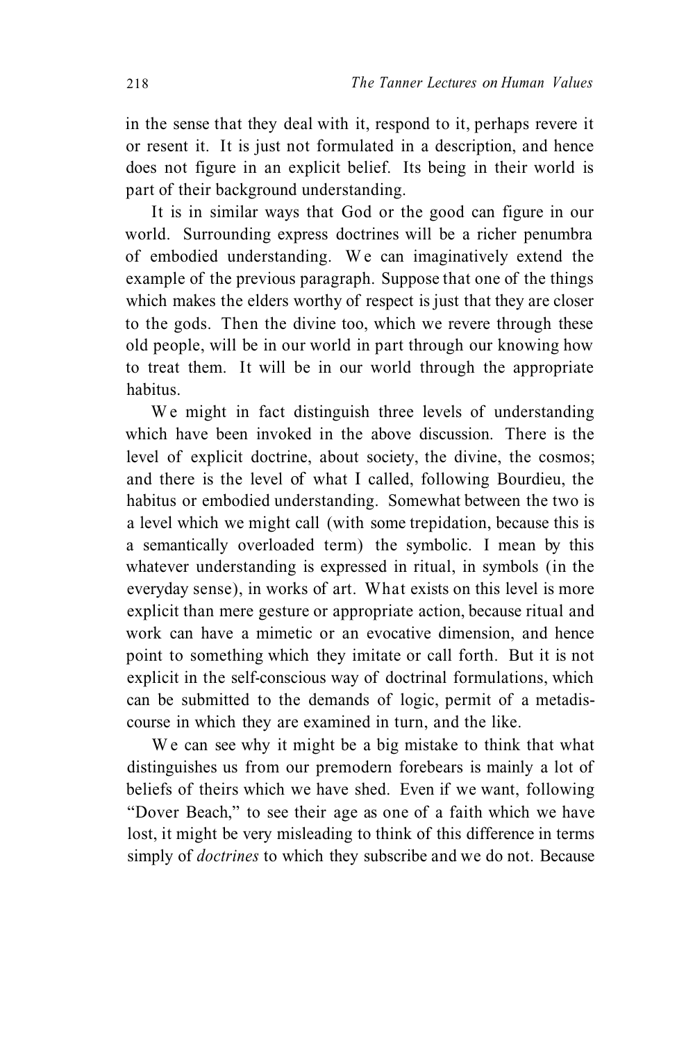in the sense that they deal with it, respond to it, perhaps revere it or resent it. It is just not formulated in a description, and hence does not figure in an explicit belief. Its being in their world is part of their background understanding.

It is in similar ways that God or the good can figure in our world. Surrounding express doctrines will be a richer penumbra of embodied understanding. We can imaginatively extend the example of the previous paragraph. Suppose that one of the things which makes the elders worthy of respect is just that they are closer to the gods. Then the divine too, which we revere through these old people, will be in our world in part through our knowing how to treat them. It will be in our world through the appropriate habitus.

We might in fact distinguish three levels of understanding which have been invoked in the above discussion. There is the level of explicit doctrine, about society, the divine, the cosmos; and there is the level of what I called, following Bourdieu, the habitus or embodied understanding. Somewhat between the two is a level which we might call (with some trepidation, because this is a semantically overloaded term) the symbolic. I mean by this whatever understanding is expressed in ritual, in symbols (in the everyday sense), in works of art. What exists on this level is more explicit than mere gesture or appropriate action, because ritual and work can have a mimetic or an evocative dimension, and hence point to something which they imitate or call forth. But it is not explicit in the self-conscious way of doctrinal formulations, which can be submitted to the demands of logic, permit of a metadiscourse in which they are examined in turn, and the like.

We can see why it might be a big mistake to think that what distinguishes us from our premodern forebears is mainly a lot of beliefs of theirs which we have shed. Even if we want, following "Dover Beach," to see their age as one of a faith which we have lost, it might be very misleading to think of this difference in terms simply of *doctrines* to which they subscribe and we do not. Because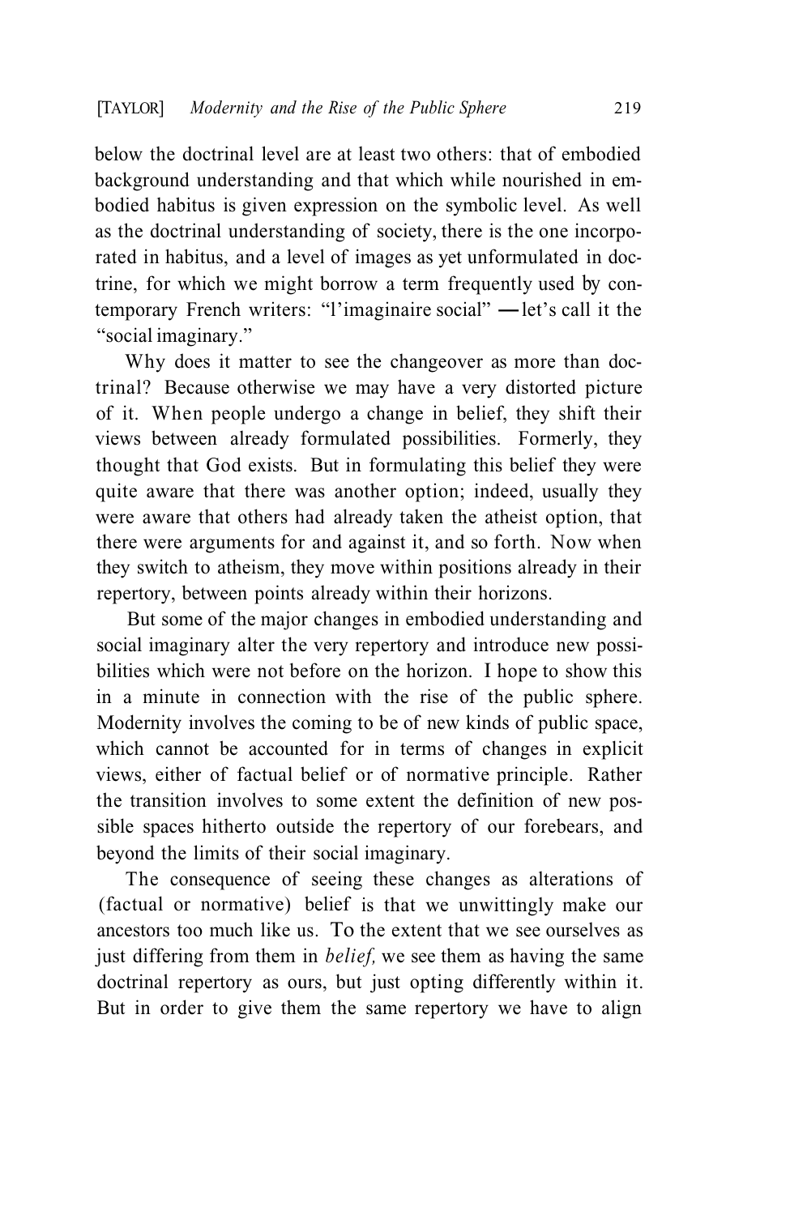below the doctrinal level are at least two others: that of embodied background understanding and that which while nourished in embodied habitus is given expression on the symbolic level. As well as the doctrinal understanding of society, there is the one incorporated in habitus, and a level of images as yet unformulated in doctrine, for which we might borrow a term frequently used by contemporary French writers: "l'imaginaire social" —let's call it the "social imaginary."

Why does it matter to see the changeover as more than doctrinal? Because otherwise we may have a very distorted picture of it. When people undergo a change in belief, they shift their views between already formulated possibilities. Formerly, they thought that God exists. But in formulating this belief they were quite aware that there was another option; indeed, usually they were aware that others had already taken the atheist option, that there were arguments for and against it, and so forth. Now when they switch to atheism, they move within positions already in their repertory, between points already within their horizons.

But some of the major changes in embodied understanding and social imaginary alter the very repertory and introduce new possibilities which were not before on the horizon. I hope to show this in a minute in connection with the rise of the public sphere. Modernity involves the coming to be of new kinds of public space, which cannot be accounted for in terms of changes in explicit views, either of factual belief or of normative principle. Rather the transition involves to some extent the definition of new possible spaces hitherto outside the repertory of our forebears, and beyond the limits of their social imaginary.

The consequence of seeing these changes as alterations of (factual or normative) belief is that we unwittingly make our ancestors too much like us. To the extent that we see ourselves as just differing from them in *belief,* we see them as having the same doctrinal repertory as ours, but just opting differently within it. But in order to give them the same repertory we have to align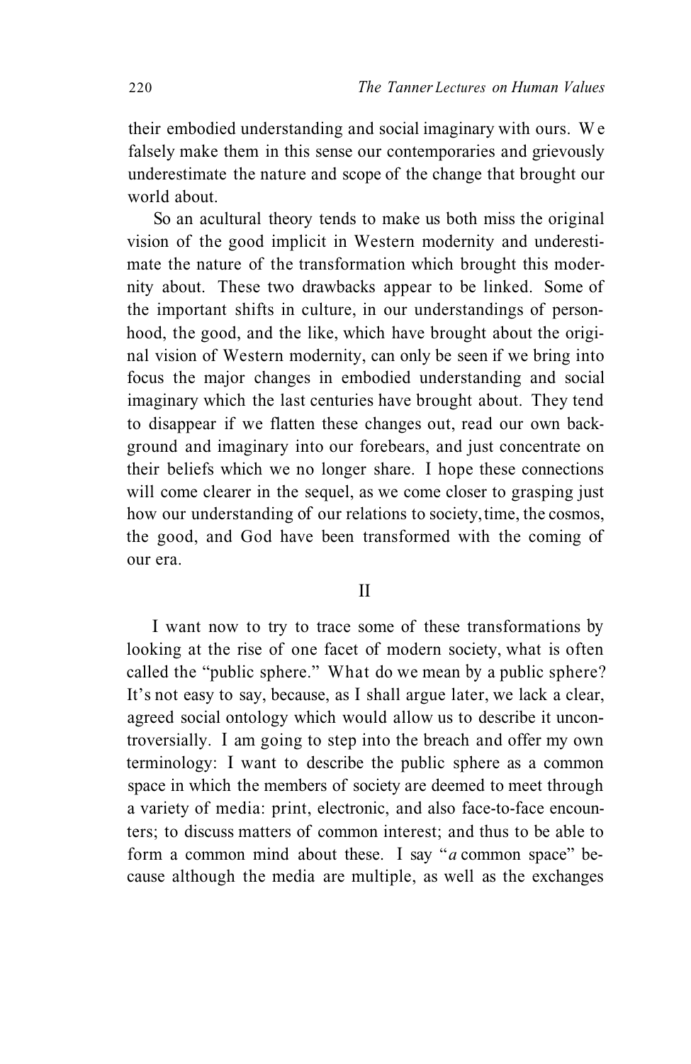their embodied understanding and social imaginary with ours. We falsely make them in this sense our contemporaries and grievously underestimate the nature and scope of the change that brought our world about.

So an acultural theory tends to make us both miss the original vision of the good implicit in Western modernity and underestimate the nature of the transformation which brought this modernity about. These two drawbacks appear to be linked. Some of the important shifts in culture, in our understandings of personhood, the good, and the like, which have brought about the original vision of Western modernity, can only be seen if we bring into focus the major changes in embodied understanding and social imaginary which the last centuries have brought about. They tend to disappear if we flatten these changes out, read our own background and imaginary into our forebears, and just concentrate on their beliefs which we no longer share. I hope these connections will come clearer in the sequel, as we come closer to grasping just how our understanding of our relations to society, time, the cosmos, the good, and God have been transformed with the coming of our era.

## II

I want now to try to trace some of these transformations by looking at the rise of one facet of modern society, what is often called the "public sphere." What do we mean by a public sphere? It's not easy to say, because, as I shall argue later, we lack a clear, agreed social ontology which would allow us to describe it uncontroversially. I am going to step into the breach and offer my own terminology: I want to describe the public sphere as a common space in which the members of society are deemed to meet through a variety of media: print, electronic, and also face-to-face encounters; to discuss matters of common interest; and thus to be able to form a common mind about these. I say "*a* common space" because although the media are multiple, as well as the exchanges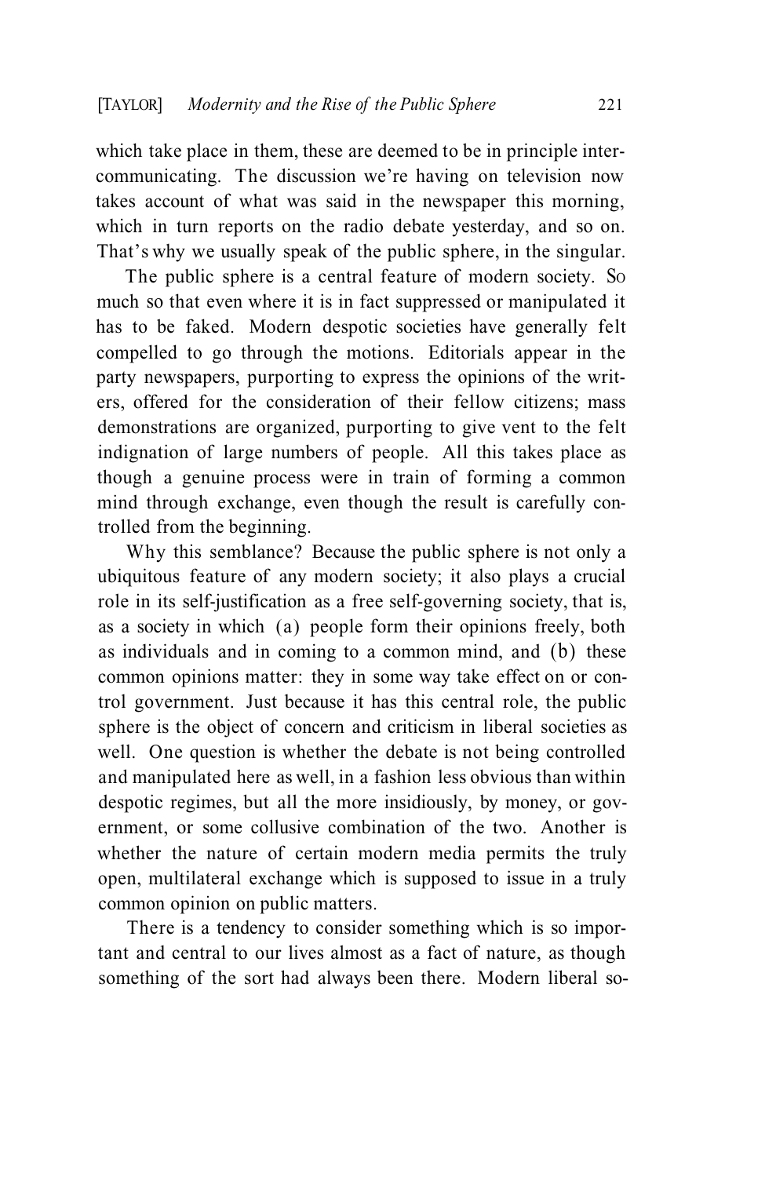which take place in them, these are deemed to be in principle intercommunicating. The discussion we're having on television now takes account of what was said in the newspaper this morning, which in turn reports on the radio debate yesterday, and so on. That's why we usually speak of the public sphere, in the singular.

The public sphere is a central feature of modern society. So much so that even where it is in fact suppressed or manipulated it has to be faked. Modern despotic societies have generally felt compelled to go through the motions. Editorials appear in the party newspapers, purporting to express the opinions of the writers, offered for the consideration of their fellow citizens; mass demonstrations are organized, purporting to give vent to the felt indignation of large numbers of people. All this takes place as though a genuine process were in train of forming a common mind through exchange, even though the result is carefully controlled from the beginning.

Why this semblance? Because the public sphere is not only a ubiquitous feature of any modern society; it also plays a crucial role in its self-justification as a free self-governing society, that is, as a society in which (a) people form their opinions freely, both as individuals and in coming to a common mind, and (b) these common opinions matter: they in some way take effect on or control government. Just because it has this central role, the public sphere is the object of concern and criticism in liberal societies as well. One question is whether the debate is not being controlled and manipulated here as well, in a fashion less obvious than within despotic regimes, but all the more insidiously, by money, or government, or some collusive combination of the two. Another is whether the nature of certain modern media permits the truly open, multilateral exchange which is supposed to issue in a truly common opinion on public matters.

There is a tendency to consider something which is so important and central to our lives almost as a fact of nature, as though something of the sort had always been there. Modern liberal so-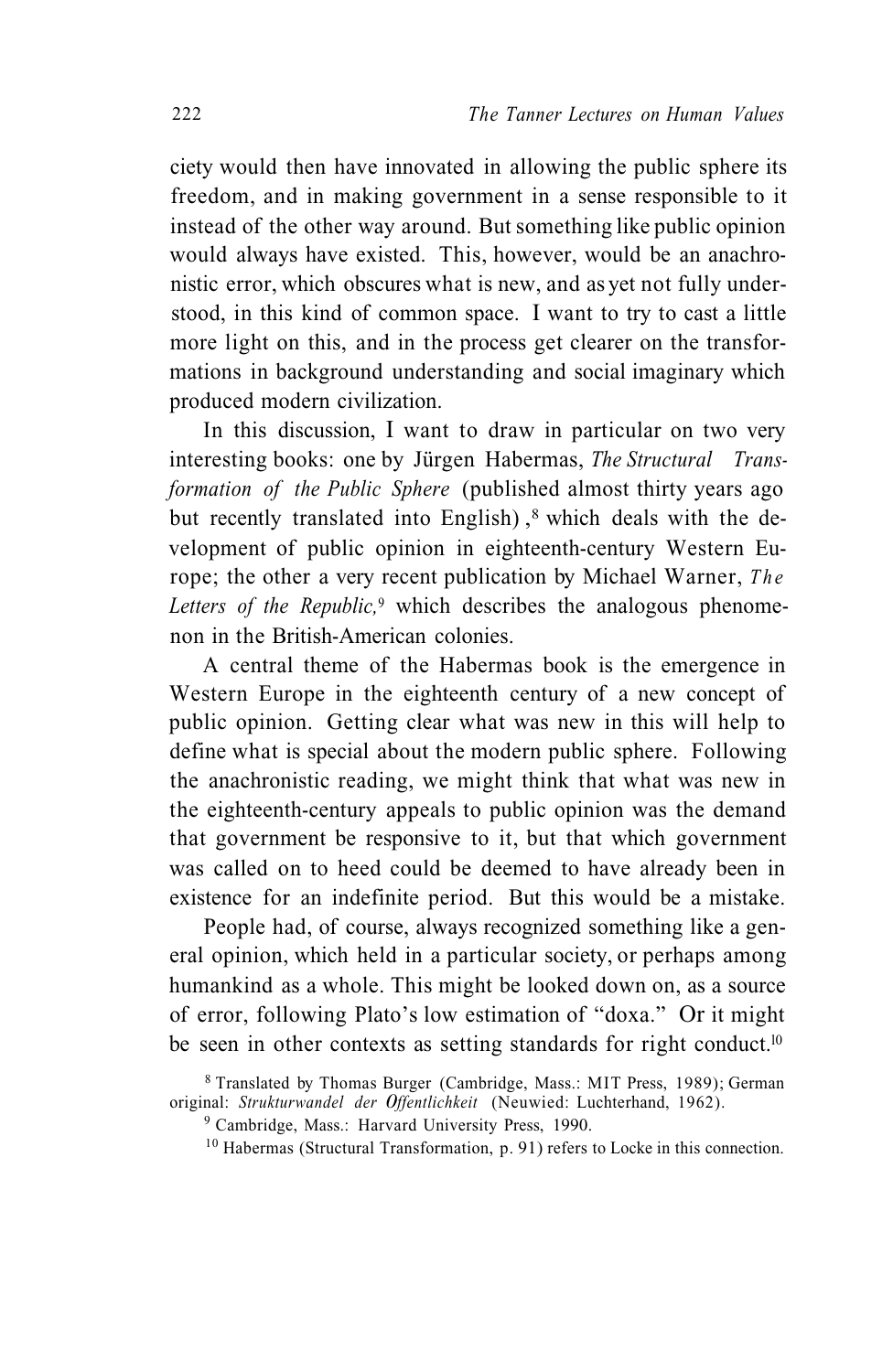ciety would then have innovated in allowing the public sphere its freedom, and in making government in a sense responsible to it instead of the other way around. But something like public opinion would always have existed. This, however, would be an anachronistic error, which obscures what is new, and as yet not fully understood, in this kind of common space. I want to try to cast a little more light on this, and in the process get clearer on the transformations in background understanding and social imaginary which produced modern civilization.

In this discussion, I want to draw in particular on two very interesting books: one by Jürgen Habermas, *The Structural Transformation of the Public Sphere* (published almost thirty years ago but recently translated into English),[8] which deals with the development of public opinion in eighteenth-century Western Europe; the other a very recent publication by Michael Warner, *The Letters of the Republic,*[9] which describes the analogous phenomenon in the British-American colonies.

A central theme of the Habermas book is the emergence in Western Europe in the eighteenth century of a new concept of public opinion. Getting clear what was new in this will help to define what is special about the modern public sphere. Following the anachronistic reading, we might think that what was new in the eighteenth-century appeals to public opinion was the demand that government be responsive to it, but that which government was called on to heed could be deemed to have already been in existence for an indefinite period. But this would be a mistake.

People had, of course, always recognized something like a general opinion, which held in a particular society, or perhaps among humankind as a whole. This might be looked down on, as a source of error, following Plato's low estimation of "doxa." Or it might be seen in other contexts as setting standards for right conduct.[10]

---

[8] Translated by Thomas Burger (Cambridge, Mass.: MIT Press, 1989); German original: *Strukturwandel der Öffentlichkeit* (Neuwied: Luchterhand, 1962).

[9] Cambridge, Mass.: Harvard University Press, 1990.

[10] Habermas (Structural Transformation, p. 91) refers to Locke in this connection.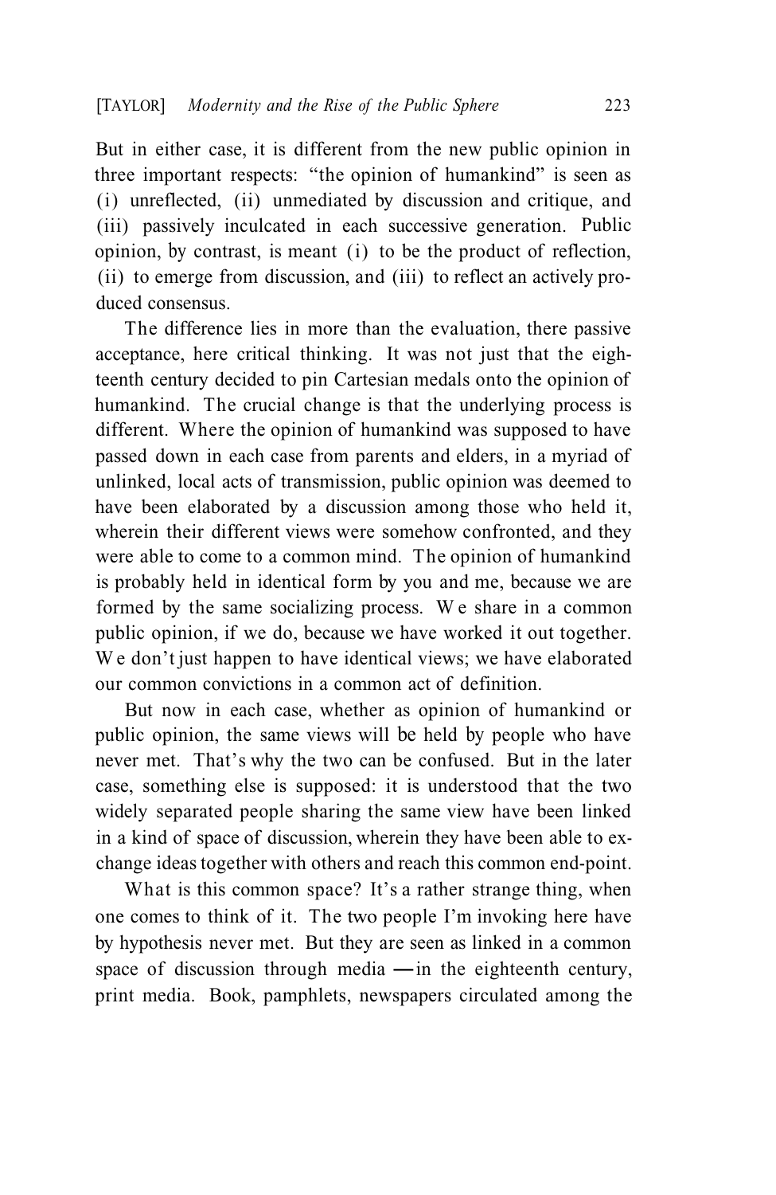But in either case, it is different from the new public opinion in three important respects: "the opinion of humankind" is seen as (i) unreflected, (ii) unmediated by discussion and critique, and (iii) passively inculcated in each successive generation. Public opinion, by contrast, is meant (i) to be the product of reflection, (ii) to emerge from discussion, and (iii) to reflect an actively produced consensus.

The difference lies in more than the evaluation, there passive acceptance, here critical thinking. It was not just that the eighteenth century decided to pin Cartesian medals onto the opinion of humankind. The crucial change is that the underlying process is different. Where the opinion of humankind was supposed to have passed down in each case from parents and elders, in a myriad of unlinked, local acts of transmission, public opinion was deemed to have been elaborated by a discussion among those who held it, wherein their different views were somehow confronted, and they were able to come to a common mind. The opinion of humankind is probably held in identical form by you and me, because we are formed by the same socializing process. We share in a common public opinion, if we do, because we have worked it out together. We don't just happen to have identical views; we have elaborated our common convictions in a common act of definition.

But now in each case, whether as opinion of humankind or public opinion, the same views will be held by people who have never met. That's why the two can be confused. But in the later case, something else is supposed: it is understood that the two widely separated people sharing the same view have been linked in a kind of space of discussion, wherein they have been able to exchange ideas together with others and reach this common end-point.

What is this common space? It's a rather strange thing, when one comes to think of it. The two people I'm invoking here have by hypothesis never met. But they are seen as linked in a common space of discussion through media —in the eighteenth century, print media. Book, pamphlets, newspapers circulated among the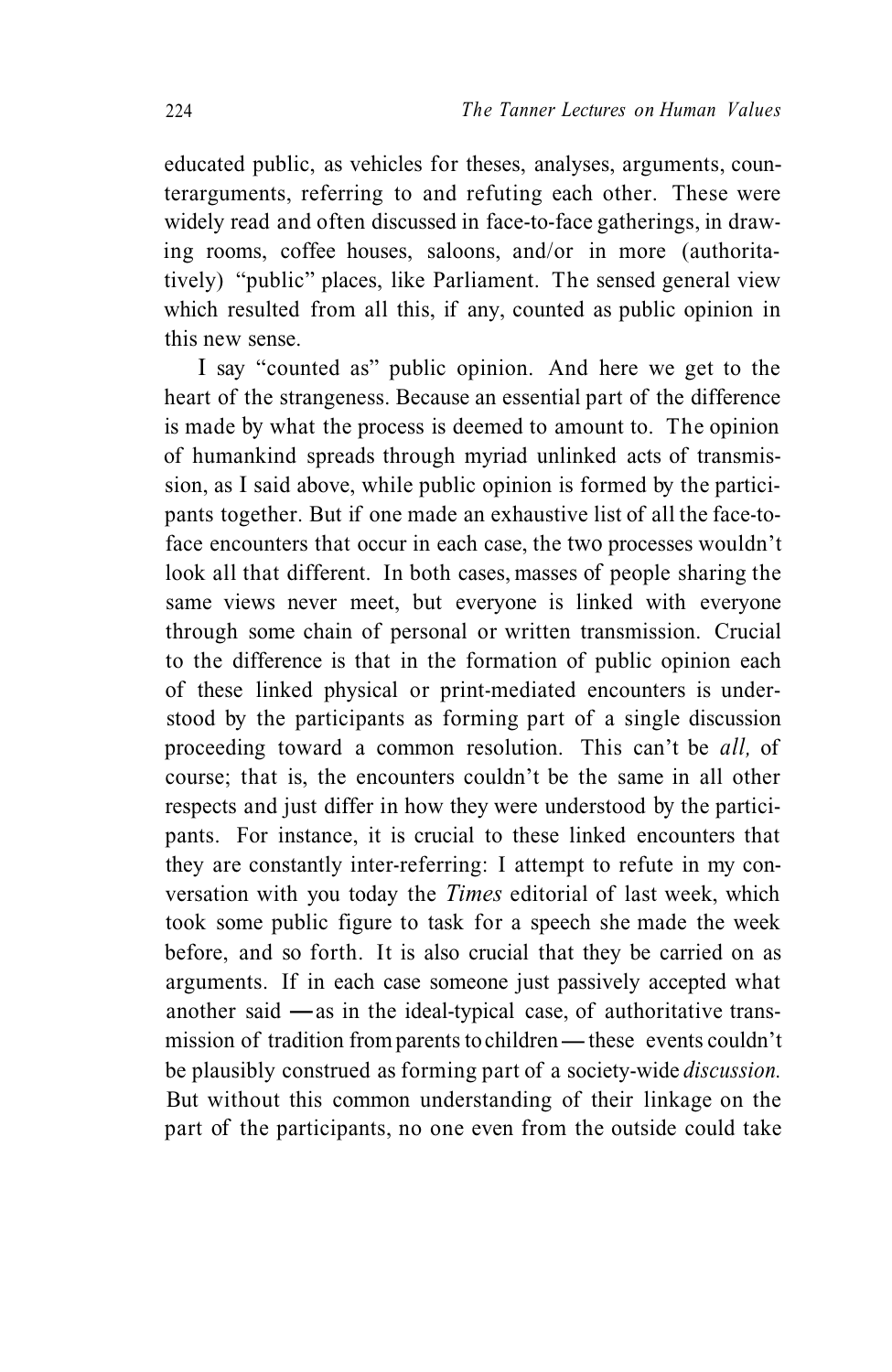educated public, as vehicles for theses, analyses, arguments, counterarguments, referring to and refuting each other. These were widely read and often discussed in face-to-face gatherings, in drawing rooms, coffee houses, saloons, and/or in more (authoritatively) "public" places, like Parliament. The sensed general view which resulted from all this, if any, counted as public opinion in this new sense.

I say "counted as" public opinion. And here we get to the heart of the strangeness. Because an essential part of the difference is made by what the process is deemed to amount to. The opinion of humankind spreads through myriad unlinked acts of transmission, as I said above, while public opinion is formed by the participants together. But if one made an exhaustive list of all the face-to-face encounters that occur in each case, the two processes wouldn't look all that different. In both cases, masses of people sharing the same views never meet, but everyone is linked with everyone through some chain of personal or written transmission. Crucial to the difference is that in the formation of public opinion each of these linked physical or print-mediated encounters is understood by the participants as forming part of a single discussion proceeding toward a common resolution. This can't be *all,* of course; that is, the encounters couldn't be the same in all other respects and just differ in how they were understood by the participants. For instance, it is crucial to these linked encounters that they are constantly inter-referring: I attempt to refute in my conversation with you today the *Times* editorial of last week, which took some public figure to task for a speech she made the week before, and so forth. It is also crucial that they be carried on as arguments. If in each case someone just passively accepted what another said —as in the ideal-typical case, of authoritative transmission of tradition from parents to children— these events couldn't be plausibly construed as forming part of a society-wide *discussion.* But without this common understanding of their linkage on the part of the participants, no one even from the outside could take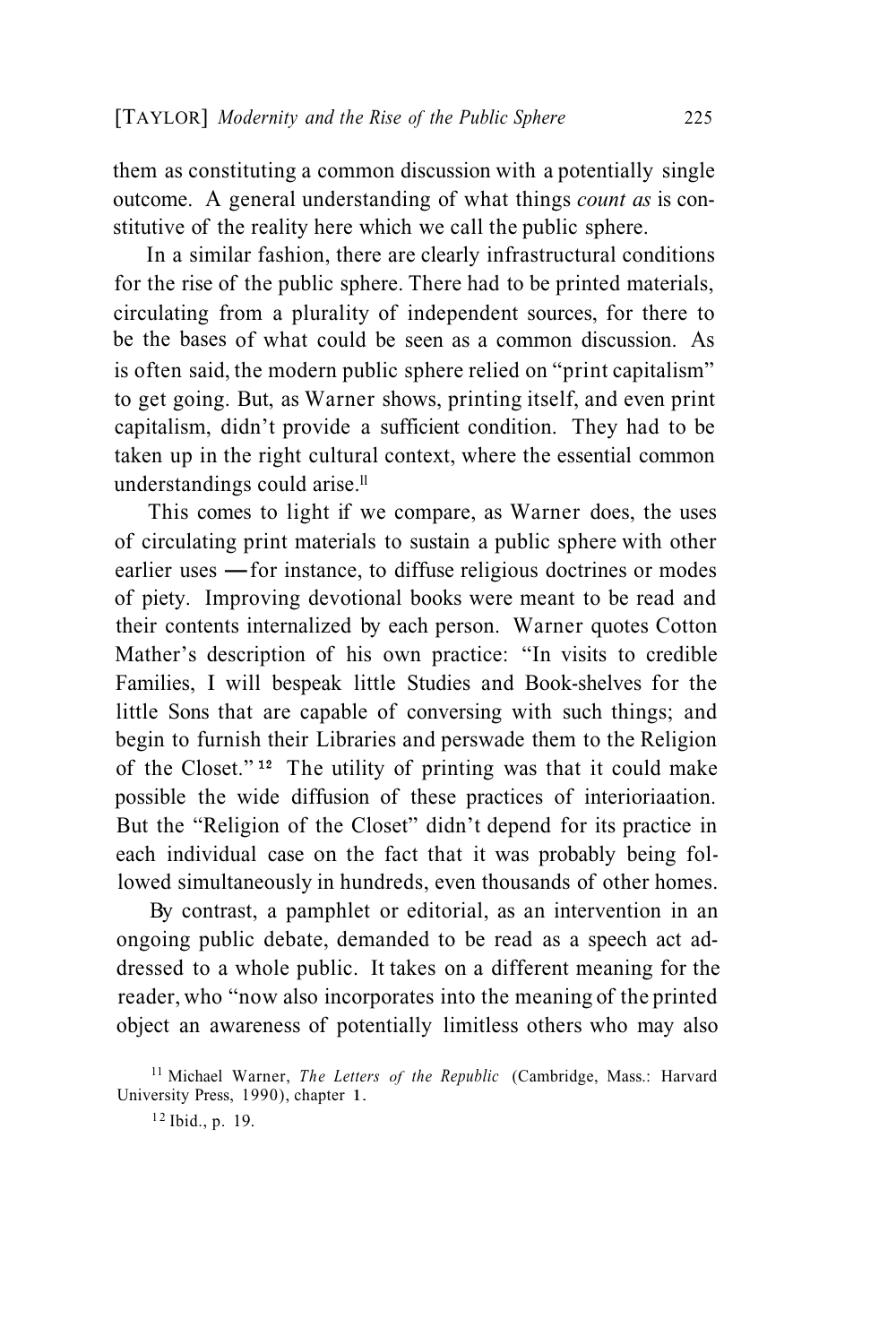them as constituting a common discussion with a potentially single outcome. A general understanding of what things *count as* is constitutive of the reality here which we call the public sphere.

In a similar fashion, there are clearly infrastructural conditions for the rise of the public sphere. There had to be printed materials, circulating from a plurality of independent sources, for there to be the bases of what could be seen as a common discussion. As is often said, the modern public sphere relied on "print capitalism" to get going. But, as Warner shows, printing itself, and even print capitalism, didn't provide a sufficient condition. They had to be taken up in the right cultural context, where the essential common understandings could arise.[11]

This comes to light if we compare, as Warner does, the uses of circulating print materials to sustain a public sphere with other earlier uses — for instance, to diffuse religious doctrines or modes of piety. Improving devotional books were meant to be read and their contents internalized by each person. Warner quotes Cotton Mather's description of his own practice: "In visits to credible Families, I will bespeak little Studies and Book-shelves for the little Sons that are capable of conversing with such things; and begin to furnish their Libraries and perswade them to the Religion of the Closet."[12] The utility of printing was that it could make possible the wide diffusion of these practices of interioriaation. But the "Religion of the Closet" didn't depend for its practice in each individual case on the fact that it was probably being followed simultaneously in hundreds, even thousands of other homes.

By contrast, a pamphlet or editorial, as an intervention in an ongoing public debate, demanded to be read as a speech act addressed to a whole public. It takes on a different meaning for the reader, who "now also incorporates into the meaning of the printed object an awareness of potentially limitless others who may also

[11] Michael Warner, *The Letters of the Republic* (Cambridge, Mass.: Harvard University Press, 1990), chapter 1.

[12] Ibid., p. 19.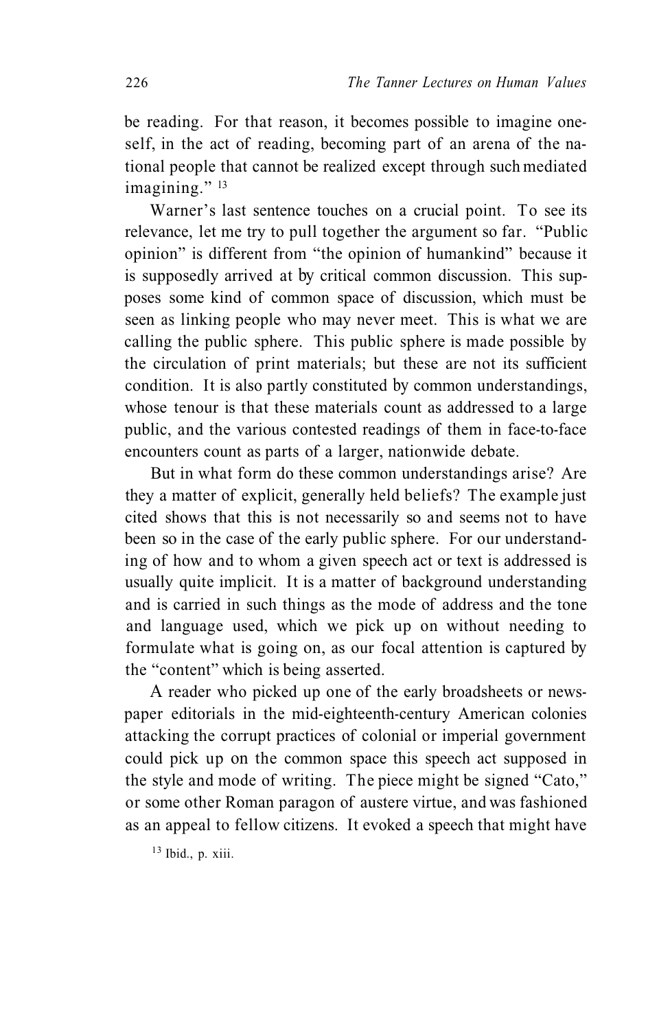be reading. For that reason, it becomes possible to imagine oneself, in the act of reading, becoming part of an arena of the national people that cannot be realized except through such mediated imagining." [13]

Warner's last sentence touches on a crucial point. To see its relevance, let me try to pull together the argument so far. "Public opinion" is different from "the opinion of humankind" because it is supposedly arrived at by critical common discussion. This supposes some kind of common space of discussion, which must be seen as linking people who may never meet. This is what we are calling the public sphere. This public sphere is made possible by the circulation of print materials; but these are not its sufficient condition. It is also partly constituted by common understandings, whose tenour is that these materials count as addressed to a large public, and the various contested readings of them in face-to-face encounters count as parts of a larger, nationwide debate.

But in what form do these common understandings arise? Are they a matter of explicit, generally held beliefs? The example just cited shows that this is not necessarily so and seems not to have been so in the case of the early public sphere. For our understanding of how and to whom a given speech act or text is addressed is usually quite implicit. It is a matter of background understanding and is carried in such things as the mode of address and the tone and language used, which we pick up on without needing to formulate what is going on, as our focal attention is captured by the "content" which is being asserted.

A reader who picked up one of the early broadsheets or newspaper editorials in the mid-eighteenth-century American colonies attacking the corrupt practices of colonial or imperial government could pick up on the common space this speech act supposed in the style and mode of writing. The piece might be signed "Cato," or some other Roman paragon of austere virtue, and was fashioned as an appeal to fellow citizens. It evoked a speech that might have

[13] Ibid., p. xiii.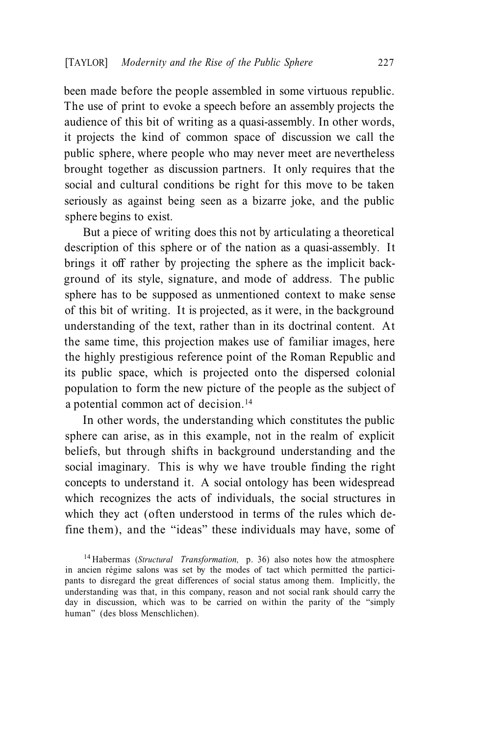been made before the people assembled in some virtuous republic. The use of print to evoke a speech before an assembly projects the audience of this bit of writing as a quasi-assembly. In other words, it projects the kind of common space of discussion we call the public sphere, where people who may never meet are nevertheless brought together as discussion partners. It only requires that the social and cultural conditions be right for this move to be taken seriously as against being seen as a bizarre joke, and the public sphere begins to exist.

But a piece of writing does this not by articulating a theoretical description of this sphere or of the nation as a quasi-assembly. It brings it off rather by projecting the sphere as the implicit background of its style, signature, and mode of address. The public sphere has to be supposed as unmentioned context to make sense of this bit of writing. It is projected, as it were, in the background understanding of the text, rather than in its doctrinal content. At the same time, this projection makes use of familiar images, here the highly prestigious reference point of the Roman Republic and its public space, which is projected onto the dispersed colonial population to form the new picture of the people as the subject of a potential common act of decision.[14]

In other words, the understanding which constitutes the public sphere can arise, as in this example, not in the realm of explicit beliefs, but through shifts in background understanding and the social imaginary. This is why we have trouble finding the right concepts to understand it. A social ontology has been widespread which recognizes the acts of individuals, the social structures in which they act (often understood in terms of the rules which define them), and the "ideas" these individuals may have, some of

[14] Habermas (*Structural Transformation,* p. 36) also notes how the atmosphere in ancien régime salons was set by the modes of tact which permitted the participants to disregard the great differences of social status among them. Implicitly, the understanding was that, in this company, reason and not social rank should carry the day in discussion, which was to be carried on within the parity of the "simply human" (des bloss Menschlichen).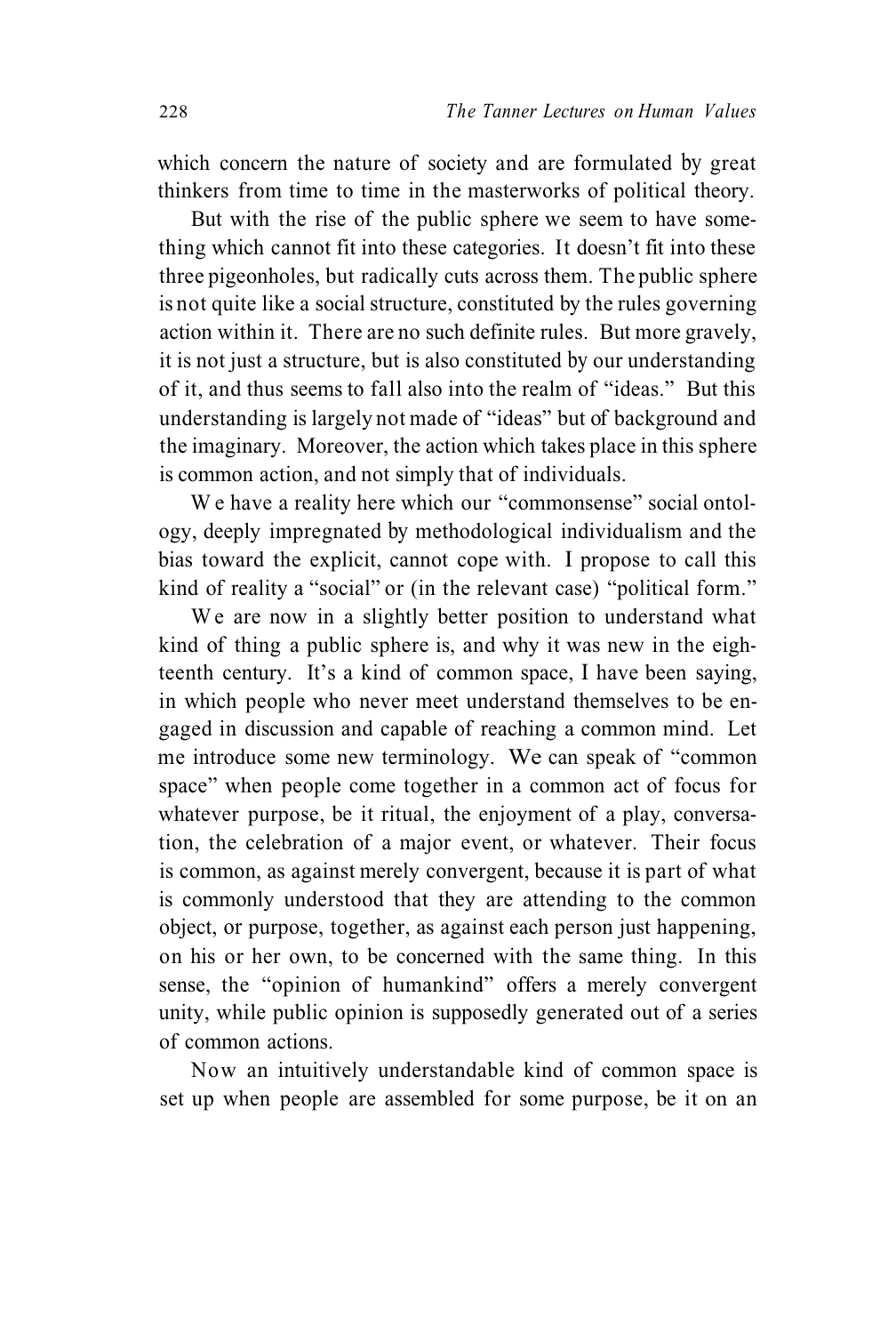which concern the nature of society and are formulated by great thinkers from time to time in the masterworks of political theory.

But with the rise of the public sphere we seem to have something which cannot fit into these categories. It doesn't fit into these three pigeonholes, but radically cuts across them. The public sphere is not quite like a social structure, constituted by the rules governing action within it. There are no such definite rules. But more gravely, it is not just a structure, but is also constituted by our understanding of it, and thus seems to fall also into the realm of "ideas." But this understanding is largely not made of "ideas" but of background and the imaginary. Moreover, the action which takes place in this sphere is common action, and not simply that of individuals.

We have a reality here which our "commonsense" social ontology, deeply impregnated by methodological individualism and the bias toward the explicit, cannot cope with. I propose to call this kind of reality a "social" or (in the relevant case) "political form."

We are now in a slightly better position to understand what kind of thing a public sphere is, and why it was new in the eighteenth century. It's a kind of common space, I have been saying, in which people who never meet understand themselves to be engaged in discussion and capable of reaching a common mind. Let me introduce some new terminology. We can speak of "common space" when people come together in a common act of focus for whatever purpose, be it ritual, the enjoyment of a play, conversation, the celebration of a major event, or whatever. Their focus is common, as against merely convergent, because it is part of what is commonly understood that they are attending to the common object, or purpose, together, as against each person just happening, on his or her own, to be concerned with the same thing. In this sense, the "opinion of humankind" offers a merely convergent unity, while public opinion is supposedly generated out of a series of common actions.

Now an intuitively understandable kind of common space is set up when people are assembled for some purpose, be it on an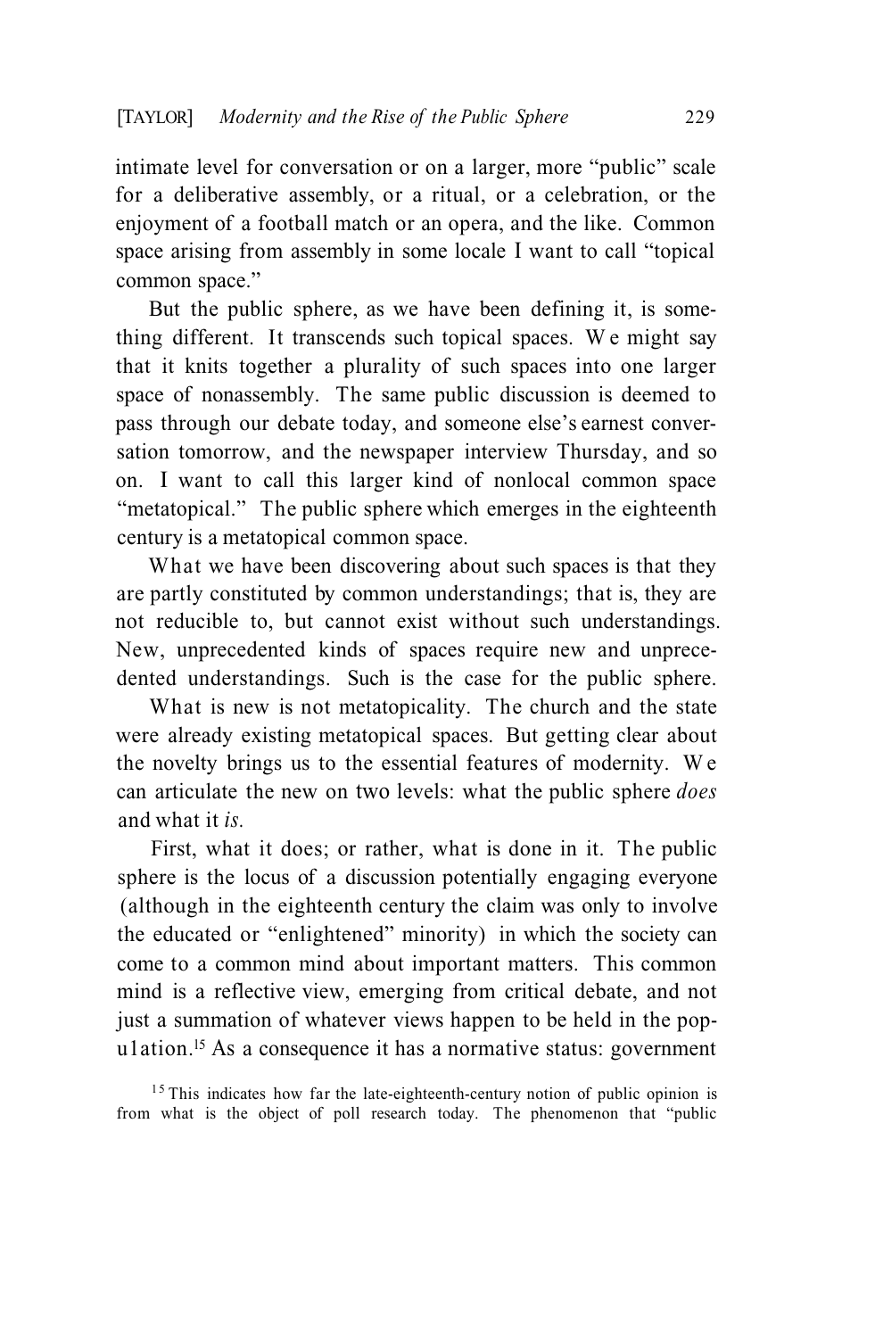intimate level for conversation or on a larger, more "public" scale for a deliberative assembly, or a ritual, or a celebration, or the enjoyment of a football match or an opera, and the like. Common space arising from assembly in some locale I want to call "topical common space."

But the public sphere, as we have been defining it, is something different. It transcends such topical spaces. We might say that it knits together a plurality of such spaces into one larger space of nonassembly. The same public discussion is deemed to pass through our debate today, and someone else's earnest conversation tomorrow, and the newspaper interview Thursday, and so on. I want to call this larger kind of nonlocal common space "metatopical." The public sphere which emerges in the eighteenth century is a metatopical common space.

What we have been discovering about such spaces is that they are partly constituted by common understandings; that is, they are not reducible to, but cannot exist without such understandings. New, unprecedented kinds of spaces require new and unprecedented understandings. Such is the case for the public sphere.

What is new is not metatopicality. The church and the state were already existing metatopical spaces. But getting clear about the novelty brings us to the essential features of modernity. We can articulate the new on two levels: what the public sphere *does* and what it *is.*

First, what it does; or rather, what is done in it. The public sphere is the locus of a discussion potentially engaging everyone (although in the eighteenth century the claim was only to involve the educated or "enlightened" minority) in which the society can come to a common mind about important matters. This common mind is a reflective view, emerging from critical debate, and not just a summation of whatever views happen to be held in the population.[15] As a consequence it has a normative status: government

[15] This indicates how far the late-eighteenth-century notion of public opinion is from what is the object of poll research today. The phenomenon that "public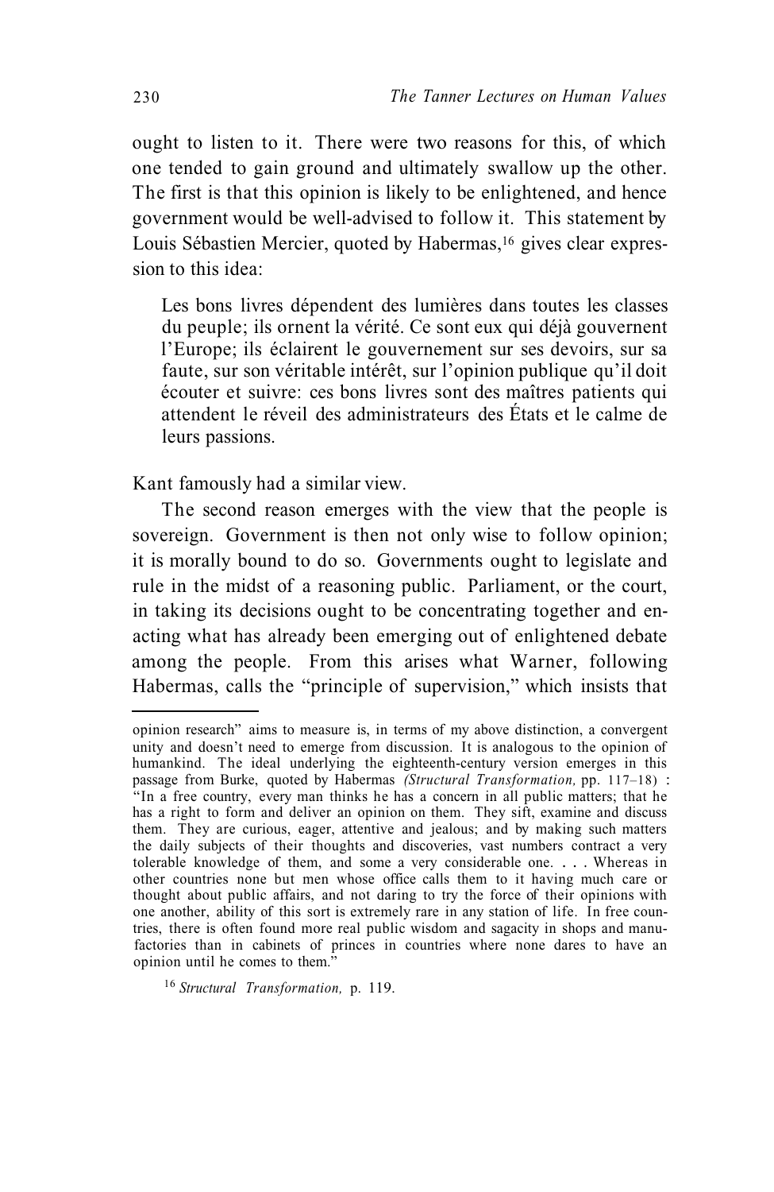ought to listen to it. There were two reasons for this, of which one tended to gain ground and ultimately swallow up the other. The first is that this opinion is likely to be enlightened, and hence government would be well-advised to follow it. This statement by Louis Sébastien Mercier, quoted by Habermas,[16] gives clear expression to this idea:

> Les bons livres dépendent des lumières dans toutes les classes du peuple; ils ornent la vérité. Ce sont eux qui déjà gouvernent l'Europe; ils éclairent le gouvernement sur ses devoirs, sur sa faute, sur son véritable intérêt, sur l'opinion publique qu'il doit écouter et suivre: ces bons livres sont des maîtres patients qui attendent le réveil des administrateurs des États et le calme de leurs passions.

Kant famously had a similar view.

The second reason emerges with the view that the people is sovereign. Government is then not only wise to follow opinion; it is morally bound to do so. Governments ought to legislate and rule in the midst of a reasoning public. Parliament, or the court, in taking its decisions ought to be concentrating together and enacting what has already been emerging out of enlightened debate among the people. From this arises what Warner, following Habermas, calls the "principle of supervision," which insists that

---

opinion research" aims to measure is, in terms of my above distinction, a convergent unity and doesn't need to emerge from discussion. It is analogous to the opinion of humankind. The ideal underlying the eighteenth-century version emerges in this passage from Burke, quoted by Habermas *(Structural Transformation,* pp. 117–18) : "In a free country, every man thinks he has a concern in all public matters; that he has a right to form and deliver an opinion on them. They sift, examine and discuss them. They are curious, eager, attentive and jealous; and by making such matters the daily subjects of their thoughts and discoveries, vast numbers contract a very tolerable knowledge of them, and some a very considerable one. . . . Whereas in other countries none but men whose office calls them to it having much care or thought about public affairs, and not daring to try the force of their opinions with one another, ability of this sort is extremely rare in any station of life. In free countries, there is often found more real public wisdom and sagacity in shops and manufactories than in cabinets of princes in countries where none dares to have an opinion until he comes to them."

[16] *Structural Transformation,* p. 119.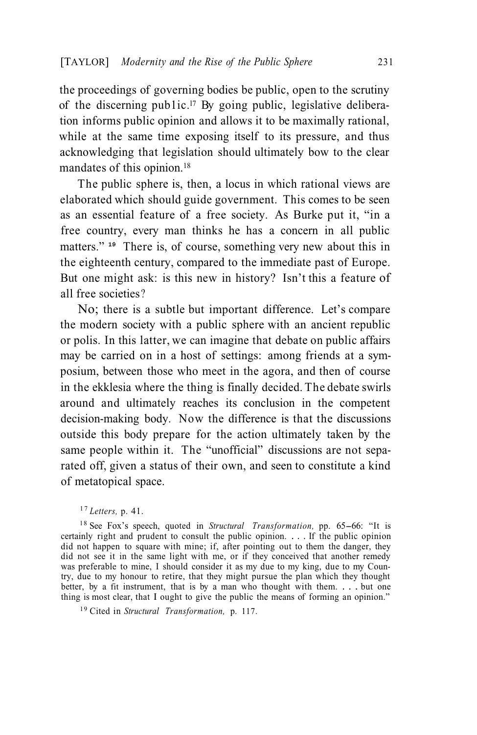the proceedings of governing bodies be public, open to the scrutiny of the discerning public.[17] By going public, legislative deliberation informs public opinion and allows it to be maximally rational, while at the same time exposing itself to its pressure, and thus acknowledging that legislation should ultimately bow to the clear mandates of this opinion.[18]

The public sphere is, then, a locus in which rational views are elaborated which should guide government. This comes to be seen as an essential feature of a free society. As Burke put it, "in a free country, every man thinks he has a concern in all public matters."[19] There is, of course, something very new about this in the eighteenth century, compared to the immediate past of Europe. But one might ask: is this new in history? Isn't this a feature of all free societies?

No; there is a subtle but important difference. Let's compare the modern society with a public sphere with an ancient republic or polis. In this latter, we can imagine that debate on public affairs may be carried on in a host of settings: among friends at a symposium, between those who meet in the agora, and then of course in the ekklesia where the thing is finally decided. The debate swirls around and ultimately reaches its conclusion in the competent decision-making body. Now the difference is that the discussions outside this body prepare for the action ultimately taken by the same people within it. The "unofficial" discussions are not separated off, given a status of their own, and seen to constitute a kind of metatopical space.

[17] *Letters,* p. 41.

[18] See Fox's speech, quoted in *Structural Transformation,* pp. 65–66: "It is certainly right and prudent to consult the public opinion. . . . If the public opinion did not happen to square with mine; if, after pointing out to them the danger, they did not see it in the same light with me, or if they conceived that another remedy was preferable to mine, I should consider it as my due to my king, due to my Country, due to my honour to retire, that they might pursue the plan which they thought better, by a fit instrument, that is by a man who thought with them. . . . but one thing is most clear, that I ought to give the public the means of forming an opinion."

[19] Cited in *Structural Transformation,* p. 117.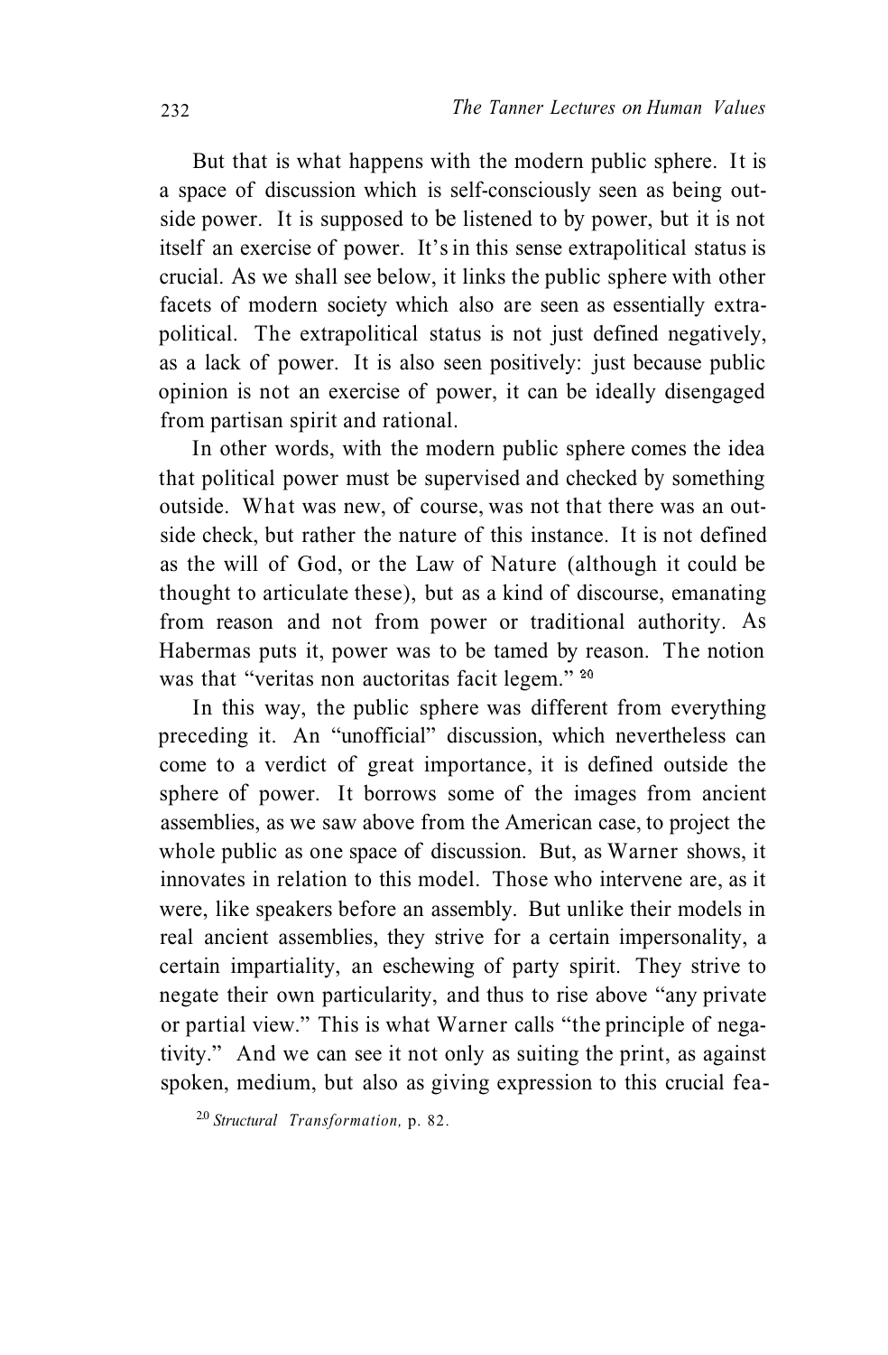But that is what happens with the modern public sphere. It is a space of discussion which is self-consciously seen as being outside power. It is supposed to be listened to by power, but it is not itself an exercise of power. It's in this sense extrapolitical status is crucial. As we shall see below, it links the public sphere with other facets of modern society which also are seen as essentially extrapolitical. The extrapolitical status is not just defined negatively, as a lack of power. It is also seen positively: just because public opinion is not an exercise of power, it can be ideally disengaged from partisan spirit and rational.

In other words, with the modern public sphere comes the idea that political power must be supervised and checked by something outside. What was new, of course, was not that there was an outside check, but rather the nature of this instance. It is not defined as the will of God, or the Law of Nature (although it could be thought to articulate these), but as a kind of discourse, emanating from reason and not from power or traditional authority. As Habermas puts it, power was to be tamed by reason. The notion was that "veritas non auctoritas facit legem." [20]

In this way, the public sphere was different from everything preceding it. An "unofficial" discussion, which nevertheless can come to a verdict of great importance, it is defined outside the sphere of power. It borrows some of the images from ancient assemblies, as we saw above from the American case, to project the whole public as one space of discussion. But, as Warner shows, it innovates in relation to this model. Those who intervene are, as it were, like speakers before an assembly. But unlike their models in real ancient assemblies, they strive for a certain impersonality, a certain impartiality, an eschewing of party spirit. They strive to negate their own particularity, and thus to rise above "any private or partial view." This is what Warner calls "the principle of negativity." And we can see it not only as suiting the print, as against spoken, medium, but also as giving expression to this crucial fea-

[20] *Structural Transformation,* p. 82.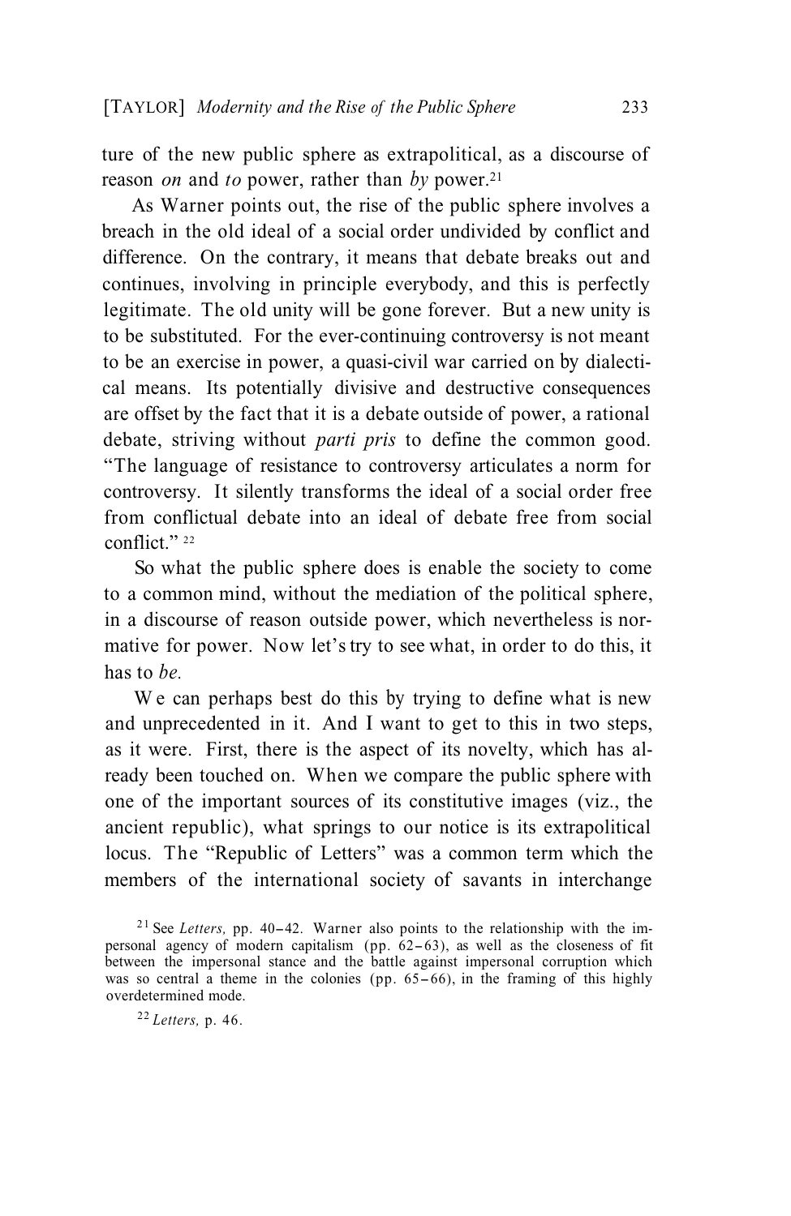ture of the new public sphere as extrapolitical, as a discourse of reason *on* and *to* power, rather than *by* power.[21]

As Warner points out, the rise of the public sphere involves a breach in the old ideal of a social order undivided by conflict and difference. On the contrary, it means that debate breaks out and continues, involving in principle everybody, and this is perfectly legitimate. The old unity will be gone forever. But a new unity is to be substituted. For the ever-continuing controversy is not meant to be an exercise in power, a quasi-civil war carried on by dialectical means. Its potentially divisive and destructive consequences are offset by the fact that it is a debate outside of power, a rational debate, striving without *parti pris* to define the common good. "The language of resistance to controversy articulates a norm for controversy. It silently transforms the ideal of a social order free from conflictual debate into an ideal of debate free from social conflict."[22]

So what the public sphere does is enable the society to come to a common mind, without the mediation of the political sphere, in a discourse of reason outside power, which nevertheless is normative for power. Now let's try to see what, in order to do this, it has to *be*.

We can perhaps best do this by trying to define what is new and unprecedented in it. And I want to get to this in two steps, as it were. First, there is the aspect of its novelty, which has already been touched on. When we compare the public sphere with one of the important sources of its constitutive images (viz., the ancient republic), what springs to our notice is its extrapolitical locus. The "Republic of Letters" was a common term which the members of the international society of savants in interchange

[21] See *Letters,* pp. 40–42. Warner also points to the relationship with the impersonal agency of modern capitalism (pp. 62–63), as well as the closeness of fit between the impersonal stance and the battle against impersonal corruption which was so central a theme in the colonies (pp. 65–66), in the framing of this highly overdetermined mode.

[22] *Letters,* p. 46.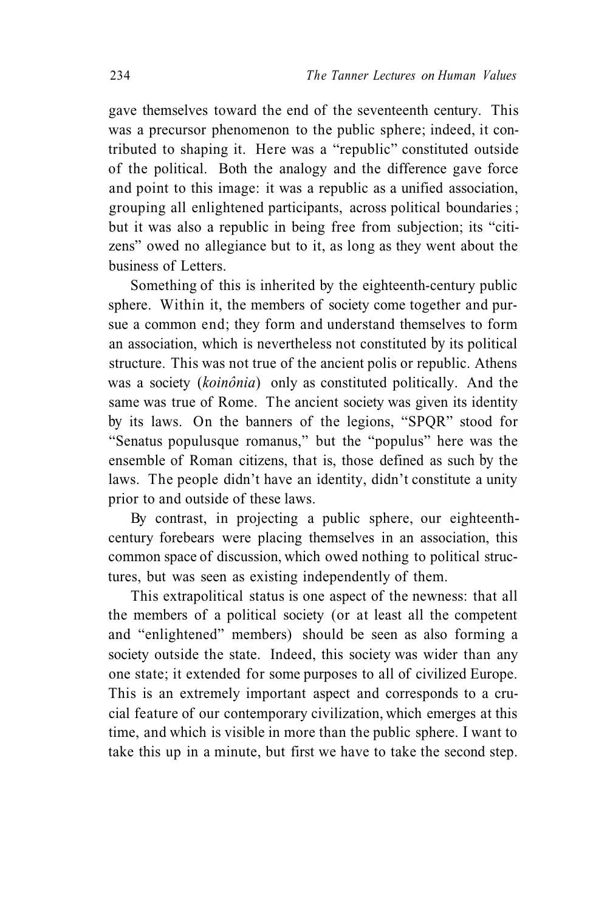gave themselves toward the end of the seventeenth century. This was a precursor phenomenon to the public sphere; indeed, it contributed to shaping it. Here was a "republic" constituted outside of the political. Both the analogy and the difference gave force and point to this image: it was a republic as a unified association, grouping all enlightened participants, across political boundaries; but it was also a republic in being free from subjection; its "citizens" owed no allegiance but to it, as long as they went about the business of Letters.

Something of this is inherited by the eighteenth-century public sphere. Within it, the members of society come together and pursue a common end; they form and understand themselves to form an association, which is nevertheless not constituted by its political structure. This was not true of the ancient polis or republic. Athens was a society (*koinônia*) only as constituted politically. And the same was true of Rome. The ancient society was given its identity by its laws. On the banners of the legions, "SPQR" stood for "Senatus populusque romanus," but the "populus" here was the ensemble of Roman citizens, that is, those defined as such by the laws. The people didn't have an identity, didn't constitute a unity prior to and outside of these laws.

By contrast, in projecting a public sphere, our eighteenth-century forebears were placing themselves in an association, this common space of discussion, which owed nothing to political structures, but was seen as existing independently of them.

This extrapolitical status is one aspect of the newness: that all the members of a political society (or at least all the competent and "enlightened" members) should be seen as also forming a society outside the state. Indeed, this society was wider than any one state; it extended for some purposes to all of civilized Europe. This is an extremely important aspect and corresponds to a crucial feature of our contemporary civilization, which emerges at this time, and which is visible in more than the public sphere. I want to take this up in a minute, but first we have to take the second step.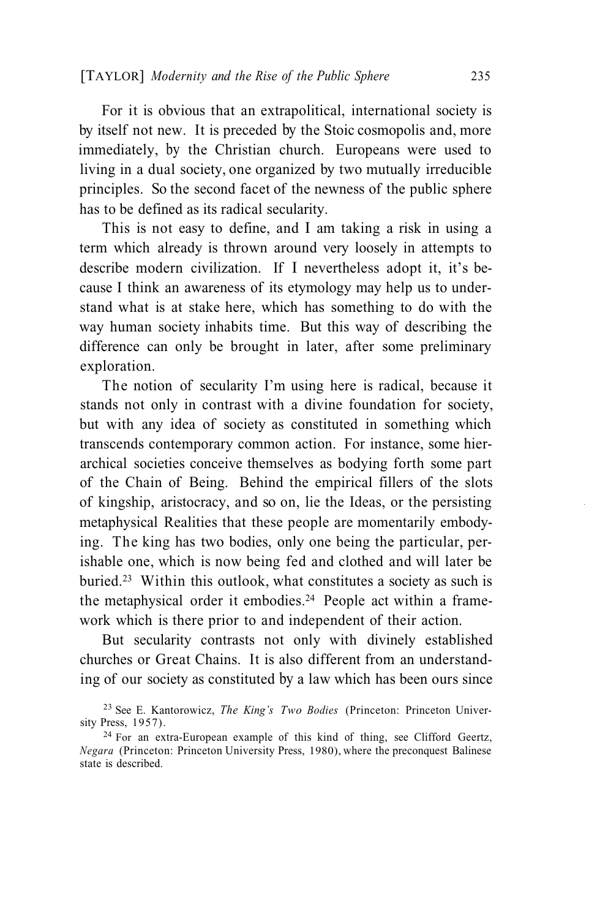For it is obvious that an extrapolitical, international society is by itself not new. It is preceded by the Stoic cosmopolis and, more immediately, by the Christian church. Europeans were used to living in a dual society, one organized by two mutually irreducible principles. So the second facet of the newness of the public sphere has to be defined as its radical secularity.

This is not easy to define, and I am taking a risk in using a term which already is thrown around very loosely in attempts to describe modern civilization. If I nevertheless adopt it, it's because I think an awareness of its etymology may help us to understand what is at stake here, which has something to do with the way human society inhabits time. But this way of describing the difference can only be brought in later, after some preliminary exploration.

The notion of secularity I'm using here is radical, because it stands not only in contrast with a divine foundation for society, but with any idea of society as constituted in something which transcends contemporary common action. For instance, some hierarchical societies conceive themselves as bodying forth some part of the Chain of Being. Behind the empirical fillers of the slots of kingship, aristocracy, and so on, lie the Ideas, or the persisting metaphysical Realities that these people are momentarily embodying. The king has two bodies, only one being the particular, perishable one, which is now being fed and clothed and will later be buried.[23] Within this outlook, what constitutes a society as such is the metaphysical order it embodies.[24] People act within a framework which is there prior to and independent of their action.

But secularity contrasts not only with divinely established churches or Great Chains. It is also different from an understanding of our society as constituted by a law which has been ours since

[23] See E. Kantorowicz, *The King's Two Bodies* (Princeton: Princeton University Press, 1957).

[24] For an extra-European example of this kind of thing, see Clifford Geertz, *Negara* (Princeton: Princeton University Press, 1980), where the preconquest Balinese state is described.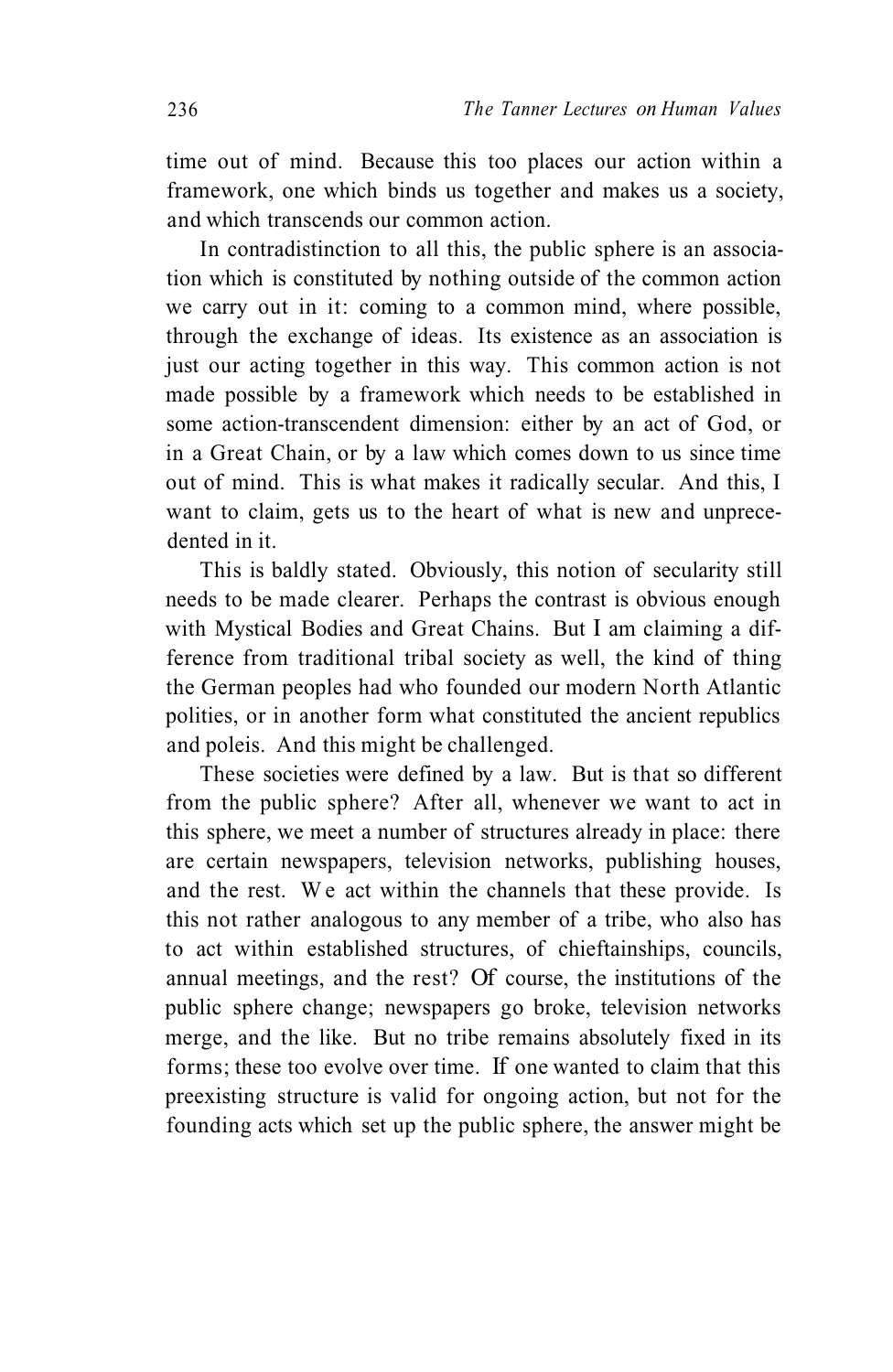time out of mind. Because this too places our action within a framework, one which binds us together and makes us a society, and which transcends our common action.

In contradistinction to all this, the public sphere is an association which is constituted by nothing outside of the common action we carry out in it: coming to a common mind, where possible, through the exchange of ideas. Its existence as an association is just our acting together in this way. This common action is not made possible by a framework which needs to be established in some action-transcendent dimension: either by an act of God, or in a Great Chain, or by a law which comes down to us since time out of mind. This is what makes it radically secular. And this, I want to claim, gets us to the heart of what is new and unprecedented in it.

This is baldly stated. Obviously, this notion of secularity still needs to be made clearer. Perhaps the contrast is obvious enough with Mystical Bodies and Great Chains. But I am claiming a difference from traditional tribal society as well, the kind of thing the German peoples had who founded our modern North Atlantic polities, or in another form what constituted the ancient republics and poleis. And this might be challenged.

These societies were defined by a law. But is that so different from the public sphere? After all, whenever we want to act in this sphere, we meet a number of structures already in place: there are certain newspapers, television networks, publishing houses, and the rest. We act within the channels that these provide. Is this not rather analogous to any member of a tribe, who also has to act within established structures, of chieftainships, councils, annual meetings, and the rest? Of course, the institutions of the public sphere change; newspapers go broke, television networks merge, and the like. But no tribe remains absolutely fixed in its forms; these too evolve over time. If one wanted to claim that this preexisting structure is valid for ongoing action, but not for the founding acts which set up the public sphere, the answer might be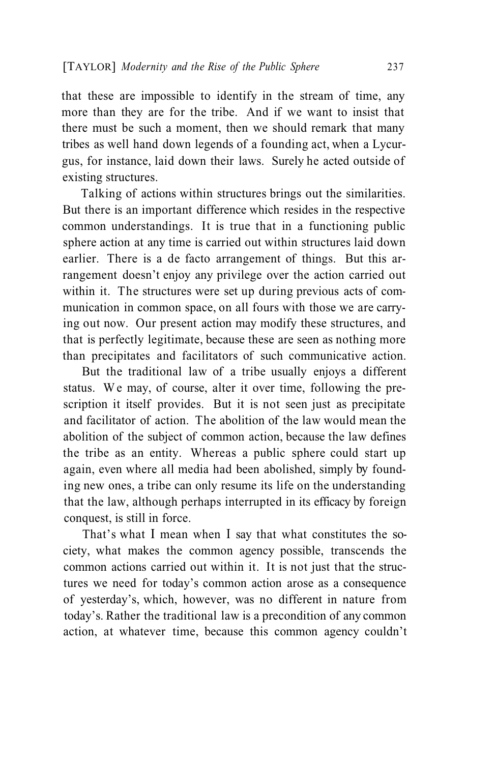that these are impossible to identify in the stream of time, any more than they are for the tribe. And if we want to insist that there must be such a moment, then we should remark that many tribes as well hand down legends of a founding act, when a Lycurgus, for instance, laid down their laws. Surely he acted outside of existing structures.

Talking of actions within structures brings out the similarities. But there is an important difference which resides in the respective common understandings. It is true that in a functioning public sphere action at any time is carried out within structures laid down earlier. There is a de facto arrangement of things. But this arrangement doesn't enjoy any privilege over the action carried out within it. The structures were set up during previous acts of communication in common space, on all fours with those we are carrying out now. Our present action may modify these structures, and that is perfectly legitimate, because these are seen as nothing more than precipitates and facilitators of such communicative action.

But the traditional law of a tribe usually enjoys a different status. We may, of course, alter it over time, following the prescription it itself provides. But it is not seen just as precipitate and facilitator of action. The abolition of the law would mean the abolition of the subject of common action, because the law defines the tribe as an entity. Whereas a public sphere could start up again, even where all media had been abolished, simply by founding new ones, a tribe can only resume its life on the understanding that the law, although perhaps interrupted in its efficacy by foreign conquest, is still in force.

That's what I mean when I say that what constitutes the society, what makes the common agency possible, transcends the common actions carried out within it. It is not just that the structures we need for today's common action arose as a consequence of yesterday's, which, however, was no different in nature from today's. Rather the traditional law is a precondition of any common action, at whatever time, because this common agency couldn't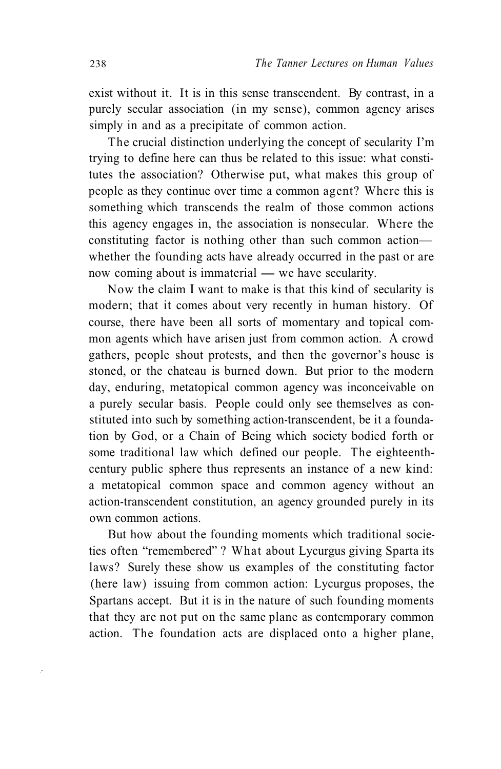exist without it. It is in this sense transcendent. By contrast, in a purely secular association (in my sense), common agency arises simply in and as a precipitate of common action.

The crucial distinction underlying the concept of secularity I'm trying to define here can thus be related to this issue: what constitutes the association? Otherwise put, what makes this group of people as they continue over time a common agent? Where this is something which transcends the realm of those common actions this agency engages in, the association is nonsecular. Where the constituting factor is nothing other than such common action—whether the founding acts have already occurred in the past or are now coming about is immaterial — we have secularity.

Now the claim I want to make is that this kind of secularity is modern; that it comes about very recently in human history. Of course, there have been all sorts of momentary and topical common agents which have arisen just from common action. A crowd gathers, people shout protests, and then the governor's house is stoned, or the chateau is burned down. But prior to the modern day, enduring, metatopical common agency was inconceivable on a purely secular basis. People could only see themselves as constituted into such by something action-transcendent, be it a foundation by God, or a Chain of Being which society bodied forth or some traditional law which defined our people. The eighteenth-century public sphere thus represents an instance of a new kind: a metatopical common space and common agency without an action-transcendent constitution, an agency grounded purely in its own common actions.

But how about the founding moments which traditional societies often "remembered" ? What about Lycurgus giving Sparta its laws? Surely these show us examples of the constituting factor (here law) issuing from common action: Lycurgus proposes, the Spartans accept. But it is in the nature of such founding moments that they are not put on the same plane as contemporary common action. The foundation acts are displaced onto a higher plane,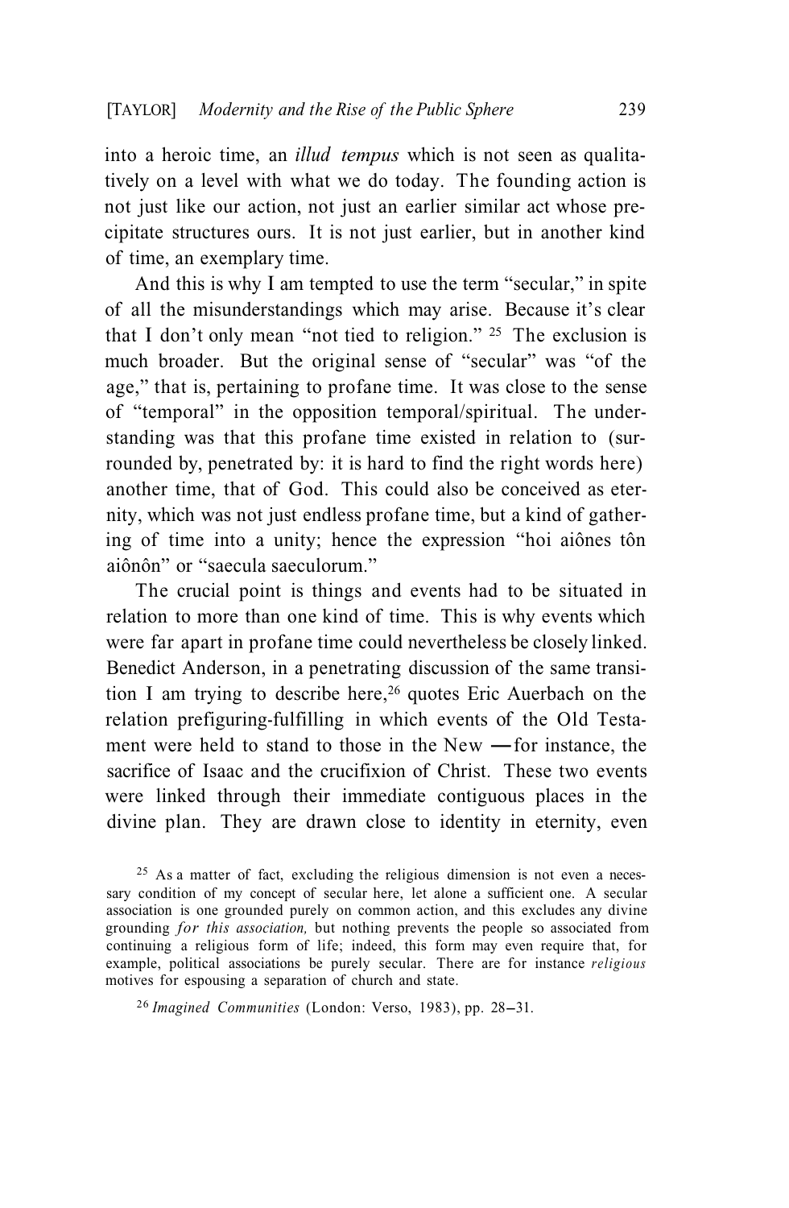into a heroic time, an *illud tempus* which is not seen as qualitatively on a level with what we do today. The founding action is not just like our action, not just an earlier similar act whose precipitate structures ours. It is not just earlier, but in another kind of time, an exemplary time.

And this is why I am tempted to use the term "secular," in spite of all the misunderstandings which may arise. Because it's clear that I don't only mean "not tied to religion." [25] The exclusion is much broader. But the original sense of "secular" was "of the age," that is, pertaining to profane time. It was close to the sense of "temporal" in the opposition temporal/spiritual. The understanding was that this profane time existed in relation to (surrounded by, penetrated by: it is hard to find the right words here) another time, that of God. This could also be conceived as eternity, which was not just endless profane time, but a kind of gathering of time into a unity; hence the expression "hoi aiônes tôn aiônôn" or "saecula saeculorum."

The crucial point is things and events had to be situated in relation to more than one kind of time. This is why events which were far apart in profane time could nevertheless be closely linked. Benedict Anderson, in a penetrating discussion of the same transition I am trying to describe here,[26] quotes Eric Auerbach on the relation prefiguring-fulfilling in which events of the Old Testament were held to stand to those in the New —for instance, the sacrifice of Isaac and the crucifixion of Christ. These two events were linked through their immediate contiguous places in the divine plan. They are drawn close to identity in eternity, even

[25] As a matter of fact, excluding the religious dimension is not even a necessary condition of my concept of secular here, let alone a sufficient one. A secular association is one grounded purely on common action, and this excludes any divine grounding *for this association,* but nothing prevents the people so associated from continuing a religious form of life; indeed, this form may even require that, for example, political associations be purely secular. There are for instance *religious* motives for espousing a separation of church and state.

[26] *Imagined Communities* (London: Verso, 1983), pp. 28–31.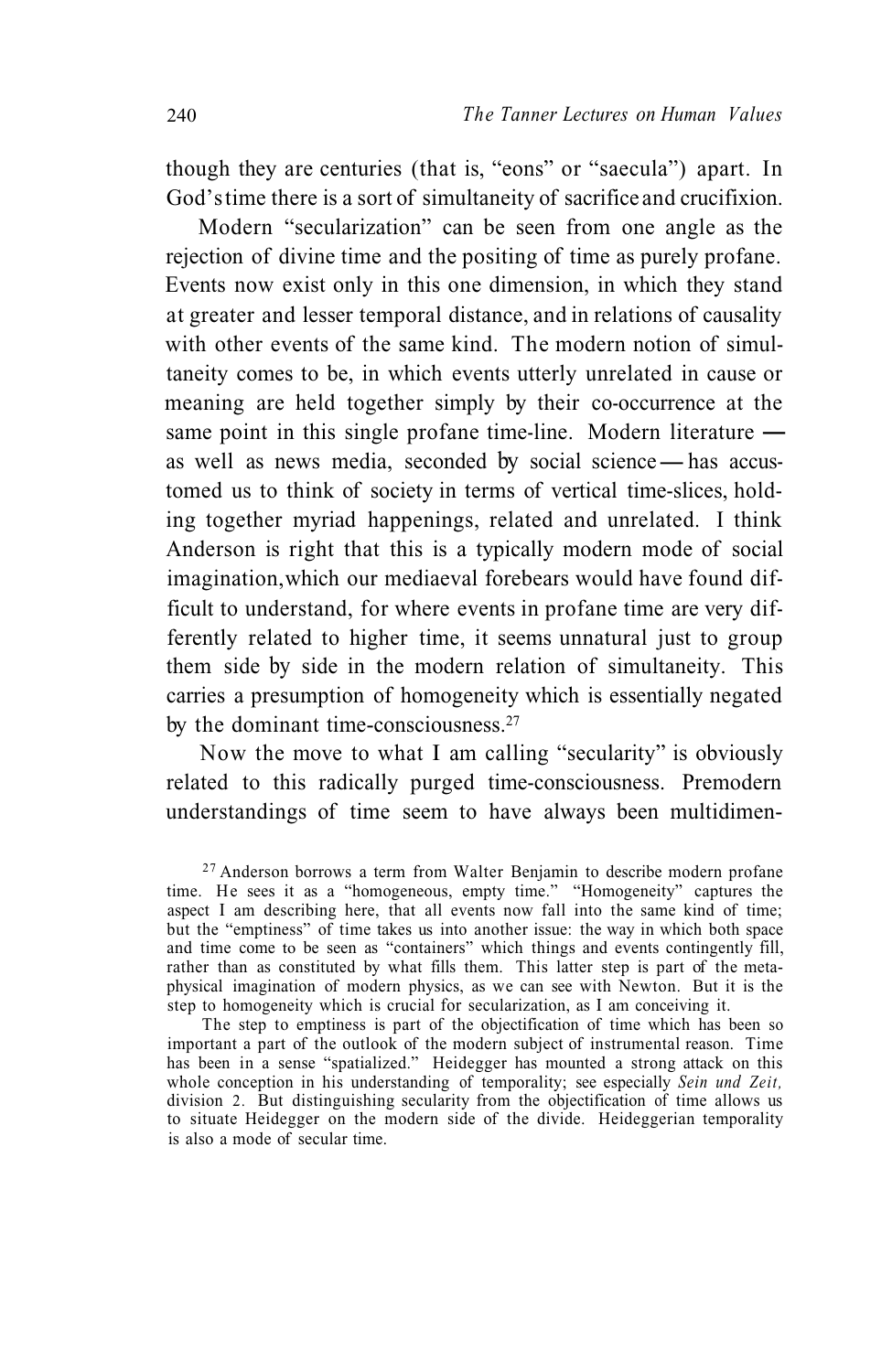though they are centuries (that is, "eons" or "saecula") apart. In God's time there is a sort of simultaneity of sacrifice and crucifixion.

Modern "secularization" can be seen from one angle as the rejection of divine time and the positing of time as purely profane. Events now exist only in this one dimension, in which they stand at greater and lesser temporal distance, and in relations of causality with other events of the same kind. The modern notion of simultaneity comes to be, in which events utterly unrelated in cause or meaning are held together simply by their co-occurrence at the same point in this single profane time-line. Modern literature — as well as news media, seconded by social science — has accustomed us to think of society in terms of vertical time-slices, holding together myriad happenings, related and unrelated. I think Anderson is right that this is a typically modern mode of social imagination, which our mediaeval forebears would have found difficult to understand, for where events in profane time are very differently related to higher time, it seems unnatural just to group them side by side in the modern relation of simultaneity. This carries a presumption of homogeneity which is essentially negated by the dominant time-consciousness.[27]

Now the move to what I am calling "secularity" is obviously related to this radically purged time-consciousness. Premodern understandings of time seem to have always been multidimen-

[27] Anderson borrows a term from Walter Benjamin to describe modern profane time. He sees it as a "homogeneous, empty time." "Homogeneity" captures the aspect I am describing here, that all events now fall into the same kind of time; but the "emptiness" of time takes us into another issue: the way in which both space and time come to be seen as "containers" which things and events contingently fill, rather than as constituted by what fills them. This latter step is part of the metaphysical imagination of modern physics, as we can see with Newton. But it is the step to homogeneity which is crucial for secularization, as I am conceiving it.

The step to emptiness is part of the objectification of time which has been so important a part of the outlook of the modern subject of instrumental reason. Time has been in a sense "spatialized." Heidegger has mounted a strong attack on this whole conception in his understanding of temporality; see especially *Sein und Zeit,* division 2. But distinguishing secularity from the objectification of time allows us to situate Heidegger on the modern side of the divide. Heideggerian temporality is also a mode of secular time.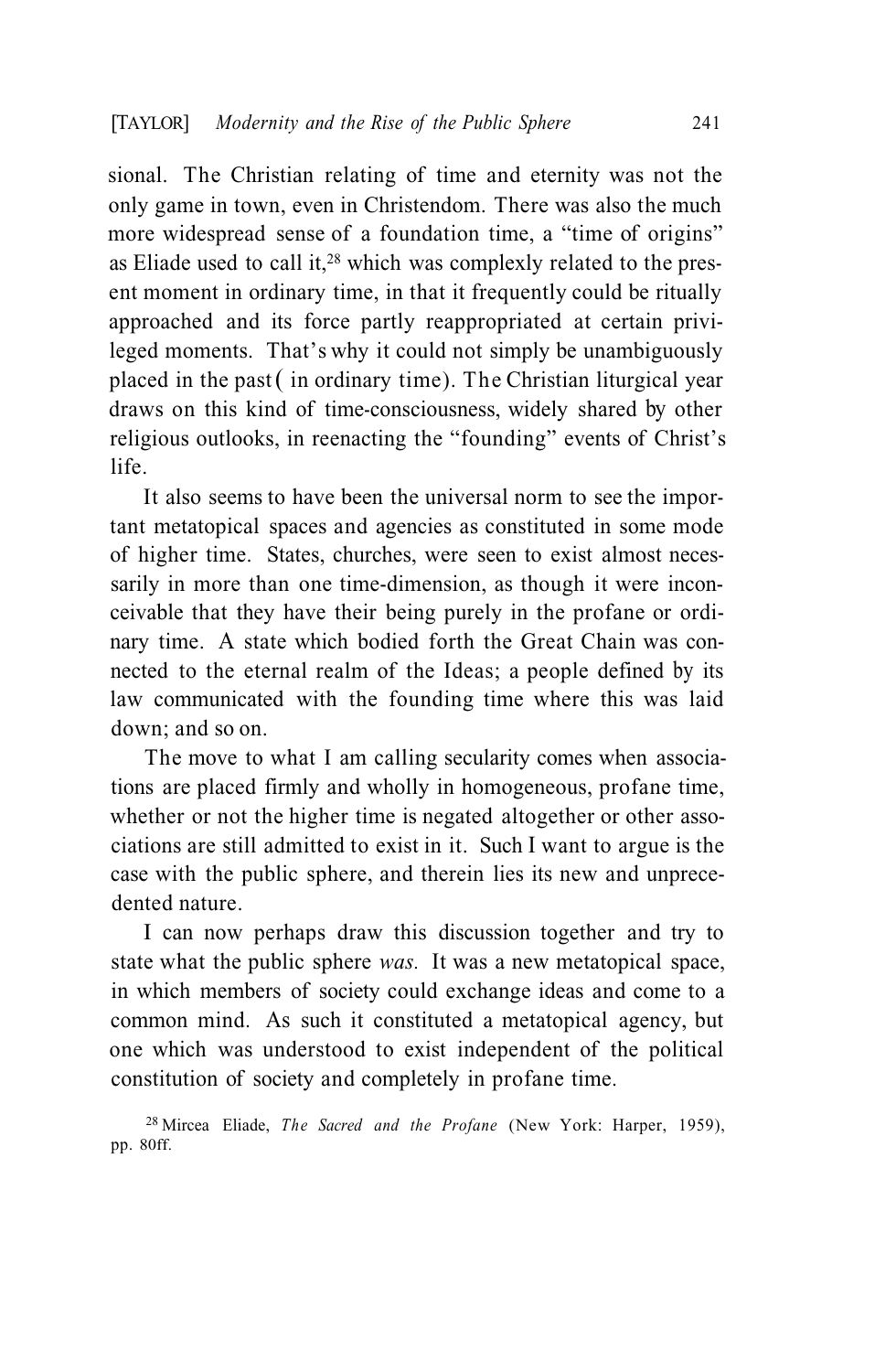sional. The Christian relating of time and eternity was not the only game in town, even in Christendom. There was also the much more widespread sense of a foundation time, a "time of origins" as Eliade used to call it,[28] which was complexly related to the present moment in ordinary time, in that it frequently could be ritually approached and its force partly reappropriated at certain privileged moments. That's why it could not simply be unambiguously placed in the past ( in ordinary time). The Christian liturgical year draws on this kind of time-consciousness, widely shared by other religious outlooks, in reenacting the "founding" events of Christ's life.

It also seems to have been the universal norm to see the important metatopical spaces and agencies as constituted in some mode of higher time. States, churches, were seen to exist almost necessarily in more than one time-dimension, as though it were inconceivable that they have their being purely in the profane or ordinary time. A state which bodied forth the Great Chain was connected to the eternal realm of the Ideas; a people defined by its law communicated with the founding time where this was laid down; and so on.

The move to what I am calling secularity comes when associations are placed firmly and wholly in homogeneous, profane time, whether or not the higher time is negated altogether or other associations are still admitted to exist in it. Such I want to argue is the case with the public sphere, and therein lies its new and unprecedented nature.

I can now perhaps draw this discussion together and try to state what the public sphere *was.* It was a new metatopical space, in which members of society could exchange ideas and come to a common mind. As such it constituted a metatopical agency, but one which was understood to exist independent of the political constitution of society and completely in profane time.

[28] Mircea Eliade, *The Sacred and the Profane* (New York: Harper, 1959), pp. 80ff.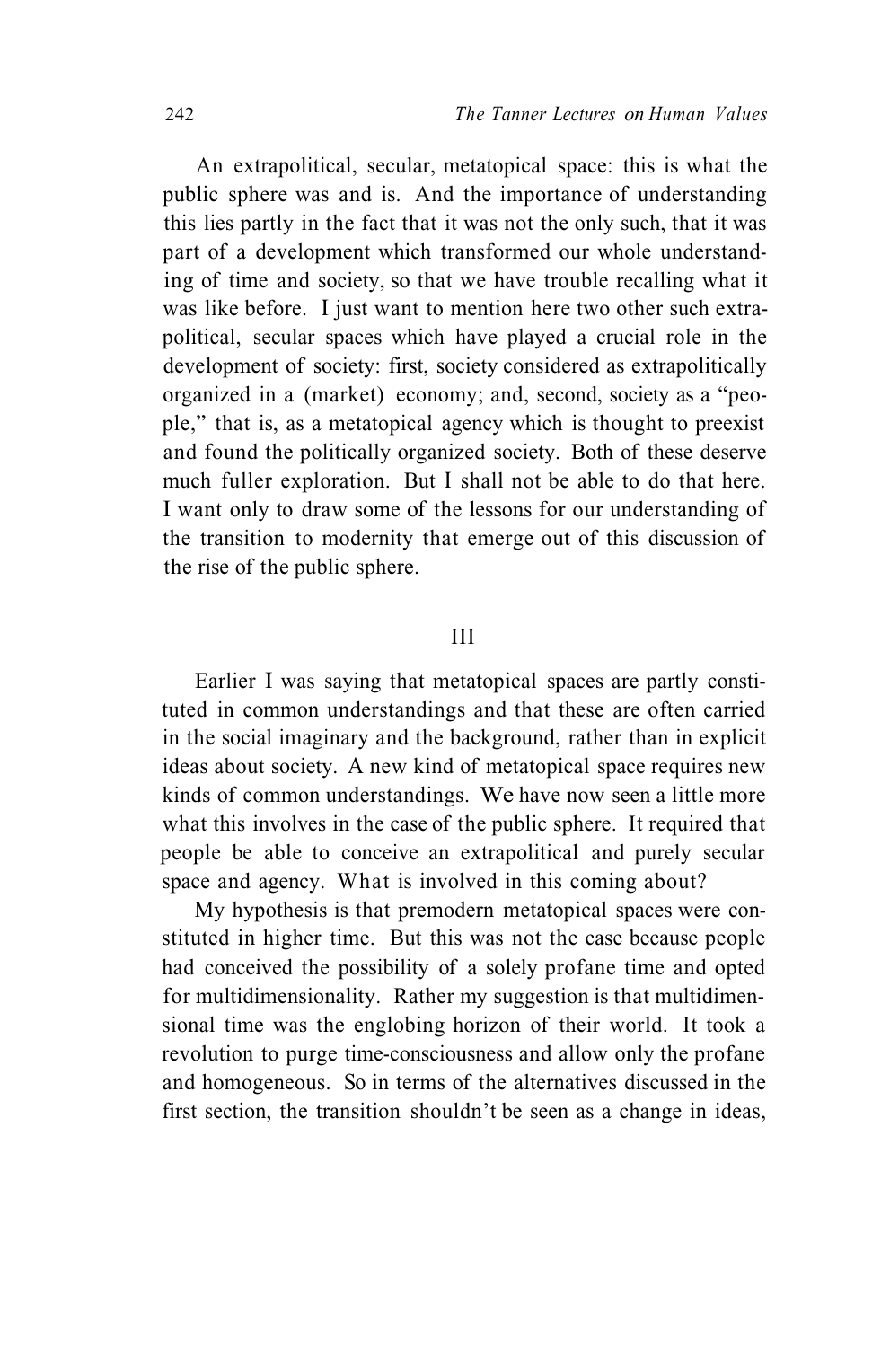An extrapolitical, secular, metatopical space: this is what the public sphere was and is. And the importance of understanding this lies partly in the fact that it was not the only such, that it was part of a development which transformed our whole understanding of time and society, so that we have trouble recalling what it was like before. I just want to mention here two other such extrapolitical, secular spaces which have played a crucial role in the development of society: first, society considered as extrapolitically organized in a (market) economy; and, second, society as a "people," that is, as a metatopical agency which is thought to preexist and found the politically organized society. Both of these deserve much fuller exploration. But I shall not be able to do that here. I want only to draw some of the lessons for our understanding of the transition to modernity that emerge out of this discussion of the rise of the public sphere.

## III

Earlier I was saying that metatopical spaces are partly constituted in common understandings and that these are often carried in the social imaginary and the background, rather than in explicit ideas about society. A new kind of metatopical space requires new kinds of common understandings. We have now seen a little more what this involves in the case of the public sphere. It required that people be able to conceive an extrapolitical and purely secular space and agency. What is involved in this coming about?

My hypothesis is that premodern metatopical spaces were constituted in higher time. But this was not the case because people had conceived the possibility of a solely profane time and opted for multidimensionality. Rather my suggestion is that multidimensional time was the englobing horizon of their world. It took a revolution to purge time-consciousness and allow only the profane and homogeneous. So in terms of the alternatives discussed in the first section, the transition shouldn't be seen as a change in ideas,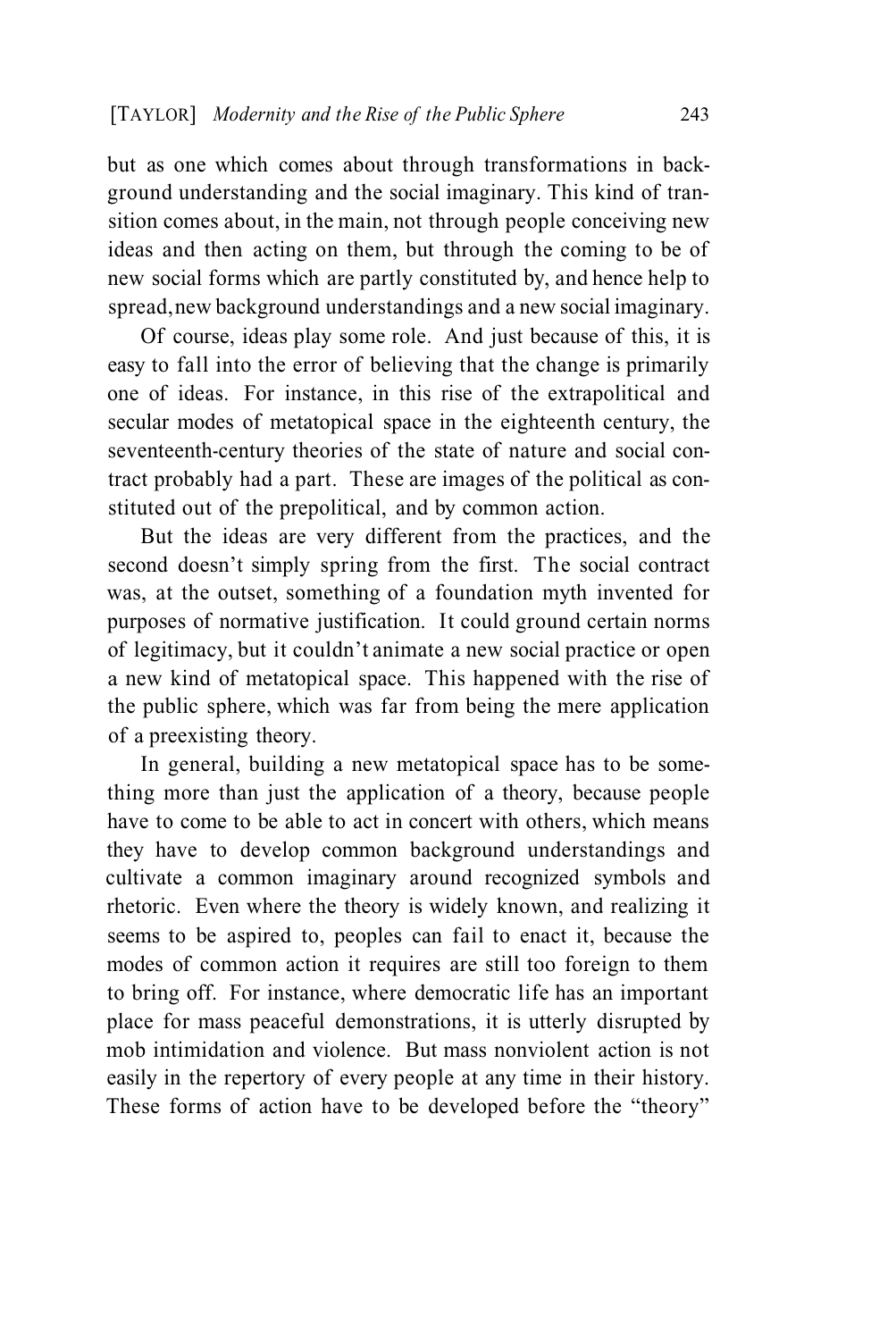but as one which comes about through transformations in background understanding and the social imaginary. This kind of transition comes about, in the main, not through people conceiving new ideas and then acting on them, but through the coming to be of new social forms which are partly constituted by, and hence help to spread, new background understandings and a new social imaginary.

Of course, ideas play some role. And just because of this, it is easy to fall into the error of believing that the change is primarily one of ideas. For instance, in this rise of the extrapolitical and secular modes of metatopical space in the eighteenth century, the seventeenth-century theories of the state of nature and social contract probably had a part. These are images of the political as constituted out of the prepolitical, and by common action.

But the ideas are very different from the practices, and the second doesn't simply spring from the first. The social contract was, at the outset, something of a foundation myth invented for purposes of normative justification. It could ground certain norms of legitimacy, but it couldn't animate a new social practice or open a new kind of metatopical space. This happened with the rise of the public sphere, which was far from being the mere application of a preexisting theory.

In general, building a new metatopical space has to be something more than just the application of a theory, because people have to come to be able to act in concert with others, which means they have to develop common background understandings and cultivate a common imaginary around recognized symbols and rhetoric. Even where the theory is widely known, and realizing it seems to be aspired to, peoples can fail to enact it, because the modes of common action it requires are still too foreign to them to bring off. For instance, where democratic life has an important place for mass peaceful demonstrations, it is utterly disrupted by mob intimidation and violence. But mass nonviolent action is not easily in the repertory of every people at any time in their history. These forms of action have to be developed before the "theory"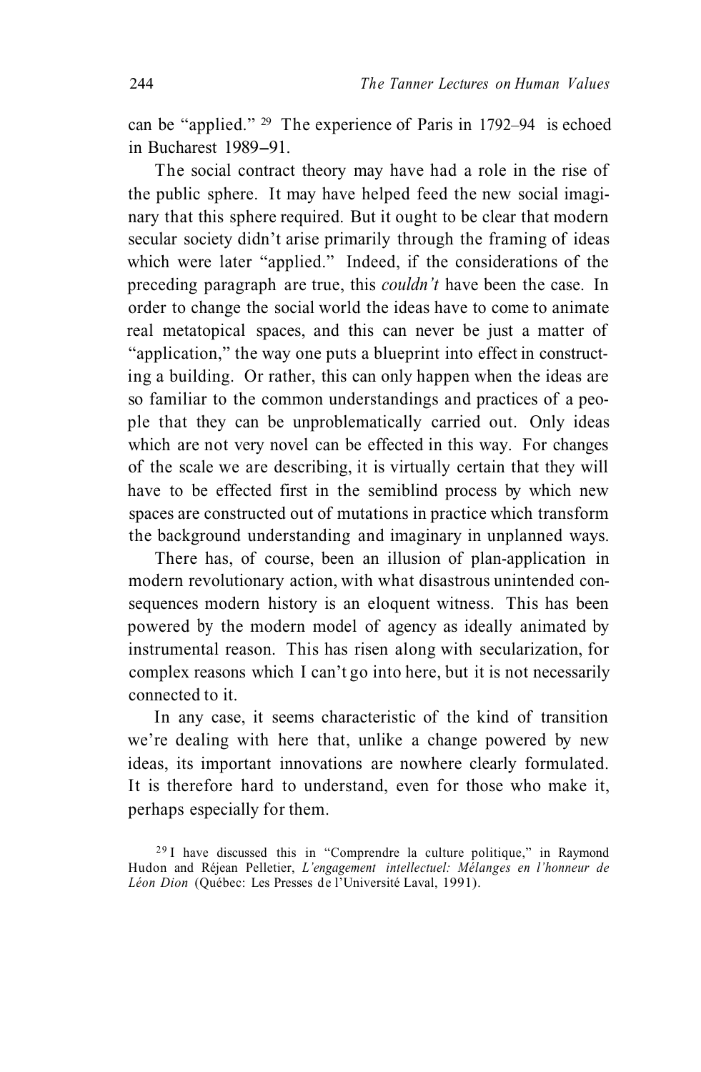can be "applied." [29] The experience of Paris in 1792–94 is echoed in Bucharest 1989–91.

The social contract theory may have had a role in the rise of the public sphere. It may have helped feed the new social imaginary that this sphere required. But it ought to be clear that modern secular society didn't arise primarily through the framing of ideas which were later "applied." Indeed, if the considerations of the preceding paragraph are true, this *couldn't* have been the case. In order to change the social world the ideas have to come to animate real metatopical spaces, and this can never be just a matter of "application," the way one puts a blueprint into effect in constructing a building. Or rather, this can only happen when the ideas are so familiar to the common understandings and practices of a people that they can be unproblematically carried out. Only ideas which are not very novel can be effected in this way. For changes of the scale we are describing, it is virtually certain that they will have to be effected first in the semiblind process by which new spaces are constructed out of mutations in practice which transform the background understanding and imaginary in unplanned ways.

There has, of course, been an illusion of plan-application in modern revolutionary action, with what disastrous unintended consequences modern history is an eloquent witness. This has been powered by the modern model of agency as ideally animated by instrumental reason. This has risen along with secularization, for complex reasons which I can't go into here, but it is not necessarily connected to it.

In any case, it seems characteristic of the kind of transition we're dealing with here that, unlike a change powered by new ideas, its important innovations are nowhere clearly formulated. It is therefore hard to understand, even for those who make it, perhaps especially for them.

[29] I have discussed this in "Comprendre la culture politique," in Raymond Hudon and Réjean Pelletier, *L'engagement intellectuel: Mélanges en l'honneur de Léon Dion* (Québec: Les Presses de l'Université Laval, 1991).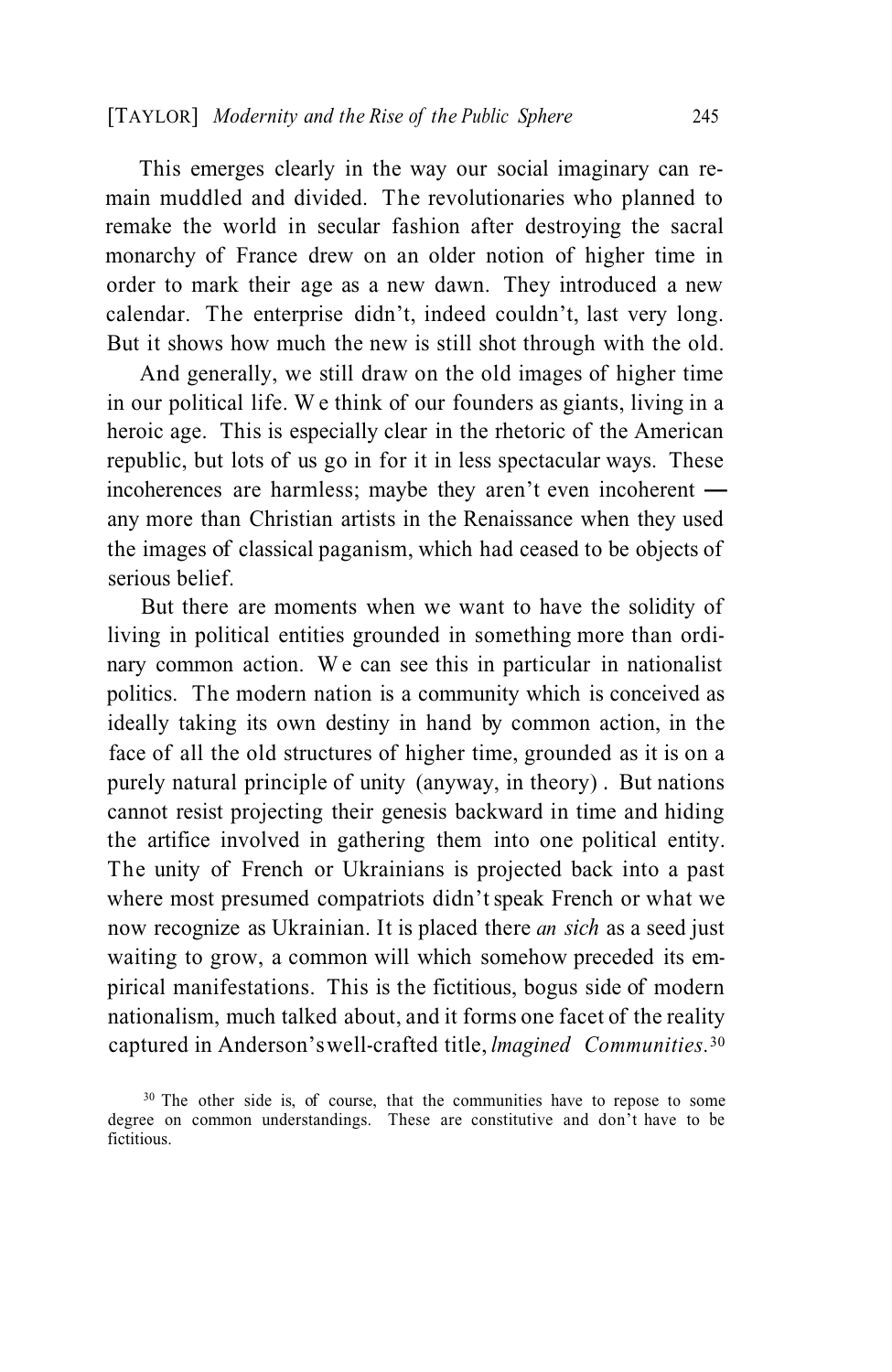This emerges clearly in the way our social imaginary can remain muddled and divided. The revolutionaries who planned to remake the world in secular fashion after destroying the sacral monarchy of France drew on an older notion of higher time in order to mark their age as a new dawn. They introduced a new calendar. The enterprise didn't, indeed couldn't, last very long. But it shows how much the new is still shot through with the old.

And generally, we still draw on the old images of higher time in our political life. We think of our founders as giants, living in a heroic age. This is especially clear in the rhetoric of the American republic, but lots of us go in for it in less spectacular ways. These incoherences are harmless; maybe they aren't even incoherent — any more than Christian artists in the Renaissance when they used the images of classical paganism, which had ceased to be objects of serious belief.

But there are moments when we want to have the solidity of living in political entities grounded in something more than ordinary common action. We can see this in particular in nationalist politics. The modern nation is a community which is conceived as ideally taking its own destiny in hand by common action, in the face of all the old structures of higher time, grounded as it is on a purely natural principle of unity (anyway, in theory). But nations cannot resist projecting their genesis backward in time and hiding the artifice involved in gathering them into one political entity. The unity of French or Ukrainians is projected back into a past where most presumed compatriots didn't speak French or what we now recognize as Ukrainian. It is placed there *an sich* as a seed just waiting to grow, a common will which somehow preceded its empirical manifestations. This is the fictitious, bogus side of modern nationalism, much talked about, and it forms one facet of the reality captured in Anderson's well-crafted title, *Imagined Communities*.[30]

[30] The other side is, of course, that the communities have to repose to some degree on common understandings. These are constitutive and don't have to be fictitious.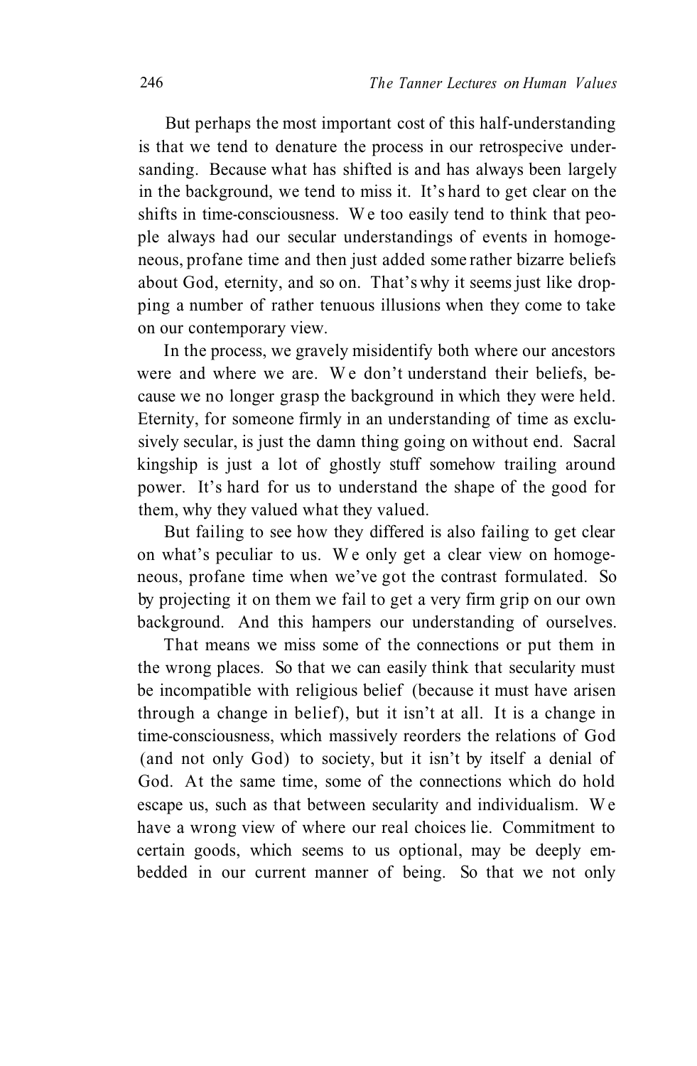But perhaps the most important cost of this half-understanding is that we tend to denature the process in our retrospecive undersanding. Because what has shifted is and has always been largely in the background, we tend to miss it. It's hard to get clear on the shifts in time-consciousness. We too easily tend to think that people always had our secular understandings of events in homogeneous, profane time and then just added some rather bizarre beliefs about God, eternity, and so on. That's why it seems just like dropping a number of rather tenuous illusions when they come to take on our contemporary view.

In the process, we gravely misidentify both where our ancestors were and where we are. We don't understand their beliefs, because we no longer grasp the background in which they were held. Eternity, for someone firmly in an understanding of time as exclusively secular, is just the damn thing going on without end. Sacral kingship is just a lot of ghostly stuff somehow trailing around power. It's hard for us to understand the shape of the good for them, why they valued what they valued.

But failing to see how they differed is also failing to get clear on what's peculiar to us. We only get a clear view on homogeneous, profane time when we've got the contrast formulated. So by projecting it on them we fail to get a very firm grip on our own background. And this hampers our understanding of ourselves.

That means we miss some of the connections or put them in the wrong places. So that we can easily think that secularity must be incompatible with religious belief (because it must have arisen through a change in belief), but it isn't at all. It is a change in time-consciousness, which massively reorders the relations of God (and not only God) to society, but it isn't by itself a denial of God. At the same time, some of the connections which do hold escape us, such as that between secularity and individualism. We have a wrong view of where our real choices lie. Commitment to certain goods, which seems to us optional, may be deeply embedded in our current manner of being. So that we not only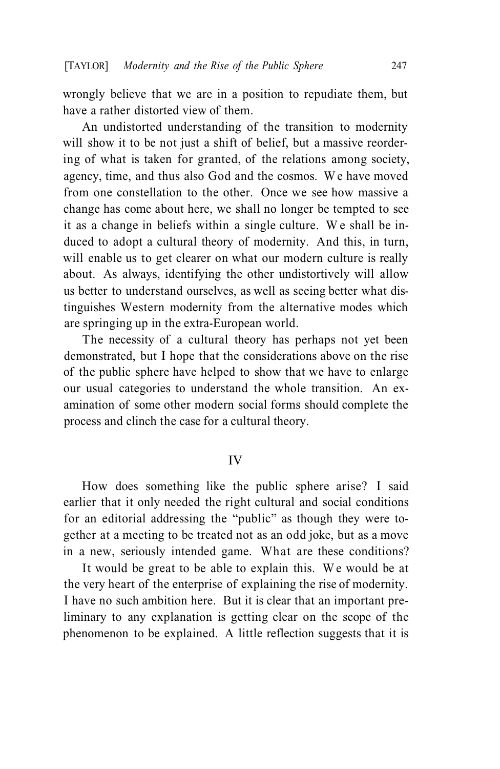wrongly believe that we are in a position to repudiate them, but have a rather distorted view of them.

An undistorted understanding of the transition to modernity will show it to be not just a shift of belief, but a massive reordering of what is taken for granted, of the relations among society, agency, time, and thus also God and the cosmos. We have moved from one constellation to the other. Once we see how massive a change has come about here, we shall no longer be tempted to see it as a change in beliefs within a single culture. We shall be induced to adopt a cultural theory of modernity. And this, in turn, will enable us to get clearer on what our modern culture is really about. As always, identifying the other undistortively will allow us better to understand ourselves, as well as seeing better what distinguishes Western modernity from the alternative modes which are springing up in the extra-European world.

The necessity of a cultural theory has perhaps not yet been demonstrated, but I hope that the considerations above on the rise of the public sphere have helped to show that we have to enlarge our usual categories to understand the whole transition. An examination of some other modern social forms should complete the process and clinch the case for a cultural theory.

## IV

How does something like the public sphere arise? I said earlier that it only needed the right cultural and social conditions for an editorial addressing the "public" as though they were together at a meeting to be treated not as an odd joke, but as a move in a new, seriously intended game. What are these conditions?

It would be great to be able to explain this. We would be at the very heart of the enterprise of explaining the rise of modernity. I have no such ambition here. But it is clear that an important preliminary to any explanation is getting clear on the scope of the phenomenon to be explained. A little reflection suggests that it is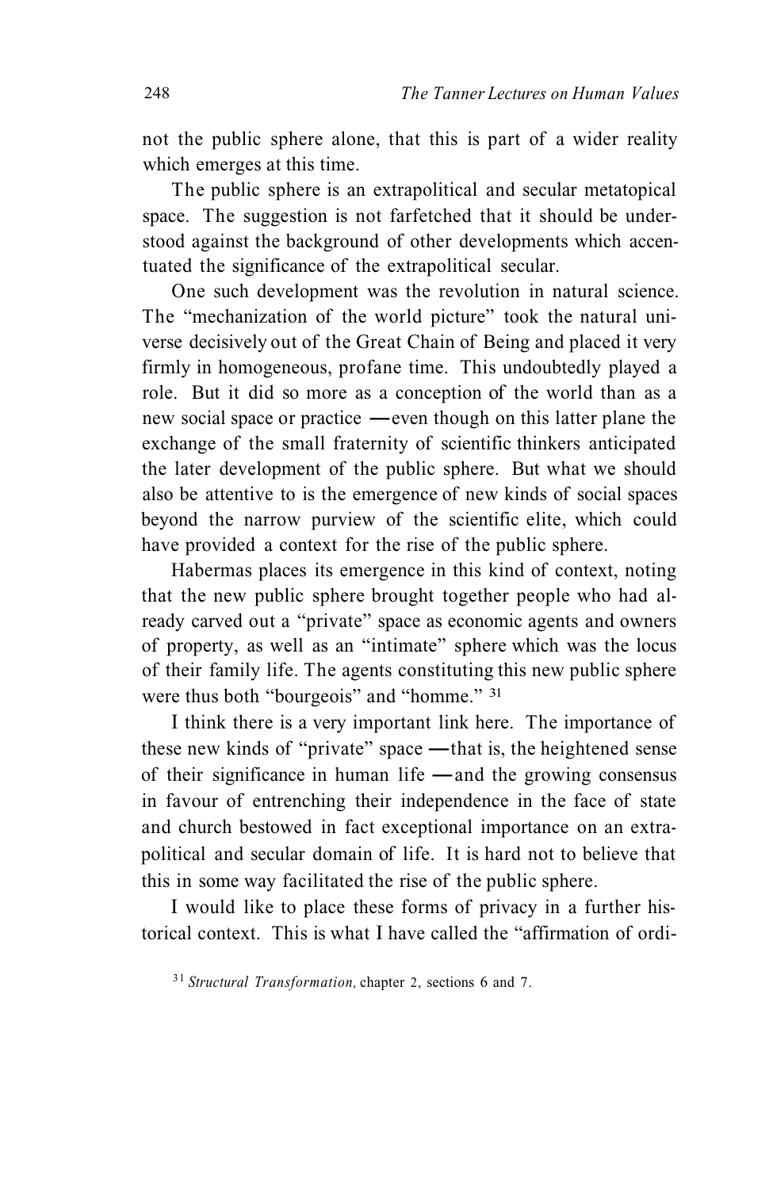not the public sphere alone, that this is part of a wider reality which emerges at this time.

The public sphere is an extrapolitical and secular metatopical space. The suggestion is not farfetched that it should be understood against the background of other developments which accentuated the significance of the extrapolitical secular.

One such development was the revolution in natural science. The "mechanization of the world picture" took the natural universe decisively out of the Great Chain of Being and placed it very firmly in homogeneous, profane time. This undoubtedly played a role. But it did so more as a conception of the world than as a new social space or practice —even though on this latter plane the exchange of the small fraternity of scientific thinkers anticipated the later development of the public sphere. But what we should also be attentive to is the emergence of new kinds of social spaces beyond the narrow purview of the scientific elite, which could have provided a context for the rise of the public sphere.

Habermas places its emergence in this kind of context, noting that the new public sphere brought together people who had already carved out a "private" space as economic agents and owners of property, as well as an "intimate" sphere which was the locus of their family life. The agents constituting this new public sphere were thus both "bourgeois" and "homme." [31]

I think there is a very important link here. The importance of these new kinds of "private" space —that is, the heightened sense of their significance in human life —and the growing consensus in favour of entrenching their independence in the face of state and church bestowed in fact exceptional importance on an extrapolitical and secular domain of life. It is hard not to believe that this in some way facilitated the rise of the public sphere.

I would like to place these forms of privacy in a further historical context. This is what I have called the "affirmation of ordi-

[31] *Structural Transformation,* chapter 2, sections 6 and 7.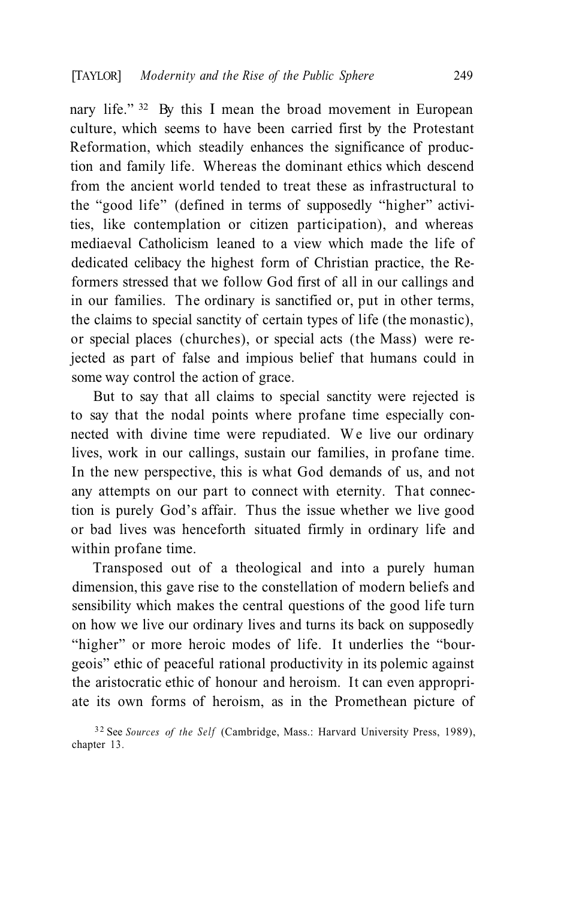nary life."[32] By this I mean the broad movement in European culture, which seems to have been carried first by the Protestant Reformation, which steadily enhances the significance of production and family life. Whereas the dominant ethics which descend from the ancient world tended to treat these as infrastructural to the "good life" (defined in terms of supposedly "higher" activities, like contemplation or citizen participation), and whereas mediaeval Catholicism leaned to a view which made the life of dedicated celibacy the highest form of Christian practice, the Reformers stressed that we follow God first of all in our callings and in our families. The ordinary is sanctified or, put in other terms, the claims to special sanctity of certain types of life (the monastic), or special places (churches), or special acts (the Mass) were rejected as part of false and impious belief that humans could in some way control the action of grace.

But to say that all claims to special sanctity were rejected is to say that the nodal points where profane time especially connected with divine time were repudiated. We live our ordinary lives, work in our callings, sustain our families, in profane time. In the new perspective, this is what God demands of us, and not any attempts on our part to connect with eternity. That connection is purely God's affair. Thus the issue whether we live good or bad lives was henceforth situated firmly in ordinary life and within profane time.

Transposed out of a theological and into a purely human dimension, this gave rise to the constellation of modern beliefs and sensibility which makes the central questions of the good life turn on how we live our ordinary lives and turns its back on supposedly "higher" or more heroic modes of life. It underlies the "bourgeois" ethic of peaceful rational productivity in its polemic against the aristocratic ethic of honour and heroism. It can even appropriate its own forms of heroism, as in the Promethean picture of

[32] See *Sources of the Self* (Cambridge, Mass.: Harvard University Press, 1989), chapter 13.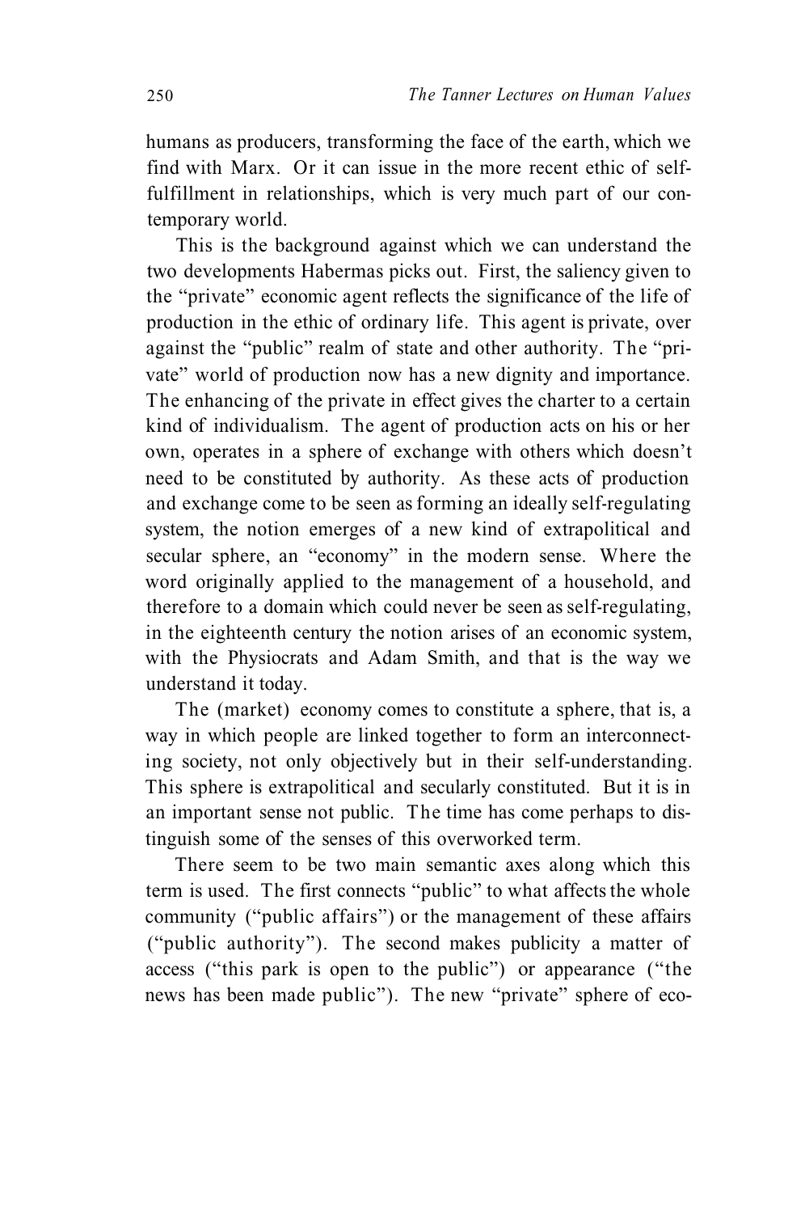humans as producers, transforming the face of the earth, which we find with Marx. Or it can issue in the more recent ethic of self-fulfillment in relationships, which is very much part of our contemporary world.

This is the background against which we can understand the two developments Habermas picks out. First, the saliency given to the "private" economic agent reflects the significance of the life of production in the ethic of ordinary life. This agent is private, over against the "public" realm of state and other authority. The "private" world of production now has a new dignity and importance. The enhancing of the private in effect gives the charter to a certain kind of individualism. The agent of production acts on his or her own, operates in a sphere of exchange with others which doesn't need to be constituted by authority. As these acts of production and exchange come to be seen as forming an ideally self-regulating system, the notion emerges of a new kind of extrapolitical and secular sphere, an "economy" in the modern sense. Where the word originally applied to the management of a household, and therefore to a domain which could never be seen as self-regulating, in the eighteenth century the notion arises of an economic system, with the Physiocrats and Adam Smith, and that is the way we understand it today.

The (market) economy comes to constitute a sphere, that is, a way in which people are linked together to form an interconnecting society, not only objectively but in their self-understanding. This sphere is extrapolitical and secularly constituted. But it is in an important sense not public. The time has come perhaps to distinguish some of the senses of this overworked term.

There seem to be two main semantic axes along which this term is used. The first connects "public" to what affects the whole community ("public affairs") or the management of these affairs ("public authority"). The second makes publicity a matter of access ("this park is open to the public") or appearance ("the news has been made public"). The new "private" sphere of eco-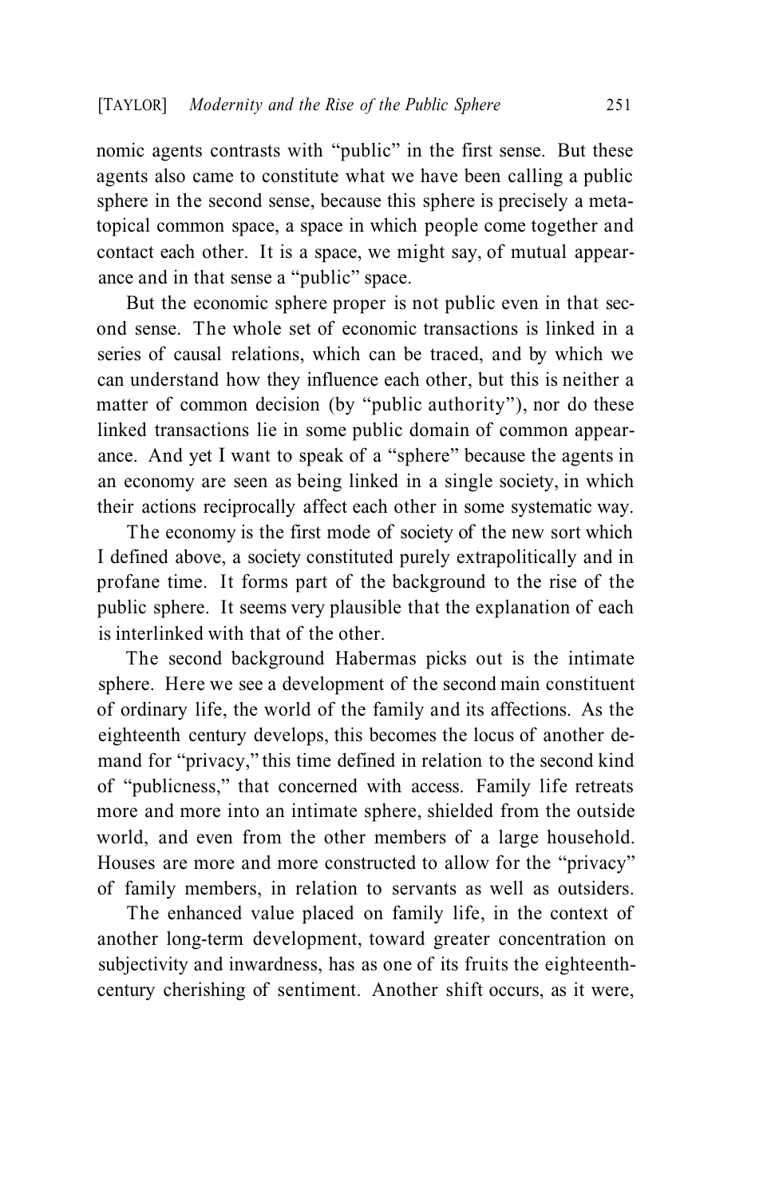nomic agents contrasts with "public" in the first sense. But these agents also came to constitute what we have been calling a public sphere in the second sense, because this sphere is precisely a metatopical common space, a space in which people come together and contact each other. It is a space, we might say, of mutual appearance and in that sense a "public" space.

But the economic sphere proper is not public even in that second sense. The whole set of economic transactions is linked in a series of causal relations, which can be traced, and by which we can understand how they influence each other, but this is neither a matter of common decision (by "public authority"), nor do these linked transactions lie in some public domain of common appearance. And yet I want to speak of a "sphere" because the agents in an economy are seen as being linked in a single society, in which their actions reciprocally affect each other in some systematic way.

The economy is the first mode of society of the new sort which I defined above, a society constituted purely extrapolitically and in profane time. It forms part of the background to the rise of the public sphere. It seems very plausible that the explanation of each is interlinked with that of the other.

The second background Habermas picks out is the intimate sphere. Here we see a development of the second main constituent of ordinary life, the world of the family and its affections. As the eighteenth century develops, this becomes the locus of another demand for "privacy," this time defined in relation to the second kind of "publicness," that concerned with access. Family life retreats more and more into an intimate sphere, shielded from the outside world, and even from the other members of a large household. Houses are more and more constructed to allow for the "privacy" of family members, in relation to servants as well as outsiders.

The enhanced value placed on family life, in the context of another long-term development, toward greater concentration on subjectivity and inwardness, has as one of its fruits the eighteenth-century cherishing of sentiment. Another shift occurs, as it were,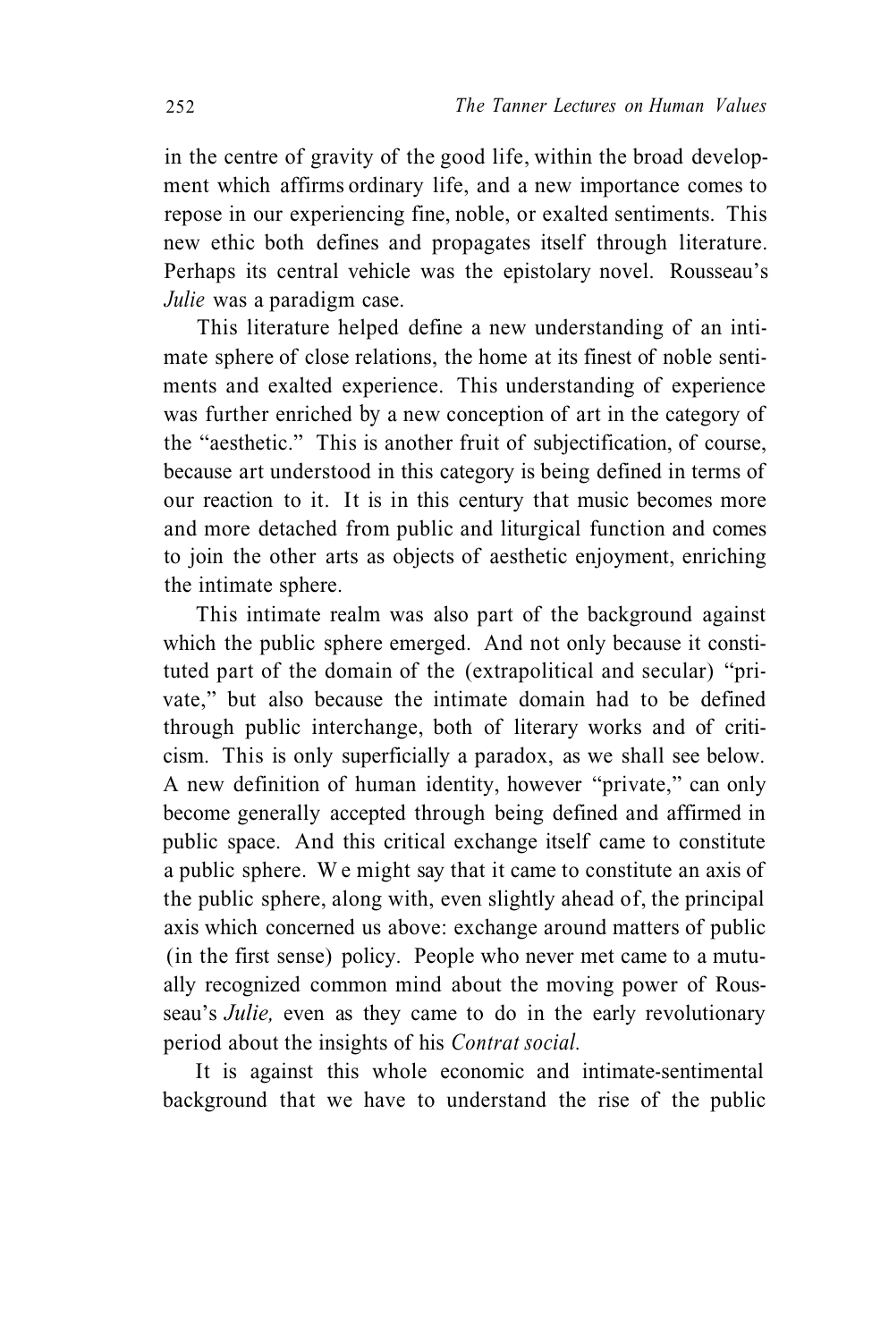in the centre of gravity of the good life, within the broad development which affirms ordinary life, and a new importance comes to repose in our experiencing fine, noble, or exalted sentiments. This new ethic both defines and propagates itself through literature. Perhaps its central vehicle was the epistolary novel. Rousseau's *Julie* was a paradigm case.

This literature helped define a new understanding of an intimate sphere of close relations, the home at its finest of noble sentiments and exalted experience. This understanding of experience was further enriched by a new conception of art in the category of the "aesthetic." This is another fruit of subjectification, of course, because art understood in this category is being defined in terms of our reaction to it. It is in this century that music becomes more and more detached from public and liturgical function and comes to join the other arts as objects of aesthetic enjoyment, enriching the intimate sphere.

This intimate realm was also part of the background against which the public sphere emerged. And not only because it constituted part of the domain of the (extrapolitical and secular) "private," but also because the intimate domain had to be defined through public interchange, both of literary works and of criticism. This is only superficially a paradox, as we shall see below. A new definition of human identity, however "private," can only become generally accepted through being defined and affirmed in public space. And this critical exchange itself came to constitute a public sphere. We might say that it came to constitute an axis of the public sphere, along with, even slightly ahead of, the principal axis which concerned us above: exchange around matters of public (in the first sense) policy. People who never met came to a mutually recognized common mind about the moving power of Rousseau's *Julie,* even as they came to do in the early revolutionary period about the insights of his *Contrat social.*

It is against this whole economic and intimate-sentimental background that we have to understand the rise of the public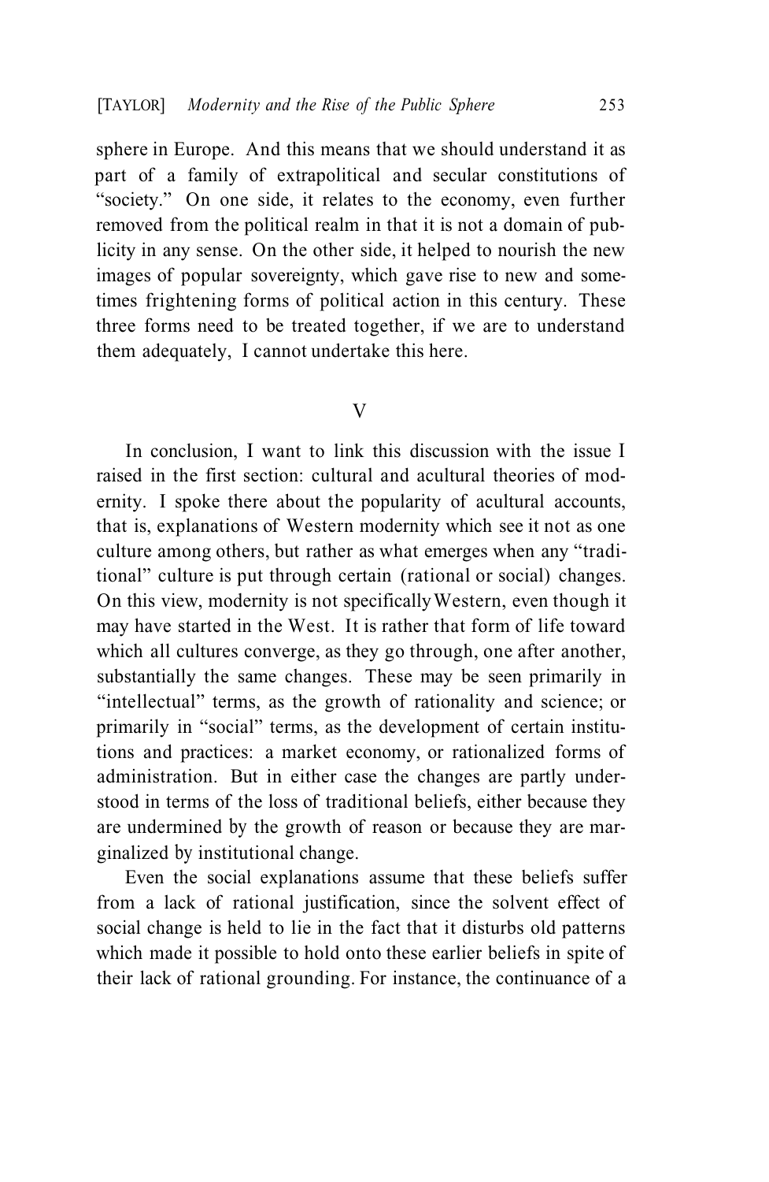sphere in Europe. And this means that we should understand it as part of a family of extrapolitical and secular constitutions of "society." On one side, it relates to the economy, even further removed from the political realm in that it is not a domain of publicity in any sense. On the other side, it helped to nourish the new images of popular sovereignty, which gave rise to new and sometimes frightening forms of political action in this century. These three forms need to be treated together, if we are to understand them adequately, I cannot undertake this here.

## V

In conclusion, I want to link this discussion with the issue I raised in the first section: cultural and acultural theories of modernity. I spoke there about the popularity of acultural accounts, that is, explanations of Western modernity which see it not as one culture among others, but rather as what emerges when any "traditional" culture is put through certain (rational or social) changes. On this view, modernity is not specifically Western, even though it may have started in the West. It is rather that form of life toward which all cultures converge, as they go through, one after another, substantially the same changes. These may be seen primarily in "intellectual" terms, as the growth of rationality and science; or primarily in "social" terms, as the development of certain institutions and practices: a market economy, or rationalized forms of administration. But in either case the changes are partly understood in terms of the loss of traditional beliefs, either because they are undermined by the growth of reason or because they are marginalized by institutional change.

Even the social explanations assume that these beliefs suffer from a lack of rational justification, since the solvent effect of social change is held to lie in the fact that it disturbs old patterns which made it possible to hold onto these earlier beliefs in spite of their lack of rational grounding. For instance, the continuance of a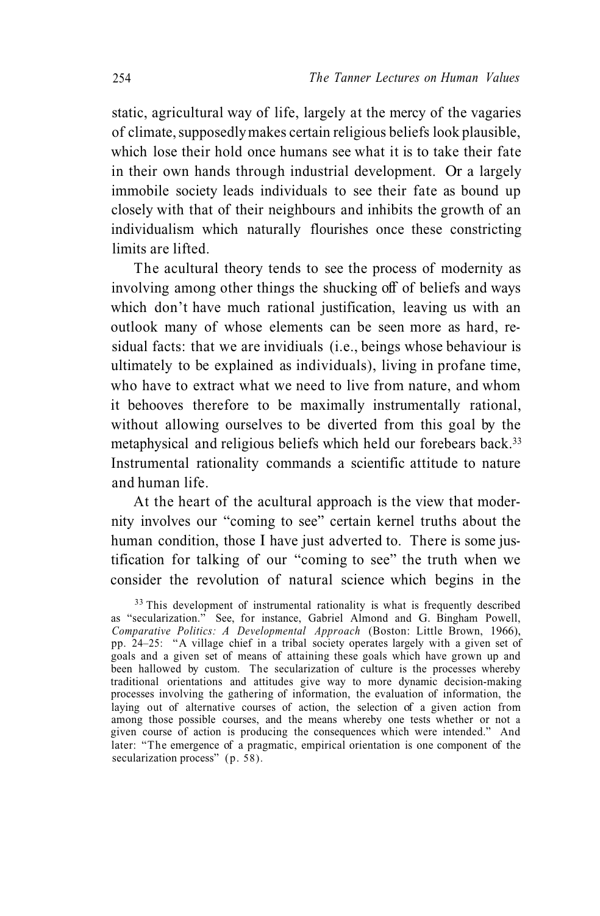static, agricultural way of life, largely at the mercy of the vagaries of climate, supposedly makes certain religious beliefs look plausible, which lose their hold once humans see what it is to take their fate in their own hands through industrial development. Or a largely immobile society leads individuals to see their fate as bound up closely with that of their neighbours and inhibits the growth of an individualism which naturally flourishes once these constricting limits are lifted.

The acultural theory tends to see the process of modernity as involving among other things the shucking off of beliefs and ways which don't have much rational justification, leaving us with an outlook many of whose elements can be seen more as hard, residual facts: that we are invidiuals (i.e., beings whose behaviour is ultimately to be explained as individuals), living in profane time, who have to extract what we need to live from nature, and whom it behooves therefore to be maximally instrumentally rational, without allowing ourselves to be diverted from this goal by the metaphysical and religious beliefs which held our forebears back.[33] Instrumental rationality commands a scientific attitude to nature and human life.

At the heart of the acultural approach is the view that modernity involves our "coming to see" certain kernel truths about the human condition, those I have just adverted to. There is some justification for talking of our "coming to see" the truth when we consider the revolution of natural science which begins in the

[33] This development of instrumental rationality is what is frequently described as "secularization." See, for instance, Gabriel Almond and G. Bingham Powell, *Comparative Politics: A Developmental Approach* (Boston: Little Brown, 1966), pp. 24–25: "A village chief in a tribal society operates largely with a given set of goals and a given set of means of attaining these goals which have grown up and been hallowed by custom. The secularization of culture is the processes whereby traditional orientations and attitudes give way to more dynamic decision-making processes involving the gathering of information, the evaluation of information, the laying out of alternative courses of action, the selection of a given action from among those possible courses, and the means whereby one tests whether or not a given course of action is producing the consequences which were intended." And later: "The emergence of a pragmatic, empirical orientation is one component of the secularization process" (p. 58).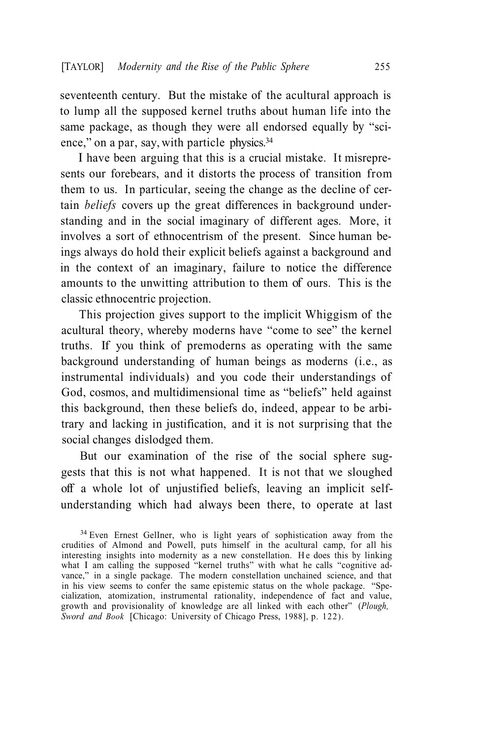seventeenth century. But the mistake of the acultural approach is to lump all the supposed kernel truths about human life into the same package, as though they were all endorsed equally by "science," on a par, say, with particle physics.[34]

I have been arguing that this is a crucial mistake. It misrepresents our forebears, and it distorts the process of transition from them to us. In particular, seeing the change as the decline of certain *beliefs* covers up the great differences in background understanding and in the social imaginary of different ages. More, it involves a sort of ethnocentrism of the present. Since human beings always do hold their explicit beliefs against a background and in the context of an imaginary, failure to notice the difference amounts to the unwitting attribution to them of ours. This is the classic ethnocentric projection.

This projection gives support to the implicit Whiggism of the acultural theory, whereby moderns have "come to see" the kernel truths. If you think of premoderns as operating with the same background understanding of human beings as moderns (i.e., as instrumental individuals) and you code their understandings of God, cosmos, and multidimensional time as "beliefs" held against this background, then these beliefs do, indeed, appear to be arbitrary and lacking in justification, and it is not surprising that the social changes dislodged them.

But our examination of the rise of the social sphere suggests that this is not what happened. It is not that we sloughed off a whole lot of unjustified beliefs, leaving an implicit self-understanding which had always been there, to operate at last

[34] Even Ernest Gellner, who is light years of sophistication away from the crudities of Almond and Powell, puts himself in the acultural camp, for all his interesting insights into modernity as a new constellation. He does this by linking what I am calling the supposed "kernel truths" with what he calls "cognitive advance," in a single package. The modern constellation unchained science, and that in his view seems to confer the same epistemic status on the whole package. "Specialization, atomization, instrumental rationality, independence of fact and value, growth and provisionality of knowledge are all linked with each other" (*Plough, Sword and Book* [Chicago: University of Chicago Press, 1988], p. 122).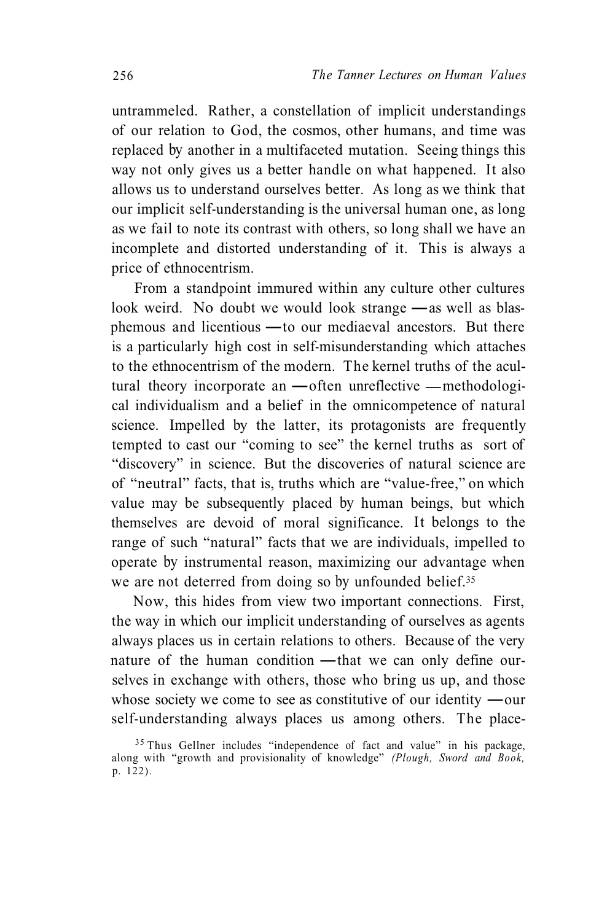untrammeled. Rather, a constellation of implicit understandings of our relation to God, the cosmos, other humans, and time was replaced by another in a multifaceted mutation. Seeing things this way not only gives us a better handle on what happened. It also allows us to understand ourselves better. As long as we think that our implicit self-understanding is the universal human one, as long as we fail to note its contrast with others, so long shall we have an incomplete and distorted understanding of it. This is always a price of ethnocentrism.

From a standpoint immured within any culture other cultures look weird. No doubt we would look strange —as well as blasphemous and licentious —to our mediaeval ancestors. But there is a particularly high cost in self-misunderstanding which attaches to the ethnocentrism of the modern. The kernel truths of the acultural theory incorporate an —often unreflective —methodological individualism and a belief in the omnicompetence of natural science. Impelled by the latter, its protagonists are frequently tempted to cast our "coming to see" the kernel truths as sort of "discovery" in science. But the discoveries of natural science are of "neutral" facts, that is, truths which are "value-free," on which value may be subsequently placed by human beings, but which themselves are devoid of moral significance. It belongs to the range of such "natural" facts that we are individuals, impelled to operate by instrumental reason, maximizing our advantage when we are not deterred from doing so by unfounded belief.[35]

Now, this hides from view two important connections. First, the way in which our implicit understanding of ourselves as agents always places us in certain relations to others. Because of the very nature of the human condition —that we can only define ourselves in exchange with others, those who bring us up, and those whose society we come to see as constitutive of our identity —our self-understanding always places us among others. The place-

[35] Thus Gellner includes "independence of fact and value" in his package, along with "growth and provisionality of knowledge" (*Plough, Sword and Book,* p. 122).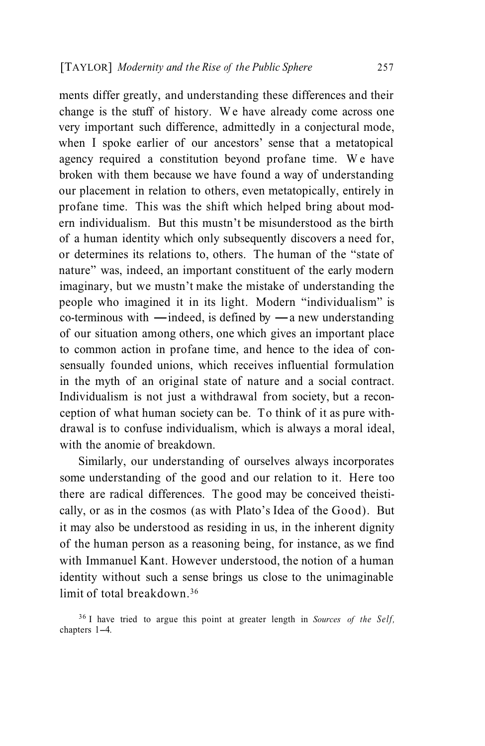ments differ greatly, and understanding these differences and their change is the stuff of history. We have already come across one very important such difference, admittedly in a conjectural mode, when I spoke earlier of our ancestors' sense that a metatopical agency required a constitution beyond profane time. We have broken with them because we have found a way of understanding our placement in relation to others, even metatopically, entirely in profane time. This was the shift which helped bring about modern individualism. But this mustn't be misunderstood as the birth of a human identity which only subsequently discovers a need for, or determines its relations to, others. The human of the "state of nature" was, indeed, an important constituent of the early modern imaginary, but we mustn't make the mistake of understanding the people who imagined it in its light. Modern "individualism" is co-terminous with —indeed, is defined by —a new understanding of our situation among others, one which gives an important place to common action in profane time, and hence to the idea of consensually founded unions, which receives influential formulation in the myth of an original state of nature and a social contract. Individualism is not just a withdrawal from society, but a reconception of what human society can be. To think of it as pure withdrawal is to confuse individualism, which is always a moral ideal, with the anomie of breakdown.

Similarly, our understanding of ourselves always incorporates some understanding of the good and our relation to it. Here too there are radical differences. The good may be conceived theistically, or as in the cosmos (as with Plato's Idea of the Good). But it may also be understood as residing in us, in the inherent dignity of the human person as a reasoning being, for instance, as we find with Immanuel Kant. However understood, the notion of a human identity without such a sense brings us close to the unimaginable limit of total breakdown.[36]

[36] I have tried to argue this point at greater length in *Sources of the Self,* chapters 1–4.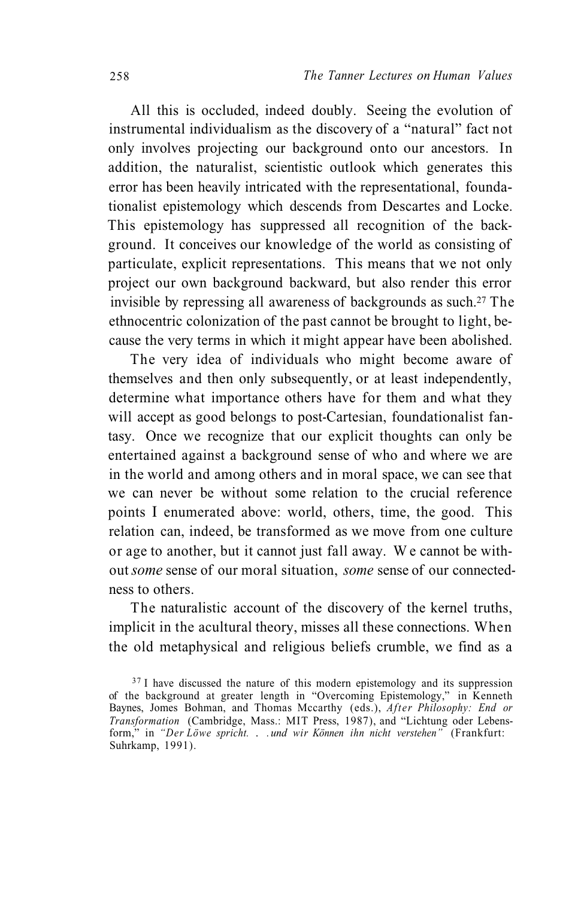All this is occluded, indeed doubly. Seeing the evolution of instrumental individualism as the discovery of a "natural" fact not only involves projecting our background onto our ancestors. In addition, the naturalist, scientistic outlook which generates this error has been heavily intricated with the representational, foundationalist epistemology which descends from Descartes and Locke. This epistemology has suppressed all recognition of the background. It conceives our knowledge of the world as consisting of particulate, explicit representations. This means that we not only project our own background backward, but also render this error invisible by repressing all awareness of backgrounds as such.[27] The ethnocentric colonization of the past cannot be brought to light, because the very terms in which it might appear have been abolished.

The very idea of individuals who might become aware of themselves and then only subsequently, or at least independently, determine what importance others have for them and what they will accept as good belongs to post-Cartesian, foundationalist fantasy. Once we recognize that our explicit thoughts can only be entertained against a background sense of who and where we are in the world and among others and in moral space, we can see that we can never be without some relation to the crucial reference points I enumerated above: world, others, time, the good. This relation can, indeed, be transformed as we move from one culture or age to another, but it cannot just fall away. We cannot be without *some* sense of our moral situation, *some* sense of our connectedness to others.

The naturalistic account of the discovery of the kernel truths, implicit in the acultural theory, misses all these connections. When the old metaphysical and religious beliefs crumble, we find as a

[37] I have discussed the nature of this modern epistemology and its suppression of the background at greater length in "Overcoming Epistemology," in Kenneth Baynes, Jomes Bohman, and Thomas Mccarthy (eds.), *After Philosophy: End or Transformation* (Cambridge, Mass.: MIT Press, 1987), and "Lichtung oder Lebensform," in *"Der Löwe spricht. . .und wir Können ihn nicht verstehen"* (Frankfurt: Suhrkamp, 1991).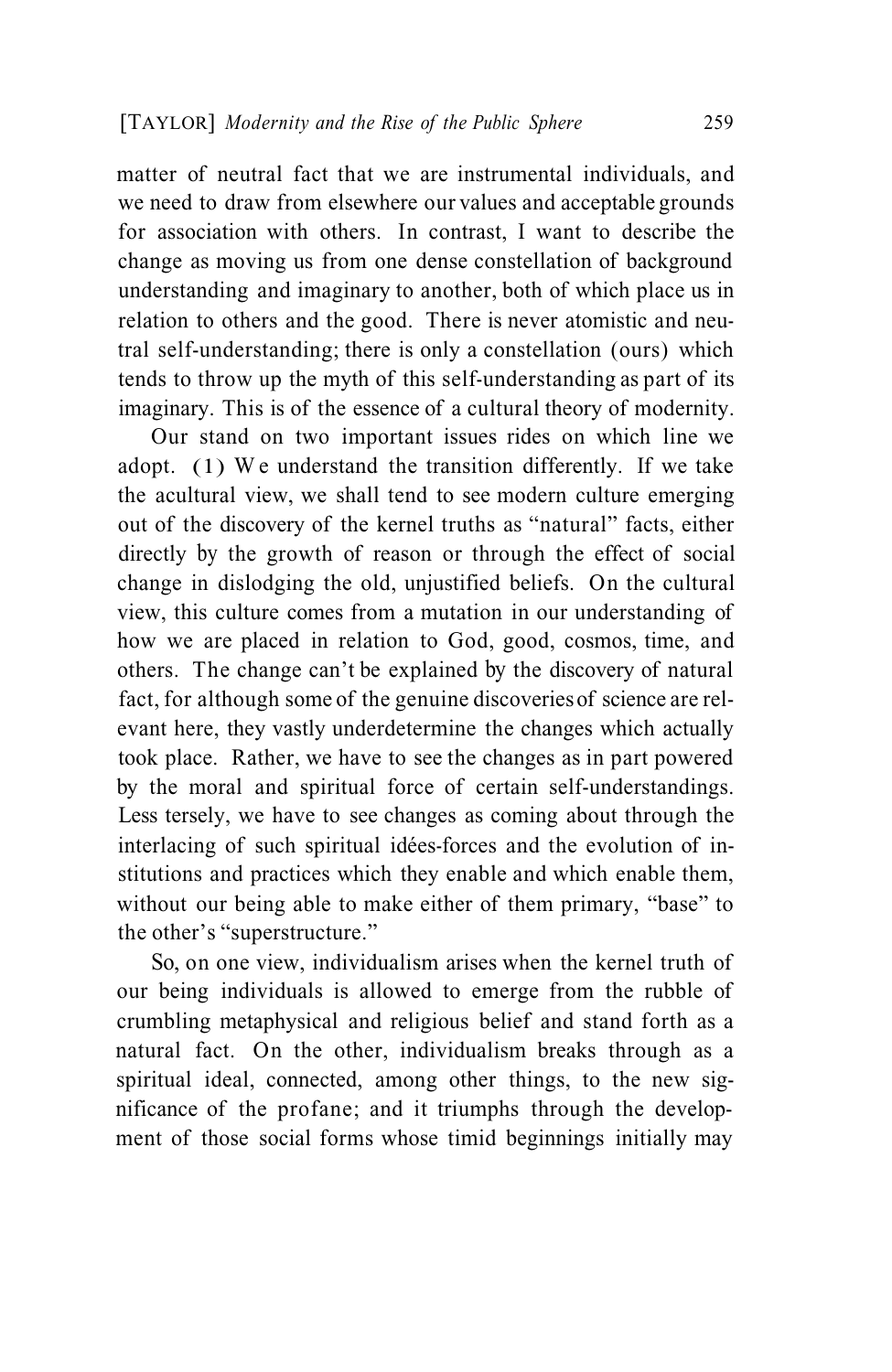matter of neutral fact that we are instrumental individuals, and we need to draw from elsewhere our values and acceptable grounds for association with others. In contrast, I want to describe the change as moving us from one dense constellation of background understanding and imaginary to another, both of which place us in relation to others and the good. There is never atomistic and neutral self-understanding; there is only a constellation (ours) which tends to throw up the myth of this self-understanding as part of its imaginary. This is of the essence of a cultural theory of modernity.

Our stand on two important issues rides on which line we adopt. (1) We understand the transition differently. If we take the acultural view, we shall tend to see modern culture emerging out of the discovery of the kernel truths as "natural" facts, either directly by the growth of reason or through the effect of social change in dislodging the old, unjustified beliefs. On the cultural view, this culture comes from a mutation in our understanding of how we are placed in relation to God, good, cosmos, time, and others. The change can't be explained by the discovery of natural fact, for although some of the genuine discoveries of science are relevant here, they vastly underdetermine the changes which actually took place. Rather, we have to see the changes as in part powered by the moral and spiritual force of certain self-understandings. Less tersely, we have to see changes as coming about through the interlacing of such spiritual idées-forces and the evolution of institutions and practices which they enable and which enable them, without our being able to make either of them primary, "base" to the other's "superstructure."

So, on one view, individualism arises when the kernel truth of our being individuals is allowed to emerge from the rubble of crumbling metaphysical and religious belief and stand forth as a natural fact. On the other, individualism breaks through as a spiritual ideal, connected, among other things, to the new significance of the profane; and it triumphs through the development of those social forms whose timid beginnings initially may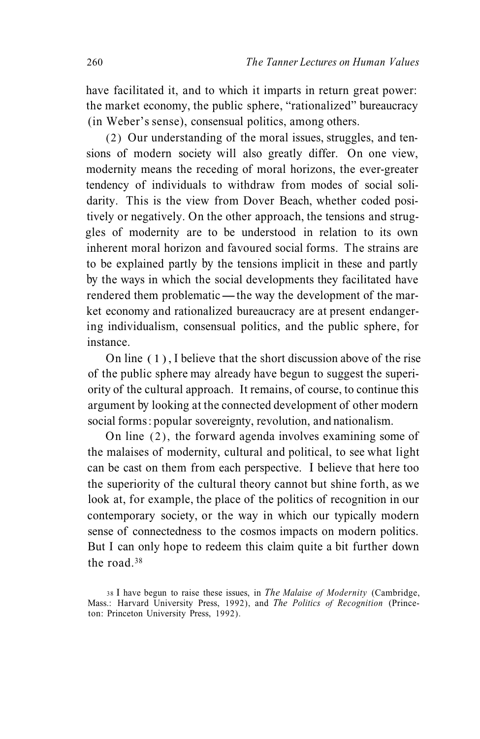have facilitated it, and to which it imparts in return great power: the market economy, the public sphere, "rationalized" bureaucracy (in Weber's sense), consensual politics, among others.

(2) Our understanding of the moral issues, struggles, and tensions of modern society will also greatly differ. On one view, modernity means the receding of moral horizons, the ever-greater tendency of individuals to withdraw from modes of social solidarity. This is the view from Dover Beach, whether coded positively or negatively. On the other approach, the tensions and struggles of modernity are to be understood in relation to its own inherent moral horizon and favoured social forms. The strains are to be explained partly by the tensions implicit in these and partly by the ways in which the social developments they facilitated have rendered them problematic — the way the development of the market economy and rationalized bureaucracy are at present endangering individualism, consensual politics, and the public sphere, for instance.

On line (1), I believe that the short discussion above of the rise of the public sphere may already have begun to suggest the superiority of the cultural approach. It remains, of course, to continue this argument by looking at the connected development of other modern social forms: popular sovereignty, revolution, and nationalism.

On line (2), the forward agenda involves examining some of the malaises of modernity, cultural and political, to see what light can be cast on them from each perspective. I believe that here too the superiority of the cultural theory cannot but shine forth, as we look at, for example, the place of the politics of recognition in our contemporary society, or the way in which our typically modern sense of connectedness to the cosmos impacts on modern politics. But I can only hope to redeem this claim quite a bit further down the road.[38]

[38] I have begun to raise these issues, in *The Malaise of Modernity* (Cambridge, Mass.: Harvard University Press, 1992), and *The Politics of Recognition* (Princeton: Princeton University Press, 1992).